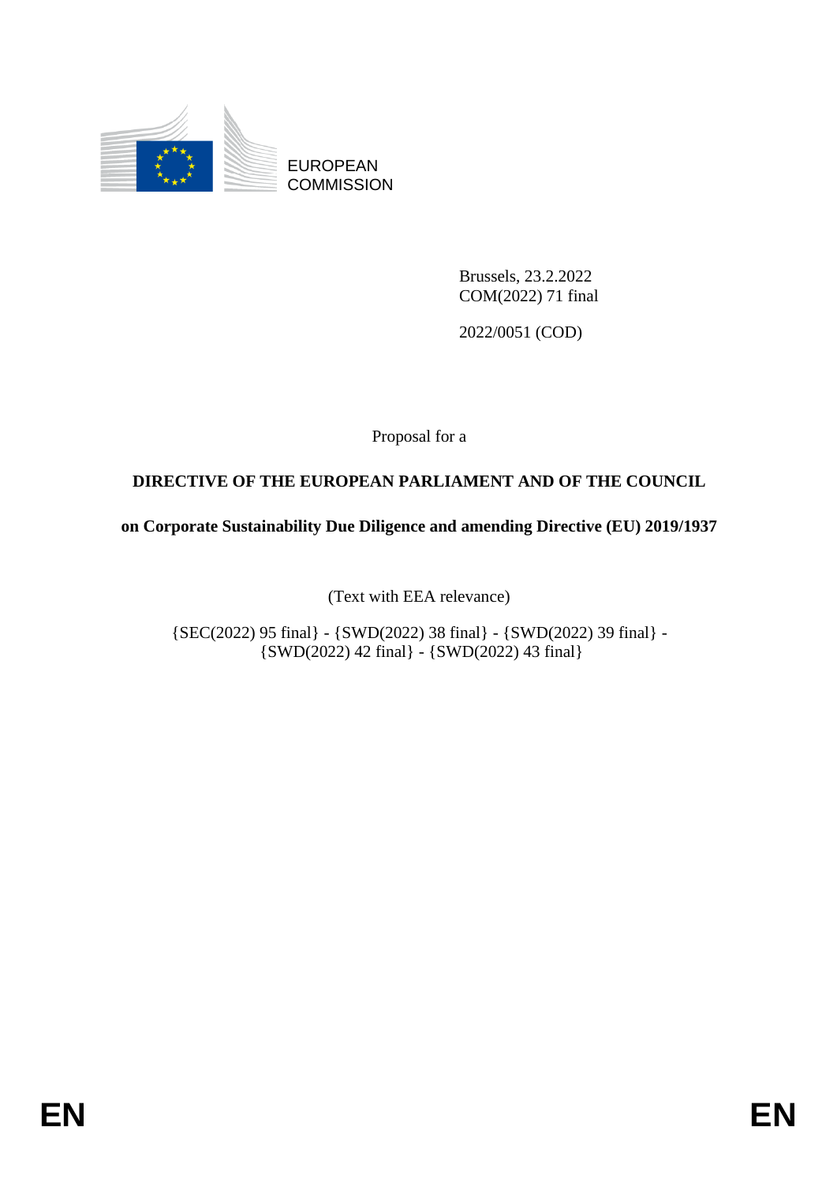EUROPEAN COMMISSION

Brussels, 23.2.2022
COM(2022) 71 final

2022/0051 (COD)

Proposal for a

**DIRECTIVE OF THE EUROPEAN PARLIAMENT AND OF THE COUNCIL**

**on Corporate Sustainability Due Diligence and amending Directive (EU) 2019/1937**

(Text with EEA relevance)

{SEC(2022) 95 final} - {SWD(2022) 38 final} - {SWD(2022) 39 final} - {SWD(2022) 42 final} - {SWD(2022) 43 final}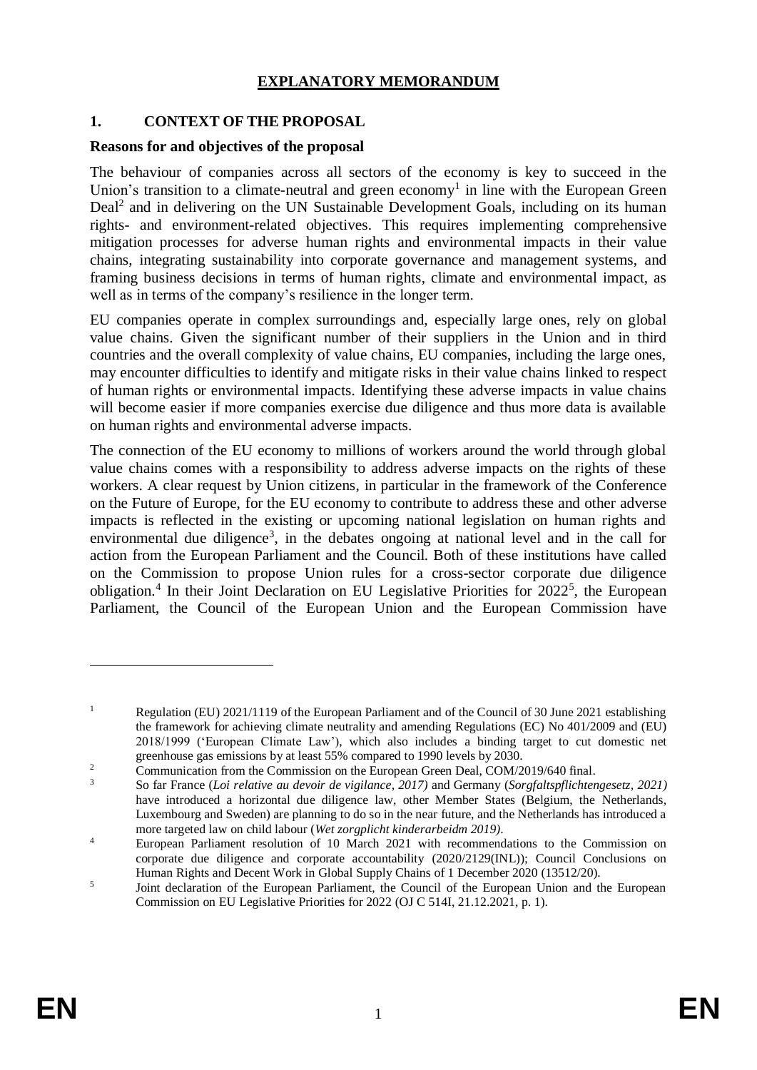# EXPLANATORY MEMORANDUM

## 1. CONTEXT OF THE PROPOSAL

### Reasons for and objectives of the proposal

The behaviour of companies across all sectors of the economy is key to succeed in the Union's transition to a climate-neutral and green economy[1] in line with the European Green Deal[2] and in delivering on the UN Sustainable Development Goals, including on its human rights- and environment-related objectives. This requires implementing comprehensive mitigation processes for adverse human rights and environmental impacts in their value chains, integrating sustainability into corporate governance and management systems, and framing business decisions in terms of human rights, climate and environmental impact, as well as in terms of the company's resilience in the longer term.

EU companies operate in complex surroundings and, especially large ones, rely on global value chains. Given the significant number of their suppliers in the Union and in third countries and the overall complexity of value chains, EU companies, including the large ones, may encounter difficulties to identify and mitigate risks in their value chains linked to respect of human rights or environmental impacts. Identifying these adverse impacts in value chains will become easier if more companies exercise due diligence and thus more data is available on human rights and environmental adverse impacts.

The connection of the EU economy to millions of workers around the world through global value chains comes with a responsibility to address adverse impacts on the rights of these workers. A clear request by Union citizens, in particular in the framework of the Conference on the Future of Europe, for the EU economy to contribute to address these and other adverse impacts is reflected in the existing or upcoming national legislation on human rights and environmental due diligence[3], in the debates ongoing at national level and in the call for action from the European Parliament and the Council. Both of these institutions have called on the Commission to propose Union rules for a cross-sector corporate due diligence obligation.[4] In their Joint Declaration on EU Legislative Priorities for 2022[5], the European Parliament, the Council of the European Union and the European Commission have

---

[1] Regulation (EU) 2021/1119 of the European Parliament and of the Council of 30 June 2021 establishing the framework for achieving climate neutrality and amending Regulations (EC) No 401/2009 and (EU) 2018/1999 ('European Climate Law'), which also includes a binding target to cut domestic net greenhouse gas emissions by at least 55% compared to 1990 levels by 2030.

[2] Communication from the Commission on the European Green Deal, COM/2019/640 final.

[3] So far France (*Loi relative au devoir de vigilance, 2017)* and Germany (*Sorgfaltspflichtengesetz, 2021)* have introduced a horizontal due diligence law, other Member States (Belgium, the Netherlands, Luxembourg and Sweden) are planning to do so in the near future, and the Netherlands has introduced a more targeted law on child labour (*Wet zorgplicht kinderarbeidm 2019)*.

[4] European Parliament resolution of 10 March 2021 with recommendations to the Commission on corporate due diligence and corporate accountability (2020/2129(INL)); Council Conclusions on Human Rights and Decent Work in Global Supply Chains of 1 December 2020 (13512/20).

[5] Joint declaration of the European Parliament, the Council of the European Union and the European Commission on EU Legislative Priorities for 2022 (OJ C 514I, 21.12.2021, p. 1).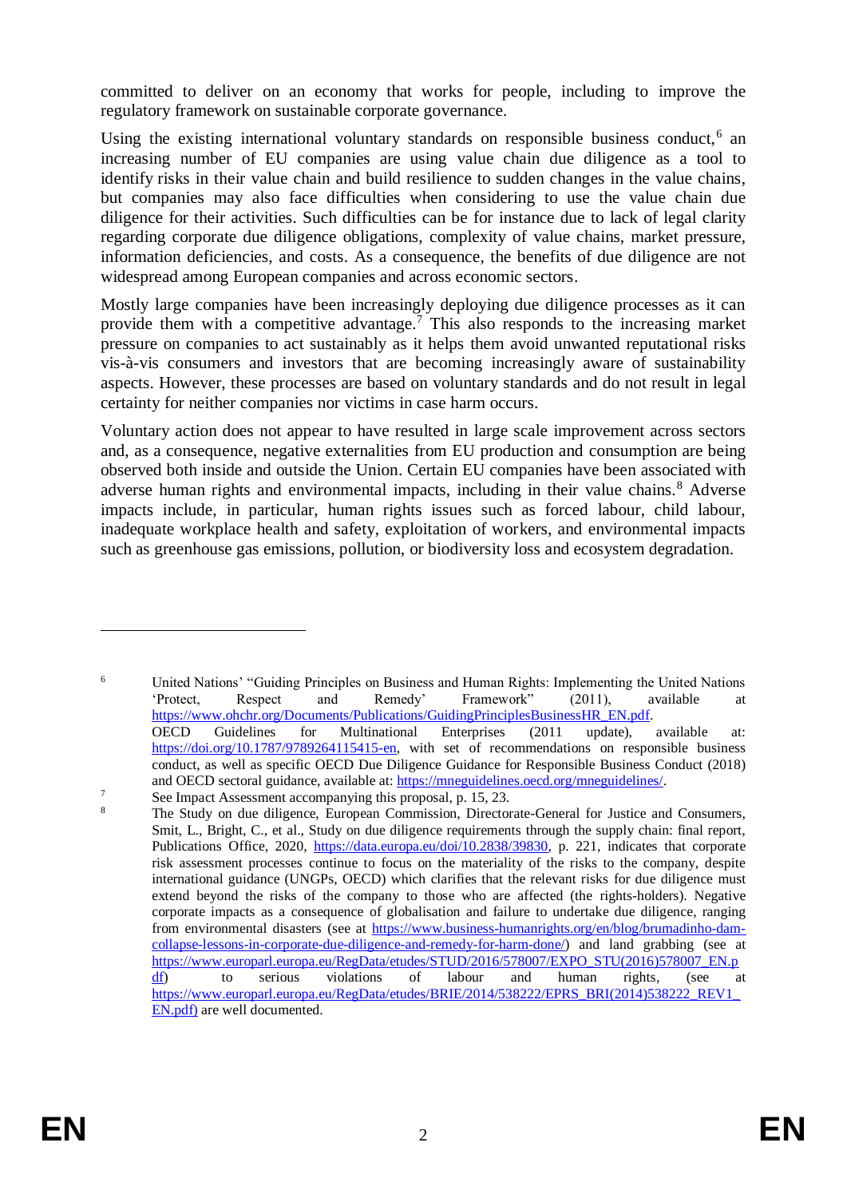committed to deliver on an economy that works for people, including to improve the regulatory framework on sustainable corporate governance.

Using the existing international voluntary standards on responsible business conduct,[6] an increasing number of EU companies are using value chain due diligence as a tool to identify risks in their value chain and build resilience to sudden changes in the value chains, but companies may also face difficulties when considering to use the value chain due diligence for their activities. Such difficulties can be for instance due to lack of legal clarity regarding corporate due diligence obligations, complexity of value chains, market pressure, information deficiencies, and costs. As a consequence, the benefits of due diligence are not widespread among European companies and across economic sectors.

Mostly large companies have been increasingly deploying due diligence processes as it can provide them with a competitive advantage.[7] This also responds to the increasing market pressure on companies to act sustainably as it helps them avoid unwanted reputational risks vis-à-vis consumers and investors that are becoming increasingly aware of sustainability aspects. However, these processes are based on voluntary standards and do not result in legal certainty for neither companies nor victims in case harm occurs.

Voluntary action does not appear to have resulted in large scale improvement across sectors and, as a consequence, negative externalities from EU production and consumption are being observed both inside and outside the Union. Certain EU companies have been associated with adverse human rights and environmental impacts, including in their value chains.[8] Adverse impacts include, in particular, human rights issues such as forced labour, child labour, inadequate workplace health and safety, exploitation of workers, and environmental impacts such as greenhouse gas emissions, pollution, or biodiversity loss and ecosystem degradation.

---

[6] United Nations' "Guiding Principles on Business and Human Rights: Implementing the United Nations 'Protect, Respect and Remedy' Framework" (2011), available at https://www.ohchr.org/Documents/Publications/GuidingPrinciplesBusinessHR_EN.pdf. OECD Guidelines for Multinational Enterprises (2011 update), available at: https://doi.org/10.1787/9789264115415-en, with set of recommendations on responsible business conduct, as well as specific OECD Due Diligence Guidance for Responsible Business Conduct (2018) and OECD sectoral guidance, available at: https://mneguidelines.oecd.org/mneguidelines/.

[7] See Impact Assessment accompanying this proposal, p. 15, 23.

[8] The Study on due diligence, European Commission, Directorate-General for Justice and Consumers, Smit, L., Bright, C., et al., Study on due diligence requirements through the supply chain: final report, Publications Office, 2020, https://data.europa.eu/doi/10.2838/39830, p. 221, indicates that corporate risk assessment processes continue to focus on the materiality of the risks to the company, despite international guidance (UNGPs, OECD) which clarifies that the relevant risks for due diligence must extend beyond the risks of the company to those who are affected (the rights-holders). Negative corporate impacts as a consequence of globalisation and failure to undertake due diligence, ranging from environmental disasters (see at https://www.business-humanrights.org/en/blog/brumadinho-dam-collapse-lessons-in-corporate-due-diligence-and-remedy-for-harm-done/) and land grabbing (see at https://www.europarl.europa.eu/RegData/etudes/STUD/2016/578007/EXPO_STU(2016)578007_EN.pdf) to serious violations of labour and human rights, (see at https://www.europarl.europa.eu/RegData/etudes/BRIE/2014/538222/EPRS_BRI(2014)538222_REV1_EN.pdf) are well documented.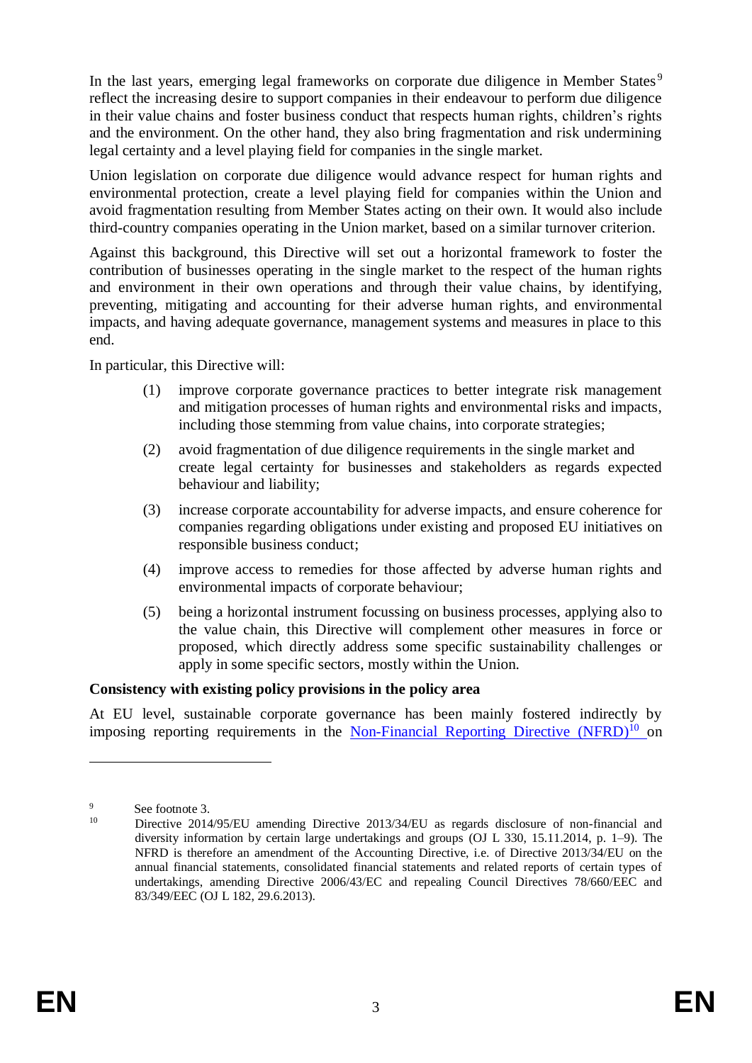In the last years, emerging legal frameworks on corporate due diligence in Member States[9] reflect the increasing desire to support companies in their endeavour to perform due diligence in their value chains and foster business conduct that respects human rights, children's rights and the environment. On the other hand, they also bring fragmentation and risk undermining legal certainty and a level playing field for companies in the single market.

Union legislation on corporate due diligence would advance respect for human rights and environmental protection, create a level playing field for companies within the Union and avoid fragmentation resulting from Member States acting on their own. It would also include third-country companies operating in the Union market, based on a similar turnover criterion.

Against this background, this Directive will set out a horizontal framework to foster the contribution of businesses operating in the single market to the respect of the human rights and environment in their own operations and through their value chains, by identifying, preventing, mitigating and accounting for their adverse human rights, and environmental impacts, and having adequate governance, management systems and measures in place to this end.

In particular, this Directive will:

(1) improve corporate governance practices to better integrate risk management and mitigation processes of human rights and environmental risks and impacts, including those stemming from value chains, into corporate strategies;

(2) avoid fragmentation of due diligence requirements in the single market and create legal certainty for businesses and stakeholders as regards expected behaviour and liability;

(3) increase corporate accountability for adverse impacts, and ensure coherence for companies regarding obligations under existing and proposed EU initiatives on responsible business conduct;

(4) improve access to remedies for those affected by adverse human rights and environmental impacts of corporate behaviour;

(5) being a horizontal instrument focussing on business processes, applying also to the value chain, this Directive will complement other measures in force or proposed, which directly address some specific sustainability challenges or apply in some specific sectors, mostly within the Union.

**Consistency with existing policy provisions in the policy area**

At EU level, sustainable corporate governance has been mainly fostered indirectly by imposing reporting requirements in the Non-Financial Reporting Directive (NFRD)[10] on

[9] See footnote 3.

[10] Directive 2014/95/EU amending Directive 2013/34/EU as regards disclosure of non-financial and diversity information by certain large undertakings and groups (OJ L 330, 15.11.2014, p. 1–9). The NFRD is therefore an amendment of the Accounting Directive, i.e. of Directive 2013/34/EU on the annual financial statements, consolidated financial statements and related reports of certain types of undertakings, amending Directive 2006/43/EC and repealing Council Directives 78/660/EEC and 83/349/EEC (OJ L 182, 29.6.2013).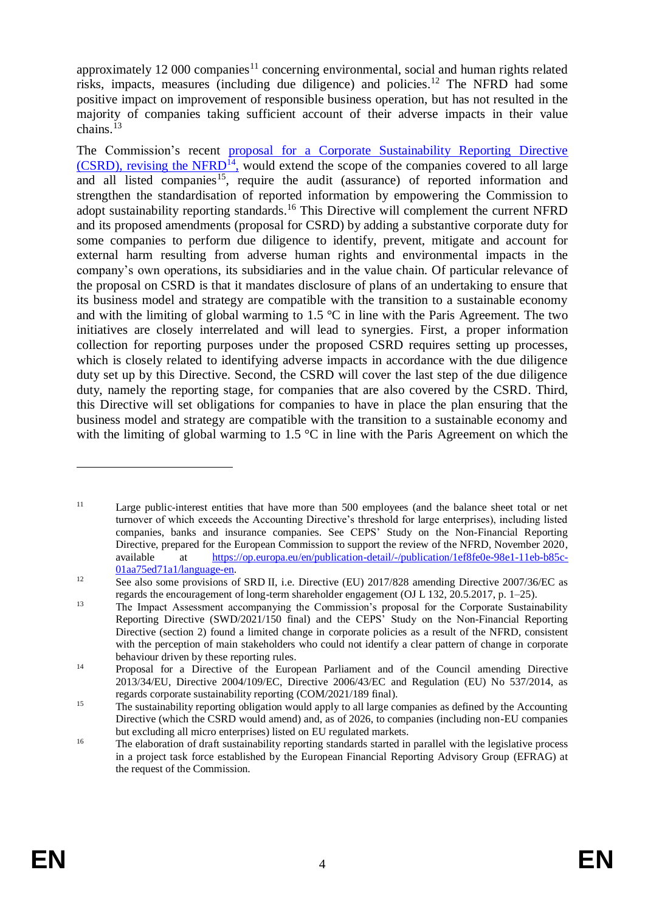approximately 12 000 companies[11] concerning environmental, social and human rights related risks, impacts, measures (including due diligence) and policies.[12] The NFRD had some positive impact on improvement of responsible business operation, but has not resulted in the majority of companies taking sufficient account of their adverse impacts in their value chains.[13]

The Commission's recent [proposal for a Corporate Sustainability Reporting Directive (CSRD), revising the NFRD[14],] would extend the scope of the companies covered to all large and all listed companies[15], require the audit (assurance) of reported information and strengthen the standardisation of reported information by empowering the Commission to adopt sustainability reporting standards.[16] This Directive will complement the current NFRD and its proposed amendments (proposal for CSRD) by adding a substantive corporate duty for some companies to perform due diligence to identify, prevent, mitigate and account for external harm resulting from adverse human rights and environmental impacts in the company's own operations, its subsidiaries and in the value chain. Of particular relevance of the proposal on CSRD is that it mandates disclosure of plans of an undertaking to ensure that its business model and strategy are compatible with the transition to a sustainable economy and with the limiting of global warming to 1.5 °C in line with the Paris Agreement. The two initiatives are closely interrelated and will lead to synergies. First, a proper information collection for reporting purposes under the proposed CSRD requires setting up processes, which is closely related to identifying adverse impacts in accordance with the due diligence duty set up by this Directive. Second, the CSRD will cover the last step of the due diligence duty, namely the reporting stage, for companies that are also covered by the CSRD. Third, this Directive will set obligations for companies to have in place the plan ensuring that the business model and strategy are compatible with the transition to a sustainable economy and with the limiting of global warming to 1.5 °C in line with the Paris Agreement on which the

---

[11] Large public-interest entities that have more than 500 employees (and the balance sheet total or net turnover of which exceeds the Accounting Directive's threshold for large enterprises), including listed companies, banks and insurance companies. See CEPS' Study on the Non-Financial Reporting Directive, prepared for the European Commission to support the review of the NFRD, November 2020, available at https://op.europa.eu/en/publication-detail/-/publication/1ef8fe0e-98e1-11eb-b85c-01aa75ed71a1/language-en.

[12] See also some provisions of SRD II, i.e. Directive (EU) 2017/828 amending Directive 2007/36/EC as regards the encouragement of long-term shareholder engagement (OJ L 132, 20.5.2017, p. 1–25).

[13] The Impact Assessment accompanying the Commission's proposal for the Corporate Sustainability Reporting Directive (SWD/2021/150 final) and the CEPS' Study on the Non-Financial Reporting Directive (section 2) found a limited change in corporate policies as a result of the NFRD, consistent with the perception of main stakeholders who could not identify a clear pattern of change in corporate behaviour driven by these reporting rules.

[14] Proposal for a Directive of the European Parliament and of the Council amending Directive 2013/34/EU, Directive 2004/109/EC, Directive 2006/43/EC and Regulation (EU) No 537/2014, as regards corporate sustainability reporting (COM/2021/189 final).

[15] The sustainability reporting obligation would apply to all large companies as defined by the Accounting Directive (which the CSRD would amend) and, as of 2026, to companies (including non-EU companies but excluding all micro enterprises) listed on EU regulated markets.

[16] The elaboration of draft sustainability reporting standards started in parallel with the legislative process in a project task force established by the European Financial Reporting Advisory Group (EFRAG) at the request of the Commission.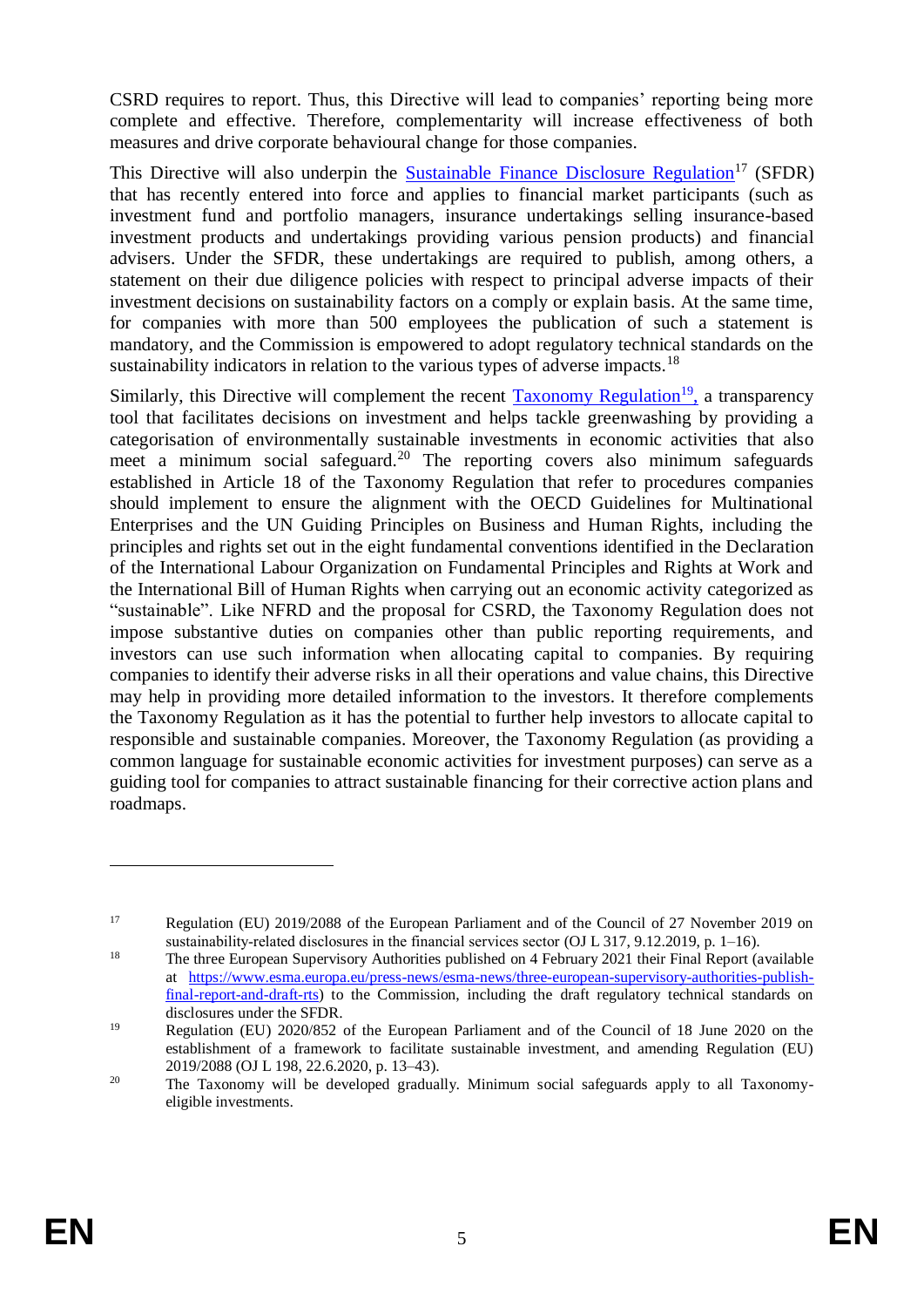CSRD requires to report. Thus, this Directive will lead to companies' reporting being more complete and effective. Therefore, complementarity will increase effectiveness of both measures and drive corporate behavioural change for those companies.

This Directive will also underpin the Sustainable Finance Disclosure Regulation[17] (SFDR) that has recently entered into force and applies to financial market participants (such as investment fund and portfolio managers, insurance undertakings selling insurance-based investment products and undertakings providing various pension products) and financial advisers. Under the SFDR, these undertakings are required to publish, among others, a statement on their due diligence policies with respect to principal adverse impacts of their investment decisions on sustainability factors on a comply or explain basis. At the same time, for companies with more than 500 employees the publication of such a statement is mandatory, and the Commission is empowered to adopt regulatory technical standards on the sustainability indicators in relation to the various types of adverse impacts.[18]

Similarly, this Directive will complement the recent Taxonomy Regulation[19], a transparency tool that facilitates decisions on investment and helps tackle greenwashing by providing a categorisation of environmentally sustainable investments in economic activities that also meet a minimum social safeguard.[20] The reporting covers also minimum safeguards established in Article 18 of the Taxonomy Regulation that refer to procedures companies should implement to ensure the alignment with the OECD Guidelines for Multinational Enterprises and the UN Guiding Principles on Business and Human Rights, including the principles and rights set out in the eight fundamental conventions identified in the Declaration of the International Labour Organization on Fundamental Principles and Rights at Work and the International Bill of Human Rights when carrying out an economic activity categorized as "sustainable". Like NFRD and the proposal for CSRD, the Taxonomy Regulation does not impose substantive duties on companies other than public reporting requirements, and investors can use such information when allocating capital to companies. By requiring companies to identify their adverse risks in all their operations and value chains, this Directive may help in providing more detailed information to the investors. It therefore complements the Taxonomy Regulation as it has the potential to further help investors to allocate capital to responsible and sustainable companies. Moreover, the Taxonomy Regulation (as providing a common language for sustainable economic activities for investment purposes) can serve as a guiding tool for companies to attract sustainable financing for their corrective action plans and roadmaps.

---

[17] Regulation (EU) 2019/2088 of the European Parliament and of the Council of 27 November 2019 on sustainability-related disclosures in the financial services sector (OJ L 317, 9.12.2019, p. 1–16).

[18] The three European Supervisory Authorities published on 4 February 2021 their Final Report (available at https://www.esma.europa.eu/press-news/esma-news/three-european-supervisory-authorities-publish-final-report-and-draft-rts) to the Commission, including the draft regulatory technical standards on disclosures under the SFDR.

[19] Regulation (EU) 2020/852 of the European Parliament and of the Council of 18 June 2020 on the establishment of a framework to facilitate sustainable investment, and amending Regulation (EU) 2019/2088 (OJ L 198, 22.6.2020, p. 13–43).

[20] The Taxonomy will be developed gradually. Minimum social safeguards apply to all Taxonomy-eligible investments.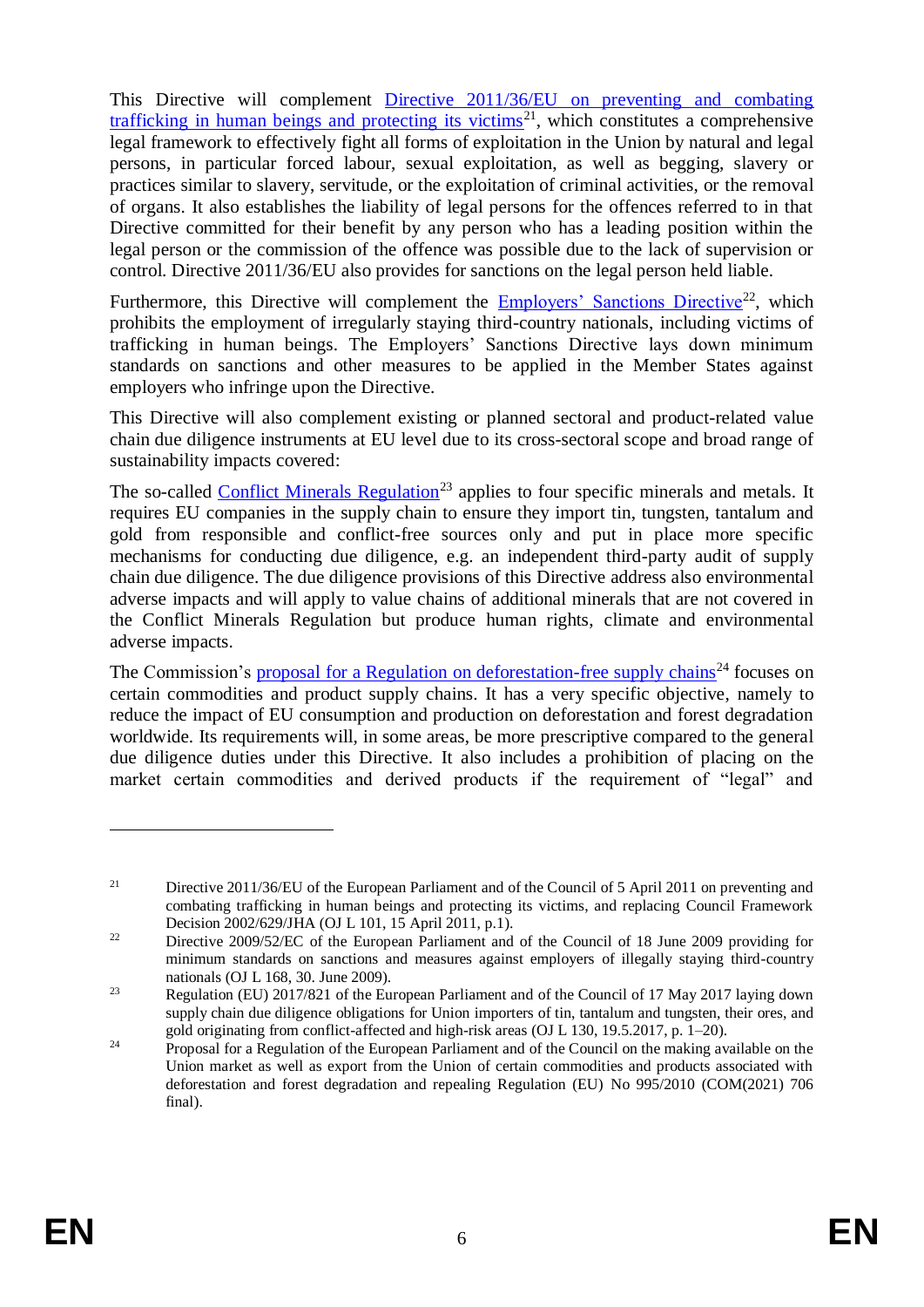This Directive will complement Directive 2011/36/EU on preventing and combating trafficking in human beings and protecting its victims[21], which constitutes a comprehensive legal framework to effectively fight all forms of exploitation in the Union by natural and legal persons, in particular forced labour, sexual exploitation, as well as begging, slavery or practices similar to slavery, servitude, or the exploitation of criminal activities, or the removal of organs. It also establishes the liability of legal persons for the offences referred to in that Directive committed for their benefit by any person who has a leading position within the legal person or the commission of the offence was possible due to the lack of supervision or control. Directive 2011/36/EU also provides for sanctions on the legal person held liable.

Furthermore, this Directive will complement the Employers' Sanctions Directive[22], which prohibits the employment of irregularly staying third-country nationals, including victims of trafficking in human beings. The Employers' Sanctions Directive lays down minimum standards on sanctions and other measures to be applied in the Member States against employers who infringe upon the Directive.

This Directive will also complement existing or planned sectoral and product-related value chain due diligence instruments at EU level due to its cross-sectoral scope and broad range of sustainability impacts covered:

The so-called Conflict Minerals Regulation[23] applies to four specific minerals and metals. It requires EU companies in the supply chain to ensure they import tin, tungsten, tantalum and gold from responsible and conflict-free sources only and put in place more specific mechanisms for conducting due diligence, e.g. an independent third-party audit of supply chain due diligence. The due diligence provisions of this Directive address also environmental adverse impacts and will apply to value chains of additional minerals that are not covered in the Conflict Minerals Regulation but produce human rights, climate and environmental adverse impacts.

The Commission's proposal for a Regulation on deforestation-free supply chains[24] focuses on certain commodities and product supply chains. It has a very specific objective, namely to reduce the impact of EU consumption and production on deforestation and forest degradation worldwide. Its requirements will, in some areas, be more prescriptive compared to the general due diligence duties under this Directive. It also includes a prohibition of placing on the market certain commodities and derived products if the requirement of "legal" and

---

[21] Directive 2011/36/EU of the European Parliament and of the Council of 5 April 2011 on preventing and combating trafficking in human beings and protecting its victims, and replacing Council Framework Decision 2002/629/JHA (OJ L 101, 15 April 2011, p.1).

[22] Directive 2009/52/EC of the European Parliament and of the Council of 18 June 2009 providing for minimum standards on sanctions and measures against employers of illegally staying third-country nationals (OJ L 168, 30. June 2009).

[23] Regulation (EU) 2017/821 of the European Parliament and of the Council of 17 May 2017 laying down supply chain due diligence obligations for Union importers of tin, tantalum and tungsten, their ores, and gold originating from conflict-affected and high-risk areas (OJ L 130, 19.5.2017, p. 1–20).

[24] Proposal for a Regulation of the European Parliament and of the Council on the making available on the Union market as well as export from the Union of certain commodities and products associated with deforestation and forest degradation and repealing Regulation (EU) No 995/2010 (COM(2021) 706 final).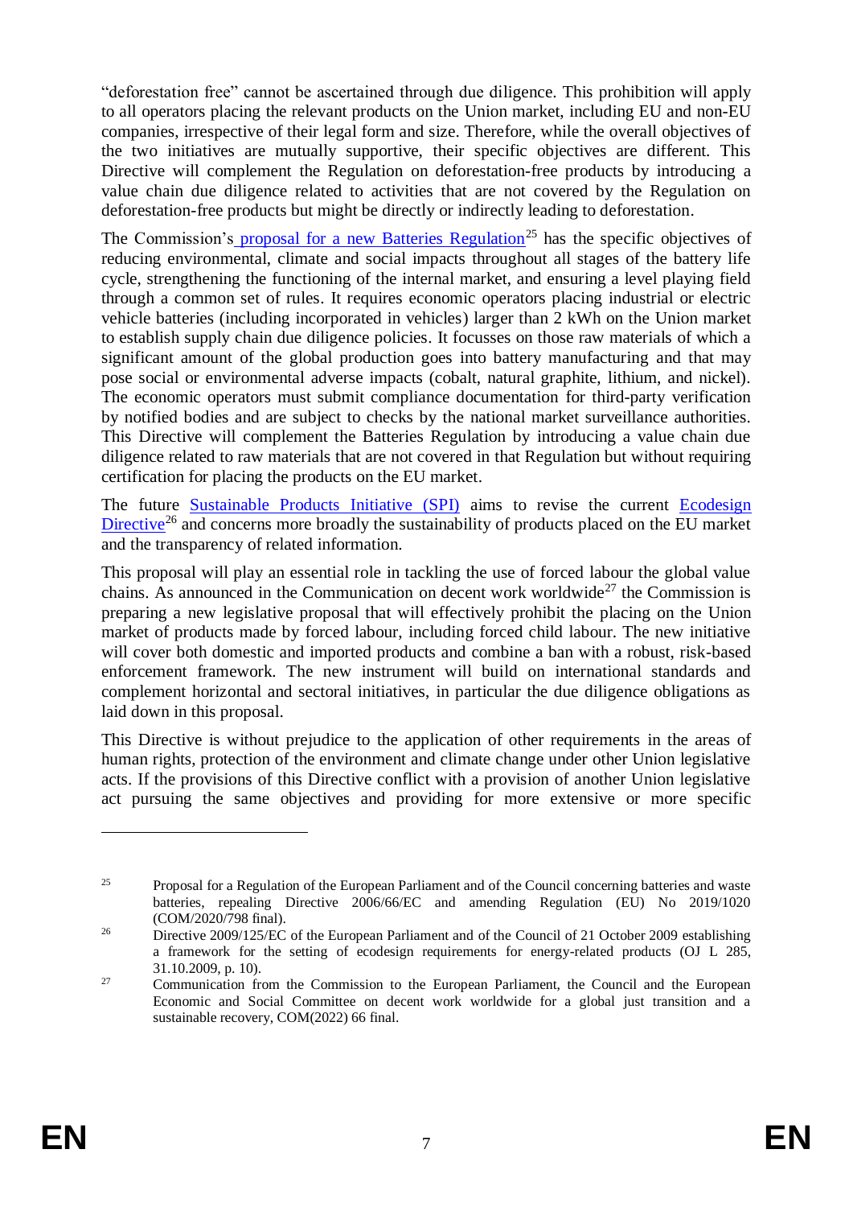"deforestation free" cannot be ascertained through due diligence. This prohibition will apply to all operators placing the relevant products on the Union market, including EU and non-EU companies, irrespective of their legal form and size. Therefore, while the overall objectives of the two initiatives are mutually supportive, their specific objectives are different. This Directive will complement the Regulation on deforestation-free products by introducing a value chain due diligence related to activities that are not covered by the Regulation on deforestation-free products but might be directly or indirectly leading to deforestation.

The Commission's proposal for a new Batteries Regulation[25] has the specific objectives of reducing environmental, climate and social impacts throughout all stages of the battery life cycle, strengthening the functioning of the internal market, and ensuring a level playing field through a common set of rules. It requires economic operators placing industrial or electric vehicle batteries (including incorporated in vehicles) larger than 2 kWh on the Union market to establish supply chain due diligence policies. It focusses on those raw materials of which a significant amount of the global production goes into battery manufacturing and that may pose social or environmental adverse impacts (cobalt, natural graphite, lithium, and nickel). The economic operators must submit compliance documentation for third-party verification by notified bodies and are subject to checks by the national market surveillance authorities. This Directive will complement the Batteries Regulation by introducing a value chain due diligence related to raw materials that are not covered in that Regulation but without requiring certification for placing the products on the EU market.

The future Sustainable Products Initiative (SPI) aims to revise the current Ecodesign Directive[26] and concerns more broadly the sustainability of products placed on the EU market and the transparency of related information.

This proposal will play an essential role in tackling the use of forced labour the global value chains. As announced in the Communication on decent work worldwide[27] the Commission is preparing a new legislative proposal that will effectively prohibit the placing on the Union market of products made by forced labour, including forced child labour. The new initiative will cover both domestic and imported products and combine a ban with a robust, risk-based enforcement framework. The new instrument will build on international standards and complement horizontal and sectoral initiatives, in particular the due diligence obligations as laid down in this proposal.

This Directive is without prejudice to the application of other requirements in the areas of human rights, protection of the environment and climate change under other Union legislative acts. If the provisions of this Directive conflict with a provision of another Union legislative act pursuing the same objectives and providing for more extensive or more specific

---

[25] Proposal for a Regulation of the European Parliament and of the Council concerning batteries and waste batteries, repealing Directive 2006/66/EC and amending Regulation (EU) No 2019/1020 (COM/2020/798 final).

[26] Directive 2009/125/EC of the European Parliament and of the Council of 21 October 2009 establishing a framework for the setting of ecodesign requirements for energy-related products (OJ L 285, 31.10.2009, p. 10).

[27] Communication from the Commission to the European Parliament, the Council and the European Economic and Social Committee on decent work worldwide for a global just transition and a sustainable recovery, COM(2022) 66 final.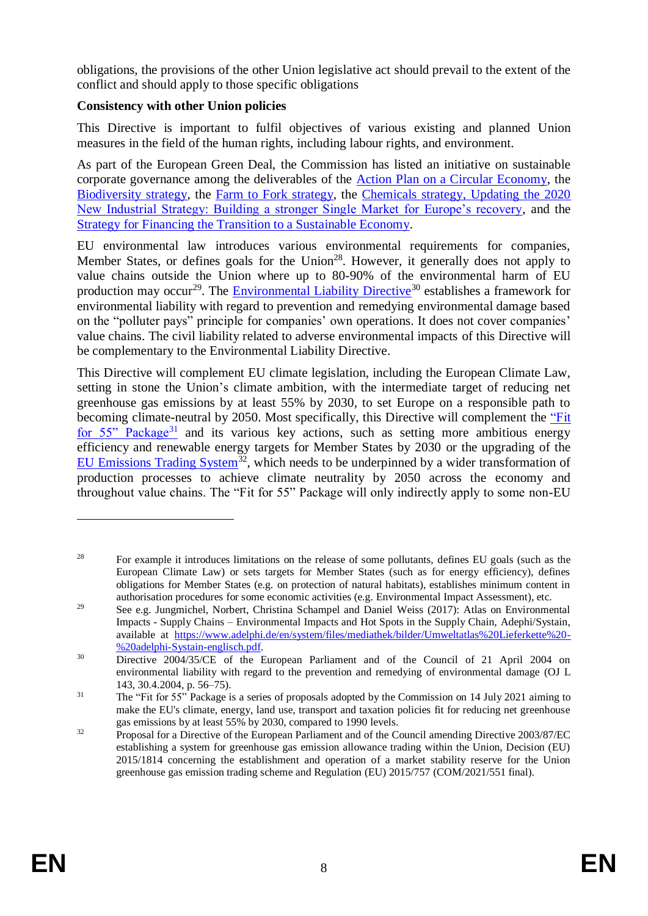obligations, the provisions of the other Union legislative act should prevail to the extent of the conflict and should apply to those specific obligations

**Consistency with other Union policies**

This Directive is important to fulfil objectives of various existing and planned Union measures in the field of the human rights, including labour rights, and environment.

As part of the European Green Deal, the Commission has listed an initiative on sustainable corporate governance among the deliverables of the Action Plan on a Circular Economy, the Biodiversity strategy, the Farm to Fork strategy, the Chemicals strategy, Updating the 2020 New Industrial Strategy: Building a stronger Single Market for Europe's recovery, and the Strategy for Financing the Transition to a Sustainable Economy.

EU environmental law introduces various environmental requirements for companies, Member States, or defines goals for the Union[28]. However, it generally does not apply to value chains outside the Union where up to 80-90% of the environmental harm of EU production may occur[29]. The Environmental Liability Directive[30] establishes a framework for environmental liability with regard to prevention and remedying environmental damage based on the "polluter pays" principle for companies' own operations. It does not cover companies' value chains. The civil liability related to adverse environmental impacts of this Directive will be complementary to the Environmental Liability Directive.

This Directive will complement EU climate legislation, including the European Climate Law, setting in stone the Union's climate ambition, with the intermediate target of reducing net greenhouse gas emissions by at least 55% by 2030, to set Europe on a responsible path to becoming climate-neutral by 2050. Most specifically, this Directive will complement the "Fit for 55" Package[31] and its various key actions, such as setting more ambitious energy efficiency and renewable energy targets for Member States by 2030 or the upgrading of the EU Emissions Trading System[32], which needs to be underpinned by a wider transformation of production processes to achieve climate neutrality by 2050 across the economy and throughout value chains. The "Fit for 55" Package will only indirectly apply to some non-EU

---

[28] For example it introduces limitations on the release of some pollutants, defines EU goals (such as the European Climate Law) or sets targets for Member States (such as for energy efficiency), defines obligations for Member States (e.g. on protection of natural habitats), establishes minimum content in authorisation procedures for some economic activities (e.g. Environmental Impact Assessment), etc.

[29] See e.g. Jungmichel, Norbert, Christina Schampel and Daniel Weiss (2017): Atlas on Environmental Impacts - Supply Chains – Environmental Impacts and Hot Spots in the Supply Chain, Adephi/Systain, available at https://www.adelphi.de/en/system/files/mediathek/bilder/Umweltatlas%20Lieferkette%20-%20adelphi-Systain-englisch.pdf.

[30] Directive 2004/35/CE of the European Parliament and of the Council of 21 April 2004 on environmental liability with regard to the prevention and remedying of environmental damage (OJ L 143, 30.4.2004, p. 56–75).

[31] The "Fit for 55" Package is a series of proposals adopted by the Commission on 14 July 2021 aiming to make the EU's climate, energy, land use, transport and taxation policies fit for reducing net greenhouse gas emissions by at least 55% by 2030, compared to 1990 levels.

[32] Proposal for a Directive of the European Parliament and of the Council amending Directive 2003/87/EC establishing a system for greenhouse gas emission allowance trading within the Union, Decision (EU) 2015/1814 concerning the establishment and operation of a market stability reserve for the Union greenhouse gas emission trading scheme and Regulation (EU) 2015/757 (COM/2021/551 final).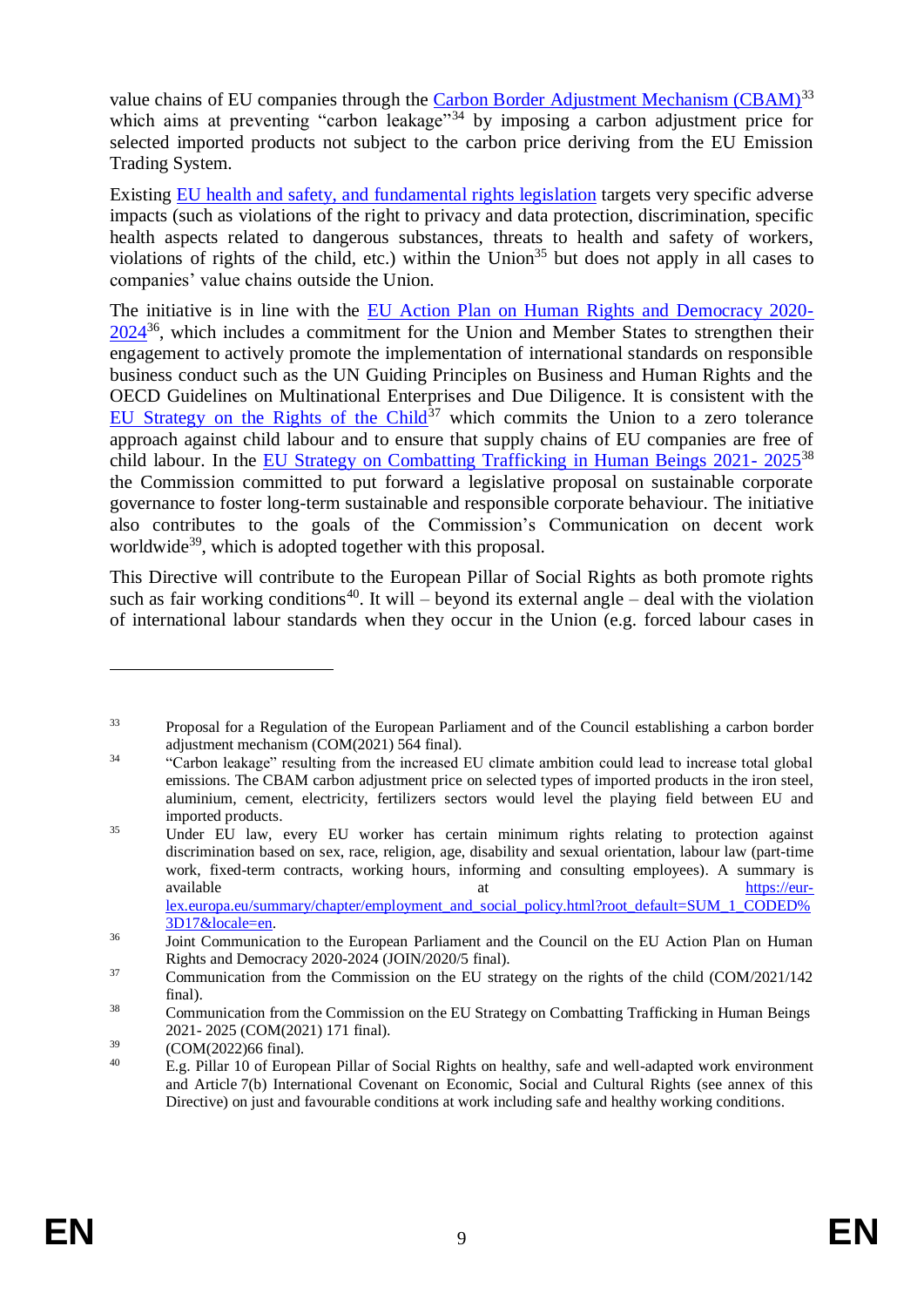value chains of EU companies through the Carbon Border Adjustment Mechanism (CBAM)[33] which aims at preventing "carbon leakage"[34] by imposing a carbon adjustment price for selected imported products not subject to the carbon price deriving from the EU Emission Trading System.

Existing EU health and safety, and fundamental rights legislation targets very specific adverse impacts (such as violations of the right to privacy and data protection, discrimination, specific health aspects related to dangerous substances, threats to health and safety of workers, violations of rights of the child, etc.) within the Union[35] but does not apply in all cases to companies' value chains outside the Union.

The initiative is in line with the EU Action Plan on Human Rights and Democracy 2020-2024[36], which includes a commitment for the Union and Member States to strengthen their engagement to actively promote the implementation of international standards on responsible business conduct such as the UN Guiding Principles on Business and Human Rights and the OECD Guidelines on Multinational Enterprises and Due Diligence. It is consistent with the EU Strategy on the Rights of the Child[37] which commits the Union to a zero tolerance approach against child labour and to ensure that supply chains of EU companies are free of child labour. In the EU Strategy on Combatting Trafficking in Human Beings 2021- 2025[38] the Commission committed to put forward a legislative proposal on sustainable corporate governance to foster long-term sustainable and responsible corporate behaviour. The initiative also contributes to the goals of the Commission's Communication on decent work worldwide[39], which is adopted together with this proposal.

This Directive will contribute to the European Pillar of Social Rights as both promote rights such as fair working conditions[40]. It will – beyond its external angle – deal with the violation of international labour standards when they occur in the Union (e.g. forced labour cases in

---

[33] Proposal for a Regulation of the European Parliament and of the Council establishing a carbon border adjustment mechanism (COM(2021) 564 final).

[34] "Carbon leakage" resulting from the increased EU climate ambition could lead to increase total global emissions. The CBAM carbon adjustment price on selected types of imported products in the iron steel, aluminium, cement, electricity, fertilizers sectors would level the playing field between EU and imported products.

[35] Under EU law, every EU worker has certain minimum rights relating to protection against discrimination based on sex, race, religion, age, disability and sexual orientation, labour law (part-time work, fixed-term contracts, working hours, informing and consulting employees). A summary is available at https://eur-lex.europa.eu/summary/chapter/employment_and_social_policy.html?root_default=SUM_1_CODED%3D17&locale=en.

[36] Joint Communication to the European Parliament and the Council on the EU Action Plan on Human Rights and Democracy 2020-2024 (JOIN/2020/5 final).

[37] Communication from the Commission on the EU strategy on the rights of the child (COM/2021/142 final).

[38] Communication from the Commission on the EU Strategy on Combatting Trafficking in Human Beings 2021- 2025 (COM(2021) 171 final).

[39] (COM(2022)66 final).

[40] E.g. Pillar 10 of European Pillar of Social Rights on healthy, safe and well-adapted work environment and Article 7(b) International Covenant on Economic, Social and Cultural Rights (see annex of this Directive) on just and favourable conditions at work including safe and healthy working conditions.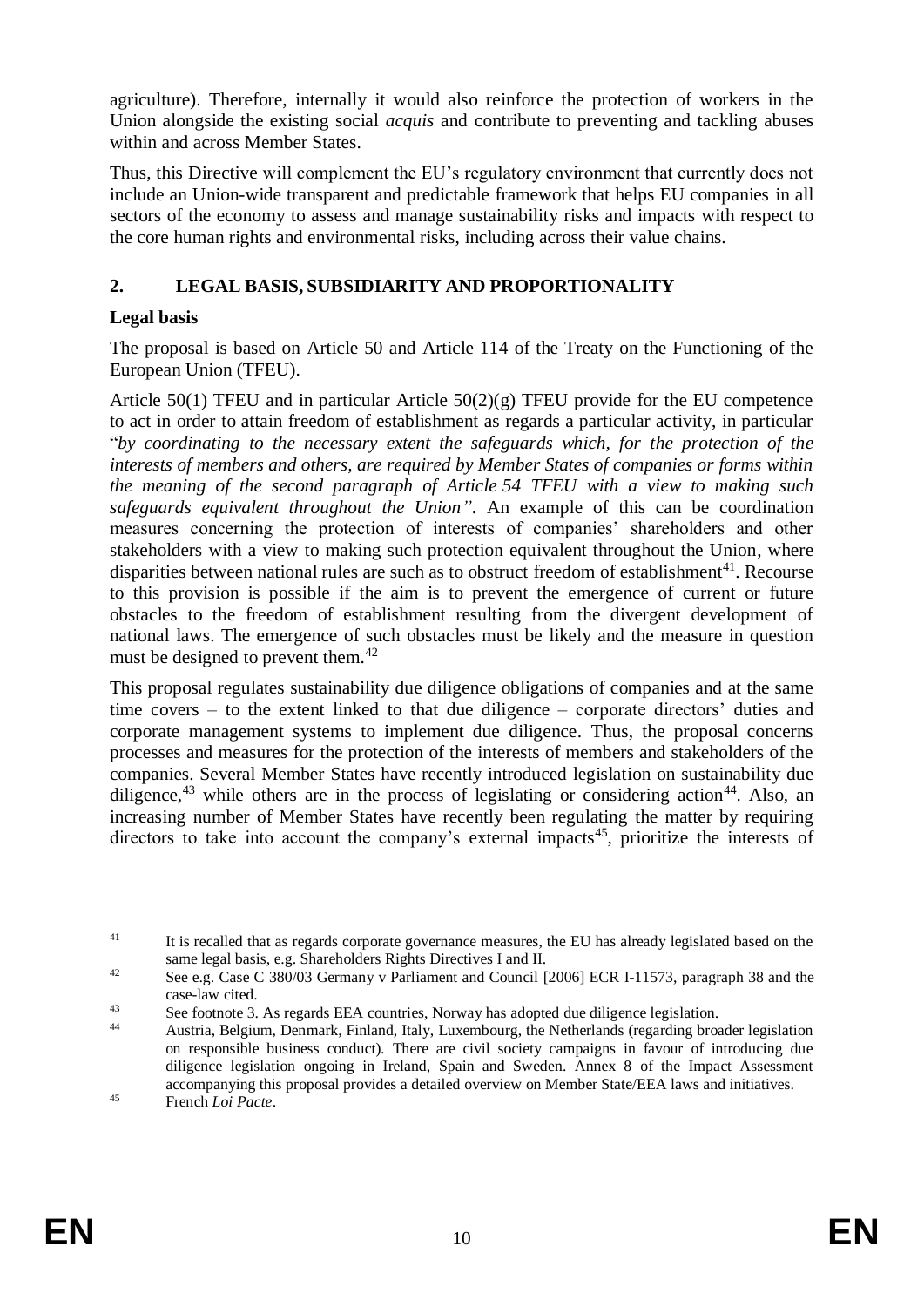agriculture). Therefore, internally it would also reinforce the protection of workers in the Union alongside the existing social *acquis* and contribute to preventing and tackling abuses within and across Member States.

Thus, this Directive will complement the EU's regulatory environment that currently does not include an Union-wide transparent and predictable framework that helps EU companies in all sectors of the economy to assess and manage sustainability risks and impacts with respect to the core human rights and environmental risks, including across their value chains.

## 2. LEGAL BASIS, SUBSIDIARITY AND PROPORTIONALITY

### Legal basis

The proposal is based on Article 50 and Article 114 of the Treaty on the Functioning of the European Union (TFEU).

Article 50(1) TFEU and in particular Article 50(2)(g) TFEU provide for the EU competence to act in order to attain freedom of establishment as regards a particular activity, in particular "*by coordinating to the necessary extent the safeguards which, for the protection of the interests of members and others, are required by Member States of companies or forms within the meaning of the second paragraph of Article 54 TFEU with a view to making such safeguards equivalent throughout the Union"*. An example of this can be coordination measures concerning the protection of interests of companies' shareholders and other stakeholders with a view to making such protection equivalent throughout the Union, where disparities between national rules are such as to obstruct freedom of establishment[41]. Recourse to this provision is possible if the aim is to prevent the emergence of current or future obstacles to the freedom of establishment resulting from the divergent development of national laws. The emergence of such obstacles must be likely and the measure in question must be designed to prevent them.[42]

This proposal regulates sustainability due diligence obligations of companies and at the same time covers – to the extent linked to that due diligence – corporate directors' duties and corporate management systems to implement due diligence. Thus, the proposal concerns processes and measures for the protection of the interests of members and stakeholders of the companies. Several Member States have recently introduced legislation on sustainability due diligence,[43] while others are in the process of legislating or considering action[44]. Also, an increasing number of Member States have recently been regulating the matter by requiring directors to take into account the company's external impacts[45], prioritize the interests of

---

[41] It is recalled that as regards corporate governance measures, the EU has already legislated based on the same legal basis, e.g. Shareholders Rights Directives I and II.

[42] See e.g. Case C 380/03 Germany v Parliament and Council [2006] ECR I-11573, paragraph 38 and the case-law cited.

[43] See footnote 3. As regards EEA countries, Norway has adopted due diligence legislation.

[44] Austria, Belgium, Denmark, Finland, Italy, Luxembourg, the Netherlands (regarding broader legislation on responsible business conduct). There are civil society campaigns in favour of introducing due diligence legislation ongoing in Ireland, Spain and Sweden. Annex 8 of the Impact Assessment accompanying this proposal provides a detailed overview on Member State/EEA laws and initiatives.

[45] French *Loi Pacte*.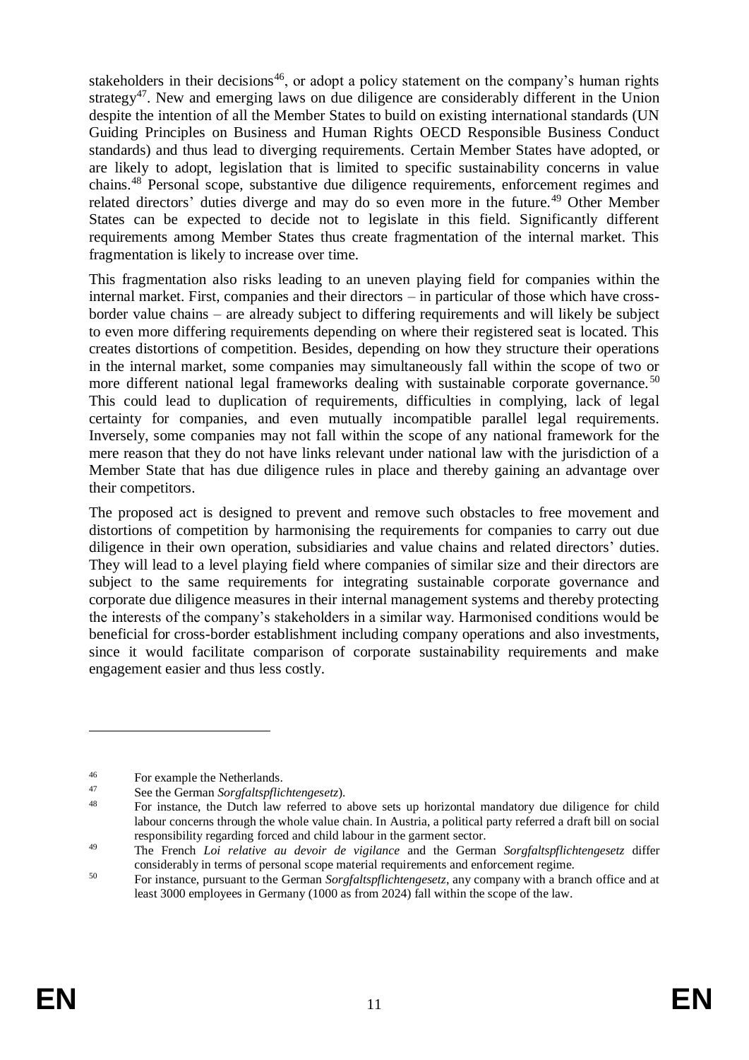stakeholders in their decisions[46], or adopt a policy statement on the company's human rights strategy[47]. New and emerging laws on due diligence are considerably different in the Union despite the intention of all the Member States to build on existing international standards (UN Guiding Principles on Business and Human Rights OECD Responsible Business Conduct standards) and thus lead to diverging requirements. Certain Member States have adopted, or are likely to adopt, legislation that is limited to specific sustainability concerns in value chains.[48] Personal scope, substantive due diligence requirements, enforcement regimes and related directors' duties diverge and may do so even more in the future.[49] Other Member States can be expected to decide not to legislate in this field. Significantly different requirements among Member States thus create fragmentation of the internal market. This fragmentation is likely to increase over time.

This fragmentation also risks leading to an uneven playing field for companies within the internal market. First, companies and their directors – in particular of those which have cross-border value chains – are already subject to differing requirements and will likely be subject to even more differing requirements depending on where their registered seat is located. This creates distortions of competition. Besides, depending on how they structure their operations in the internal market, some companies may simultaneously fall within the scope of two or more different national legal frameworks dealing with sustainable corporate governance.[50] This could lead to duplication of requirements, difficulties in complying, lack of legal certainty for companies, and even mutually incompatible parallel legal requirements. Inversely, some companies may not fall within the scope of any national framework for the mere reason that they do not have links relevant under national law with the jurisdiction of a Member State that has due diligence rules in place and thereby gaining an advantage over their competitors.

The proposed act is designed to prevent and remove such obstacles to free movement and distortions of competition by harmonising the requirements for companies to carry out due diligence in their own operation, subsidiaries and value chains and related directors' duties. They will lead to a level playing field where companies of similar size and their directors are subject to the same requirements for integrating sustainable corporate governance and corporate due diligence measures in their internal management systems and thereby protecting the interests of the company's stakeholders in a similar way. Harmonised conditions would be beneficial for cross-border establishment including company operations and also investments, since it would facilitate comparison of corporate sustainability requirements and make engagement easier and thus less costly.

---

[46] For example the Netherlands.

[47] See the German *Sorgfaltspflichtengesetz*).

[48] For instance, the Dutch law referred to above sets up horizontal mandatory due diligence for child labour concerns through the whole value chain. In Austria, a political party referred a draft bill on social responsibility regarding forced and child labour in the garment sector.

[49] The French *Loi relative au devoir de vigilance* and the German *Sorgfaltspflichtengesetz* differ considerably in terms of personal scope material requirements and enforcement regime.

[50] For instance, pursuant to the German *Sorgfaltspflichtengesetz*, any company with a branch office and at least 3000 employees in Germany (1000 as from 2024) fall within the scope of the law.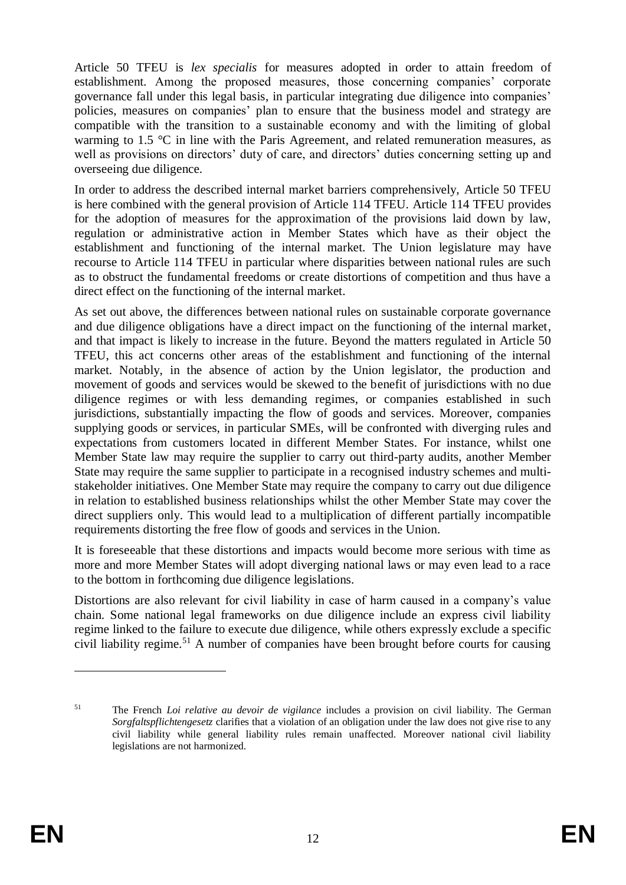Article 50 TFEU is *lex specialis* for measures adopted in order to attain freedom of establishment. Among the proposed measures, those concerning companies' corporate governance fall under this legal basis, in particular integrating due diligence into companies' policies, measures on companies' plan to ensure that the business model and strategy are compatible with the transition to a sustainable economy and with the limiting of global warming to 1.5 °C in line with the Paris Agreement, and related remuneration measures, as well as provisions on directors' duty of care, and directors' duties concerning setting up and overseeing due diligence.

In order to address the described internal market barriers comprehensively, Article 50 TFEU is here combined with the general provision of Article 114 TFEU. Article 114 TFEU provides for the adoption of measures for the approximation of the provisions laid down by law, regulation or administrative action in Member States which have as their object the establishment and functioning of the internal market. The Union legislature may have recourse to Article 114 TFEU in particular where disparities between national rules are such as to obstruct the fundamental freedoms or create distortions of competition and thus have a direct effect on the functioning of the internal market.

As set out above, the differences between national rules on sustainable corporate governance and due diligence obligations have a direct impact on the functioning of the internal market, and that impact is likely to increase in the future. Beyond the matters regulated in Article 50 TFEU, this act concerns other areas of the establishment and functioning of the internal market. Notably, in the absence of action by the Union legislator, the production and movement of goods and services would be skewed to the benefit of jurisdictions with no due diligence regimes or with less demanding regimes, or companies established in such jurisdictions, substantially impacting the flow of goods and services. Moreover, companies supplying goods or services, in particular SMEs, will be confronted with diverging rules and expectations from customers located in different Member States. For instance, whilst one Member State law may require the supplier to carry out third-party audits, another Member State may require the same supplier to participate in a recognised industry schemes and multi-stakeholder initiatives. One Member State may require the company to carry out due diligence in relation to established business relationships whilst the other Member State may cover the direct suppliers only. This would lead to a multiplication of different partially incompatible requirements distorting the free flow of goods and services in the Union.

It is foreseeable that these distortions and impacts would become more serious with time as more and more Member States will adopt diverging national laws or may even lead to a race to the bottom in forthcoming due diligence legislations.

Distortions are also relevant for civil liability in case of harm caused in a company's value chain. Some national legal frameworks on due diligence include an express civil liability regime linked to the failure to execute due diligence, while others expressly exclude a specific civil liability regime.[51] A number of companies have been brought before courts for causing

---

[51] The French *Loi relative au devoir de vigilance* includes a provision on civil liability. The German *Sorgfaltspflichtengesetz* clarifies that a violation of an obligation under the law does not give rise to any civil liability while general liability rules remain unaffected. Moreover national civil liability legislations are not harmonized.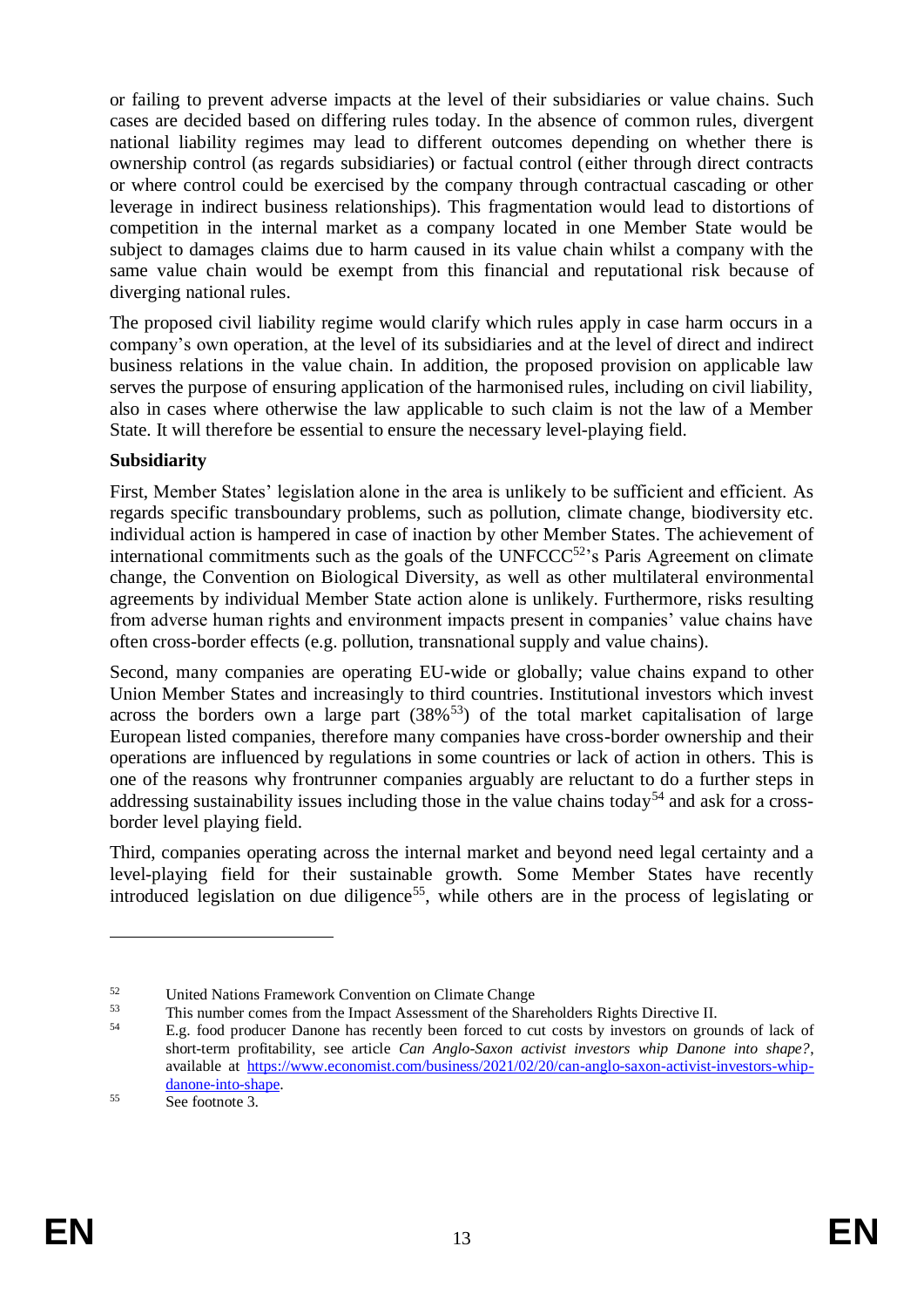or failing to prevent adverse impacts at the level of their subsidiaries or value chains. Such cases are decided based on differing rules today. In the absence of common rules, divergent national liability regimes may lead to different outcomes depending on whether there is ownership control (as regards subsidiaries) or factual control (either through direct contracts or where control could be exercised by the company through contractual cascading or other leverage in indirect business relationships). This fragmentation would lead to distortions of competition in the internal market as a company located in one Member State would be subject to damages claims due to harm caused in its value chain whilst a company with the same value chain would be exempt from this financial and reputational risk because of diverging national rules.

The proposed civil liability regime would clarify which rules apply in case harm occurs in a company's own operation, at the level of its subsidiaries and at the level of direct and indirect business relations in the value chain. In addition, the proposed provision on applicable law serves the purpose of ensuring application of the harmonised rules, including on civil liability, also in cases where otherwise the law applicable to such claim is not the law of a Member State. It will therefore be essential to ensure the necessary level-playing field.

**Subsidiarity**

First, Member States' legislation alone in the area is unlikely to be sufficient and efficient. As regards specific transboundary problems, such as pollution, climate change, biodiversity etc. individual action is hampered in case of inaction by other Member States. The achievement of international commitments such as the goals of the UNFCCC[52]'s Paris Agreement on climate change, the Convention on Biological Diversity, as well as other multilateral environmental agreements by individual Member State action alone is unlikely. Furthermore, risks resulting from adverse human rights and environment impacts present in companies' value chains have often cross-border effects (e.g. pollution, transnational supply and value chains).

Second, many companies are operating EU-wide or globally; value chains expand to other Union Member States and increasingly to third countries. Institutional investors which invest across the borders own a large part (38%[53]) of the total market capitalisation of large European listed companies, therefore many companies have cross-border ownership and their operations are influenced by regulations in some countries or lack of action in others. This is one of the reasons why frontrunner companies arguably are reluctant to do a further steps in addressing sustainability issues including those in the value chains today[54] and ask for a cross-border level playing field.

Third, companies operating across the internal market and beyond need legal certainty and a level-playing field for their sustainable growth. Some Member States have recently introduced legislation on due diligence[55], while others are in the process of legislating or

---

[52] United Nations Framework Convention on Climate Change

[53] This number comes from the Impact Assessment of the Shareholders Rights Directive II.

[54] E.g. food producer Danone has recently been forced to cut costs by investors on grounds of lack of short-term profitability, see article *Can Anglo-Saxon activist investors whip Danone into shape?*, available at https://www.economist.com/business/2021/02/20/can-anglo-saxon-activist-investors-whip-danone-into-shape.

[55] See footnote 3.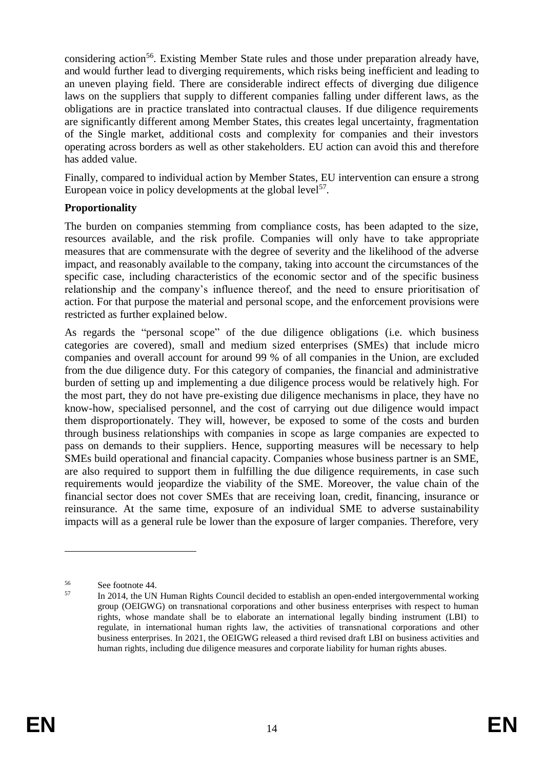considering action[56]. Existing Member State rules and those under preparation already have, and would further lead to diverging requirements, which risks being inefficient and leading to an uneven playing field. There are considerable indirect effects of diverging due diligence laws on the suppliers that supply to different companies falling under different laws, as the obligations are in practice translated into contractual clauses. If due diligence requirements are significantly different among Member States, this creates legal uncertainty, fragmentation of the Single market, additional costs and complexity for companies and their investors operating across borders as well as other stakeholders. EU action can avoid this and therefore has added value.

Finally, compared to individual action by Member States, EU intervention can ensure a strong European voice in policy developments at the global level[57].

**Proportionality**

The burden on companies stemming from compliance costs, has been adapted to the size, resources available, and the risk profile. Companies will only have to take appropriate measures that are commensurate with the degree of severity and the likelihood of the adverse impact, and reasonably available to the company, taking into account the circumstances of the specific case, including characteristics of the economic sector and of the specific business relationship and the company's influence thereof, and the need to ensure prioritisation of action. For that purpose the material and personal scope, and the enforcement provisions were restricted as further explained below.

As regards the "personal scope" of the due diligence obligations (i.e. which business categories are covered), small and medium sized enterprises (SMEs) that include micro companies and overall account for around 99 % of all companies in the Union, are excluded from the due diligence duty. For this category of companies, the financial and administrative burden of setting up and implementing a due diligence process would be relatively high. For the most part, they do not have pre-existing due diligence mechanisms in place, they have no know-how, specialised personnel, and the cost of carrying out due diligence would impact them disproportionately. They will, however, be exposed to some of the costs and burden through business relationships with companies in scope as large companies are expected to pass on demands to their suppliers. Hence, supporting measures will be necessary to help SMEs build operational and financial capacity. Companies whose business partner is an SME, are also required to support them in fulfilling the due diligence requirements, in case such requirements would jeopardize the viability of the SME. Moreover, the value chain of the financial sector does not cover SMEs that are receiving loan, credit, financing, insurance or reinsurance. At the same time, exposure of an individual SME to adverse sustainability impacts will as a general rule be lower than the exposure of larger companies. Therefore, very

---

[56] See footnote 44.

[57] In 2014, the UN Human Rights Council decided to establish an open-ended intergovernmental working group (OEIGWG) on transnational corporations and other business enterprises with respect to human rights, whose mandate shall be to elaborate an international legally binding instrument (LBI) to regulate, in international human rights law, the activities of transnational corporations and other business enterprises. In 2021, the OEIGWG released a third revised draft LBI on business activities and human rights, including due diligence measures and corporate liability for human rights abuses.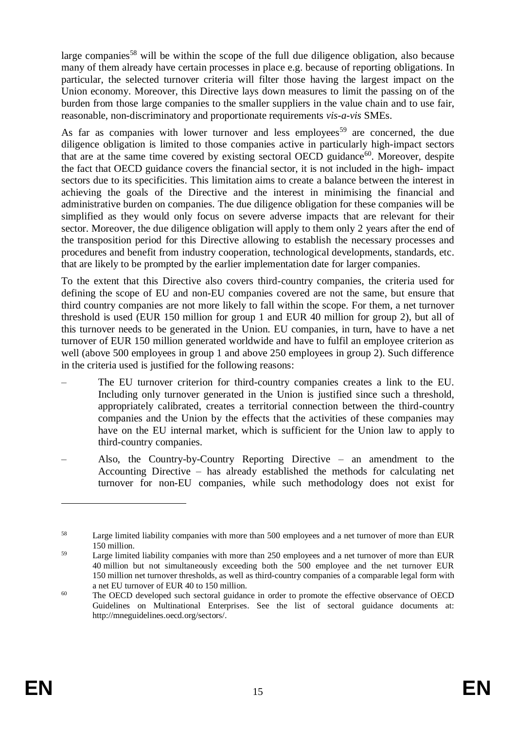large companies[58] will be within the scope of the full due diligence obligation, also because many of them already have certain processes in place e.g. because of reporting obligations. In particular, the selected turnover criteria will filter those having the largest impact on the Union economy. Moreover, this Directive lays down measures to limit the passing on of the burden from those large companies to the smaller suppliers in the value chain and to use fair, reasonable, non-discriminatory and proportionate requirements *vis-a-vis* SMEs.

As far as companies with lower turnover and less employees[59] are concerned, the due diligence obligation is limited to those companies active in particularly high-impact sectors that are at the same time covered by existing sectoral OECD guidance[60]. Moreover, despite the fact that OECD guidance covers the financial sector, it is not included in the high- impact sectors due to its specificities. This limitation aims to create a balance between the interest in achieving the goals of the Directive and the interest in minimising the financial and administrative burden on companies. The due diligence obligation for these companies will be simplified as they would only focus on severe adverse impacts that are relevant for their sector. Moreover, the due diligence obligation will apply to them only 2 years after the end of the transposition period for this Directive allowing to establish the necessary processes and procedures and benefit from industry cooperation, technological developments, standards, etc. that are likely to be prompted by the earlier implementation date for larger companies.

To the extent that this Directive also covers third-country companies, the criteria used for defining the scope of EU and non-EU companies covered are not the same, but ensure that third country companies are not more likely to fall within the scope. For them, a net turnover threshold is used (EUR 150 million for group 1 and EUR 40 million for group 2), but all of this turnover needs to be generated in the Union. EU companies, in turn, have to have a net turnover of EUR 150 million generated worldwide and have to fulfil an employee criterion as well (above 500 employees in group 1 and above 250 employees in group 2). Such difference in the criteria used is justified for the following reasons:

– The EU turnover criterion for third-country companies creates a link to the EU. Including only turnover generated in the Union is justified since such a threshold, appropriately calibrated, creates a territorial connection between the third-country companies and the Union by the effects that the activities of these companies may have on the EU internal market, which is sufficient for the Union law to apply to third-country companies.

– Also, the Country-by-Country Reporting Directive – an amendment to the Accounting Directive – has already established the methods for calculating net turnover for non-EU companies, while such methodology does not exist for

---

[58] Large limited liability companies with more than 500 employees and a net turnover of more than EUR 150 million.

[59] Large limited liability companies with more than 250 employees and a net turnover of more than EUR 40 million but not simultaneously exceeding both the 500 employee and the net turnover EUR 150 million net turnover thresholds, as well as third-country companies of a comparable legal form with a net EU turnover of EUR 40 to 150 million.

[60] The OECD developed such sectoral guidance in order to promote the effective observance of OECD Guidelines on Multinational Enterprises. See the list of sectoral guidance documents at: http://mneguidelines.oecd.org/sectors/.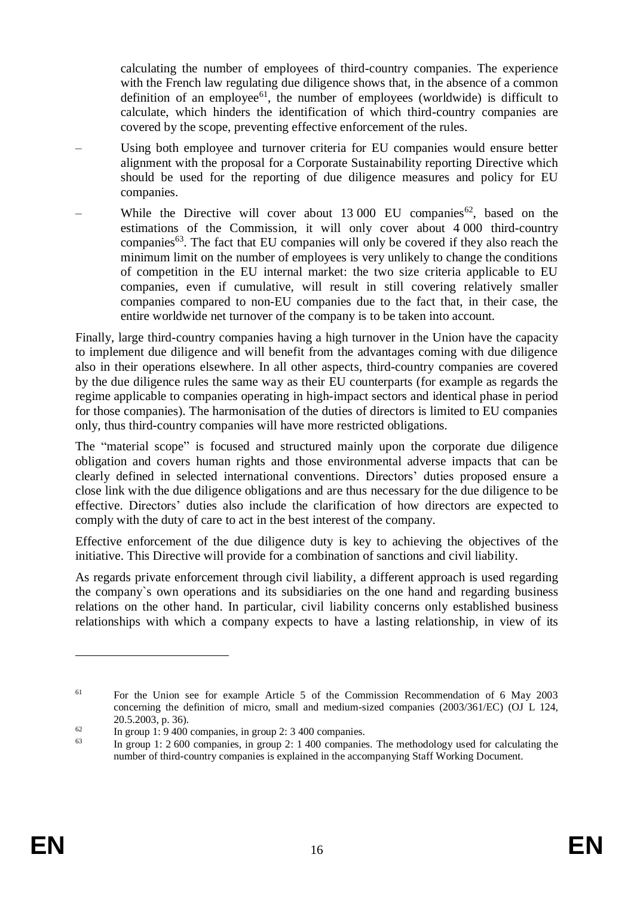calculating the number of employees of third-country companies. The experience with the French law regulating due diligence shows that, in the absence of a common definition of an employee[61], the number of employees (worldwide) is difficult to calculate, which hinders the identification of which third-country companies are covered by the scope, preventing effective enforcement of the rules.

– Using both employee and turnover criteria for EU companies would ensure better alignment with the proposal for a Corporate Sustainability reporting Directive which should be used for the reporting of due diligence measures and policy for EU companies.

– While the Directive will cover about 13 000 EU companies[62], based on the estimations of the Commission, it will only cover about 4 000 third-country companies[63]. The fact that EU companies will only be covered if they also reach the minimum limit on the number of employees is very unlikely to change the conditions of competition in the EU internal market: the two size criteria applicable to EU companies, even if cumulative, will result in still covering relatively smaller companies compared to non-EU companies due to the fact that, in their case, the entire worldwide net turnover of the company is to be taken into account.

Finally, large third-country companies having a high turnover in the Union have the capacity to implement due diligence and will benefit from the advantages coming with due diligence also in their operations elsewhere. In all other aspects, third-country companies are covered by the due diligence rules the same way as their EU counterparts (for example as regards the regime applicable to companies operating in high-impact sectors and identical phase in period for those companies). The harmonisation of the duties of directors is limited to EU companies only, thus third-country companies will have more restricted obligations.

The "material scope" is focused and structured mainly upon the corporate due diligence obligation and covers human rights and those environmental adverse impacts that can be clearly defined in selected international conventions. Directors' duties proposed ensure a close link with the due diligence obligations and are thus necessary for the due diligence to be effective. Directors' duties also include the clarification of how directors are expected to comply with the duty of care to act in the best interest of the company.

Effective enforcement of the due diligence duty is key to achieving the objectives of the initiative. This Directive will provide for a combination of sanctions and civil liability.

As regards private enforcement through civil liability, a different approach is used regarding the company`s own operations and its subsidiaries on the one hand and regarding business relations on the other hand. In particular, civil liability concerns only established business relationships with which a company expects to have a lasting relationship, in view of its

---

[61] For the Union see for example Article 5 of the Commission Recommendation of 6 May 2003 concerning the definition of micro, small and medium-sized companies (2003/361/EC) (OJ L 124, 20.5.2003, p. 36).

[62] In group 1: 9 400 companies, in group 2: 3 400 companies.

[63] In group 1: 2 600 companies, in group 2: 1 400 companies. The methodology used for calculating the number of third-country companies is explained in the accompanying Staff Working Document.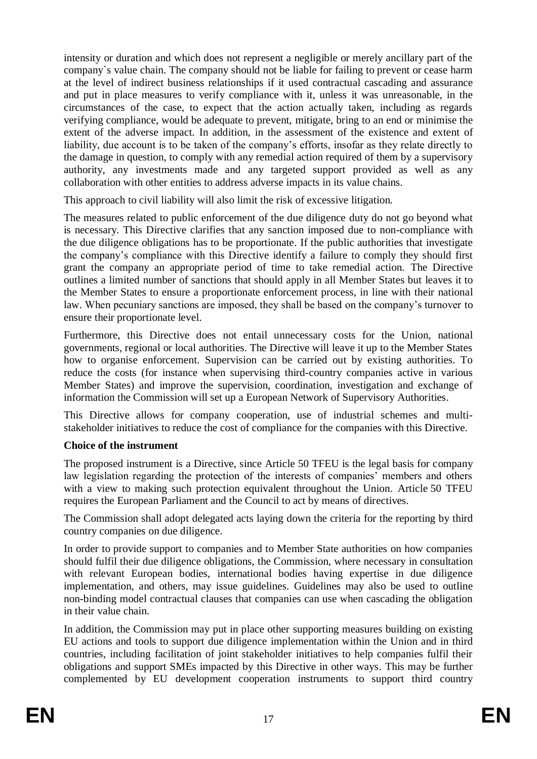intensity or duration and which does not represent a negligible or merely ancillary part of the company`s value chain. The company should not be liable for failing to prevent or cease harm at the level of indirect business relationships if it used contractual cascading and assurance and put in place measures to verify compliance with it, unless it was unreasonable, in the circumstances of the case, to expect that the action actually taken, including as regards verifying compliance, would be adequate to prevent, mitigate, bring to an end or minimise the extent of the adverse impact. In addition, in the assessment of the existence and extent of liability, due account is to be taken of the company's efforts, insofar as they relate directly to the damage in question, to comply with any remedial action required of them by a supervisory authority, any investments made and any targeted support provided as well as any collaboration with other entities to address adverse impacts in its value chains.

This approach to civil liability will also limit the risk of excessive litigation.

The measures related to public enforcement of the due diligence duty do not go beyond what is necessary. This Directive clarifies that any sanction imposed due to non-compliance with the due diligence obligations has to be proportionate. If the public authorities that investigate the company's compliance with this Directive identify a failure to comply they should first grant the company an appropriate period of time to take remedial action. The Directive outlines a limited number of sanctions that should apply in all Member States but leaves it to the Member States to ensure a proportionate enforcement process, in line with their national law. When pecuniary sanctions are imposed, they shall be based on the company's turnover to ensure their proportionate level.

Furthermore, this Directive does not entail unnecessary costs for the Union, national governments, regional or local authorities. The Directive will leave it up to the Member States how to organise enforcement. Supervision can be carried out by existing authorities. To reduce the costs (for instance when supervising third-country companies active in various Member States) and improve the supervision, coordination, investigation and exchange of information the Commission will set up a European Network of Supervisory Authorities.

This Directive allows for company cooperation, use of industrial schemes and multi-stakeholder initiatives to reduce the cost of compliance for the companies with this Directive.

**Choice of the instrument**

The proposed instrument is a Directive, since Article 50 TFEU is the legal basis for company law legislation regarding the protection of the interests of companies' members and others with a view to making such protection equivalent throughout the Union. Article 50 TFEU requires the European Parliament and the Council to act by means of directives.

The Commission shall adopt delegated acts laying down the criteria for the reporting by third country companies on due diligence.

In order to provide support to companies and to Member State authorities on how companies should fulfil their due diligence obligations, the Commission, where necessary in consultation with relevant European bodies, international bodies having expertise in due diligence implementation, and others, may issue guidelines. Guidelines may also be used to outline non-binding model contractual clauses that companies can use when cascading the obligation in their value chain.

In addition, the Commission may put in place other supporting measures building on existing EU actions and tools to support due diligence implementation within the Union and in third countries, including facilitation of joint stakeholder initiatives to help companies fulfil their obligations and support SMEs impacted by this Directive in other ways. This may be further complemented by EU development cooperation instruments to support third country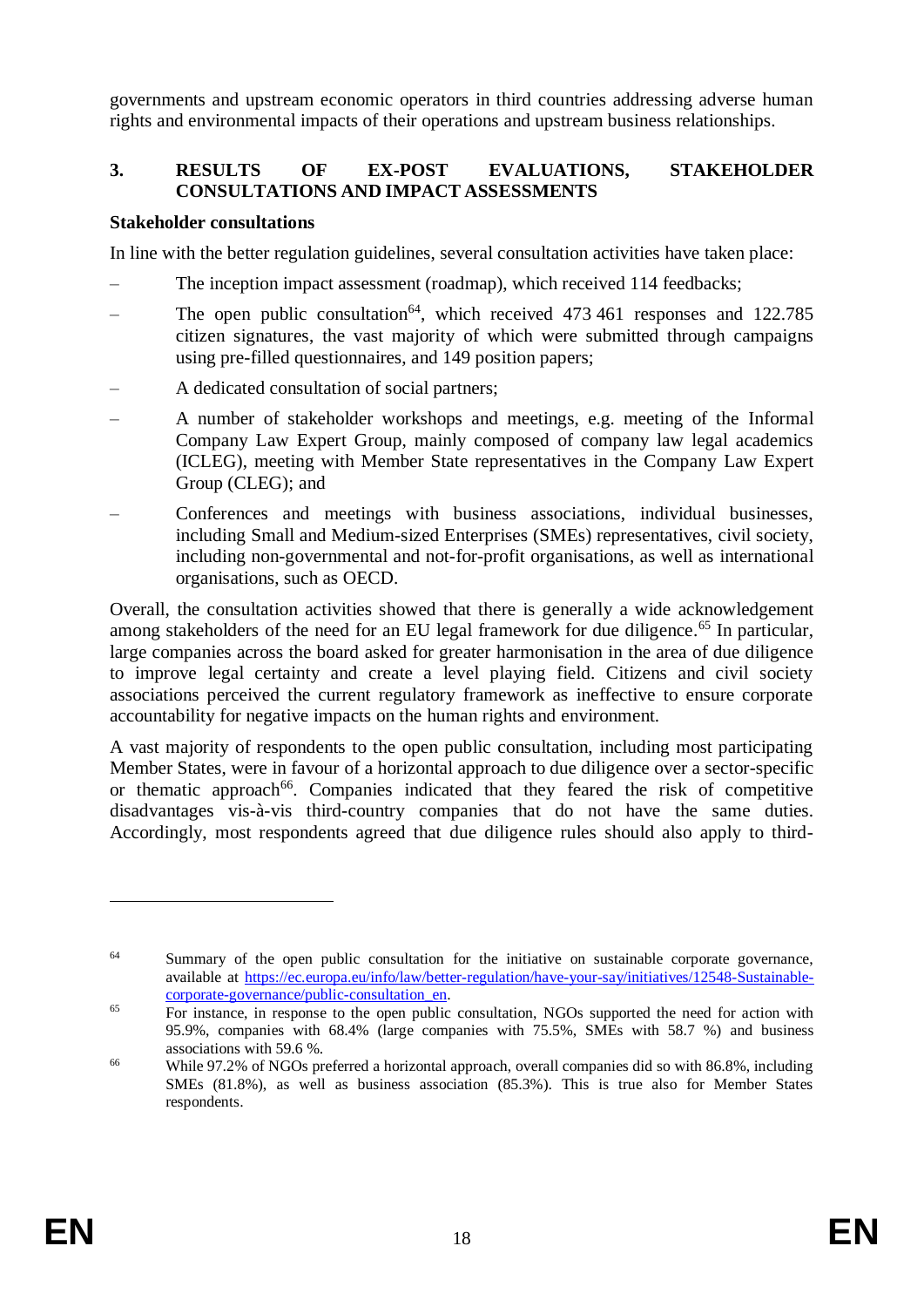governments and upstream economic operators in third countries addressing adverse human rights and environmental impacts of their operations and upstream business relationships.

## 3. RESULTS OF EX-POST EVALUATIONS, STAKEHOLDER CONSULTATIONS AND IMPACT ASSESSMENTS

**Stakeholder consultations**

In line with the better regulation guidelines, several consultation activities have taken place:

– The inception impact assessment (roadmap), which received 114 feedbacks;

– The open public consultation[64], which received 473 461 responses and 122.785 citizen signatures, the vast majority of which were submitted through campaigns using pre-filled questionnaires, and 149 position papers;

– A dedicated consultation of social partners;

– A number of stakeholder workshops and meetings, e.g. meeting of the Informal Company Law Expert Group, mainly composed of company law legal academics (ICLEG), meeting with Member State representatives in the Company Law Expert Group (CLEG); and

– Conferences and meetings with business associations, individual businesses, including Small and Medium-sized Enterprises (SMEs) representatives, civil society, including non-governmental and not-for-profit organisations, as well as international organisations, such as OECD.

Overall, the consultation activities showed that there is generally a wide acknowledgement among stakeholders of the need for an EU legal framework for due diligence.[65] In particular, large companies across the board asked for greater harmonisation in the area of due diligence to improve legal certainty and create a level playing field. Citizens and civil society associations perceived the current regulatory framework as ineffective to ensure corporate accountability for negative impacts on the human rights and environment.

A vast majority of respondents to the open public consultation, including most participating Member States, were in favour of a horizontal approach to due diligence over a sector-specific or thematic approach[66]. Companies indicated that they feared the risk of competitive disadvantages vis-à-vis third-country companies that do not have the same duties. Accordingly, most respondents agreed that due diligence rules should also apply to third-

---

[64] Summary of the open public consultation for the initiative on sustainable corporate governance, available at https://ec.europa.eu/info/law/better-regulation/have-your-say/initiatives/12548-Sustainable-corporate-governance/public-consultation_en.

[65] For instance, in response to the open public consultation, NGOs supported the need for action with 95.9%, companies with 68.4% (large companies with 75.5%, SMEs with 58.7 %) and business associations with 59.6 %.

[66] While 97.2% of NGOs preferred a horizontal approach, overall companies did so with 86.8%, including SMEs (81.8%), as well as business association (85.3%). This is true also for Member States respondents.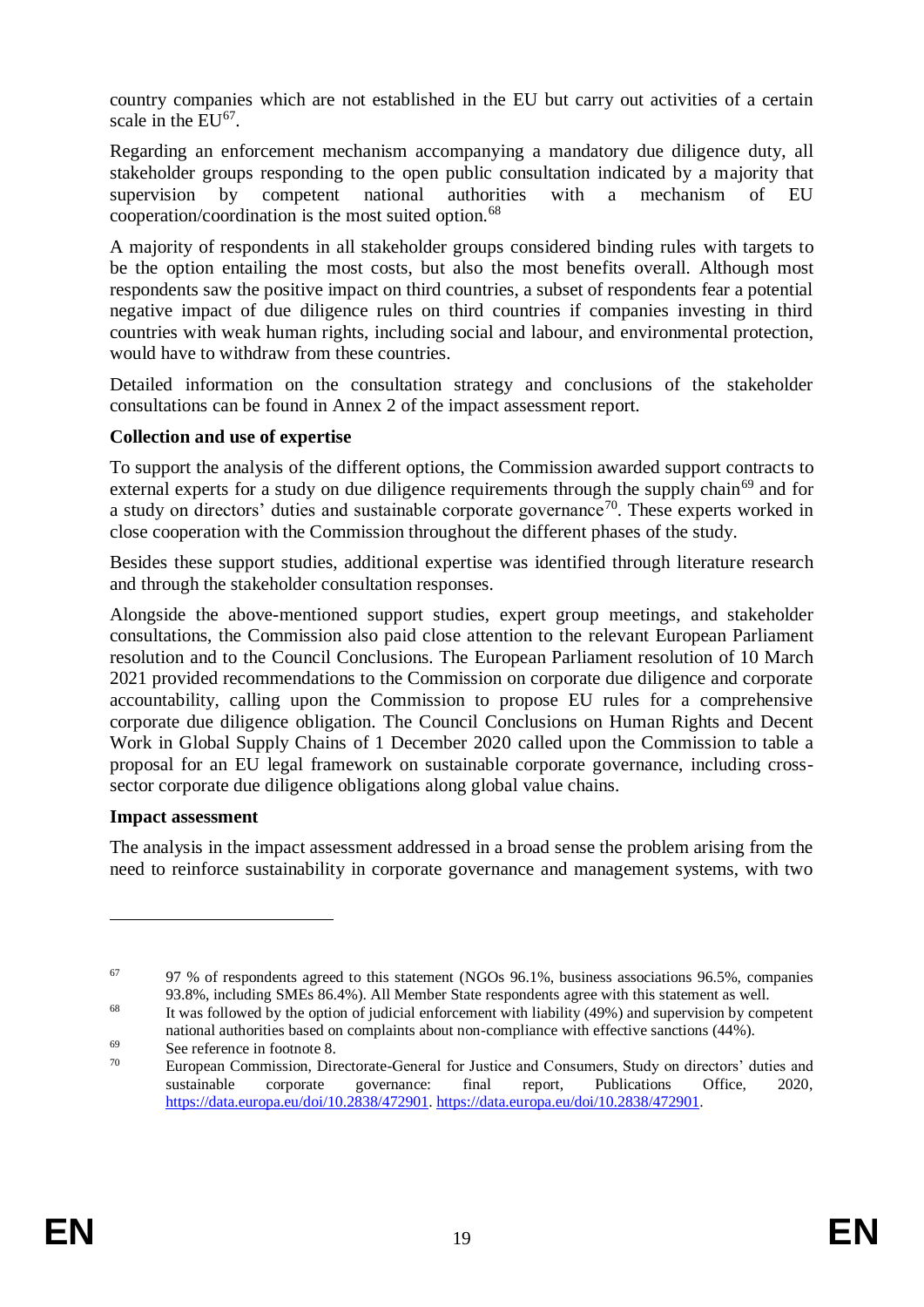country companies which are not established in the EU but carry out activities of a certain scale in the EU[67].

Regarding an enforcement mechanism accompanying a mandatory due diligence duty, all stakeholder groups responding to the open public consultation indicated by a majority that supervision by competent national authorities with a mechanism of EU cooperation/coordination is the most suited option.[68]

A majority of respondents in all stakeholder groups considered binding rules with targets to be the option entailing the most costs, but also the most benefits overall. Although most respondents saw the positive impact on third countries, a subset of respondents fear a potential negative impact of due diligence rules on third countries if companies investing in third countries with weak human rights, including social and labour, and environmental protection, would have to withdraw from these countries.

Detailed information on the consultation strategy and conclusions of the stakeholder consultations can be found in Annex 2 of the impact assessment report.

**Collection and use of expertise**

To support the analysis of the different options, the Commission awarded support contracts to external experts for a study on due diligence requirements through the supply chain[69] and for a study on directors' duties and sustainable corporate governance[70]. These experts worked in close cooperation with the Commission throughout the different phases of the study.

Besides these support studies, additional expertise was identified through literature research and through the stakeholder consultation responses.

Alongside the above-mentioned support studies, expert group meetings, and stakeholder consultations, the Commission also paid close attention to the relevant European Parliament resolution and to the Council Conclusions. The European Parliament resolution of 10 March 2021 provided recommendations to the Commission on corporate due diligence and corporate accountability, calling upon the Commission to propose EU rules for a comprehensive corporate due diligence obligation. The Council Conclusions on Human Rights and Decent Work in Global Supply Chains of 1 December 2020 called upon the Commission to table a proposal for an EU legal framework on sustainable corporate governance, including cross-sector corporate due diligence obligations along global value chains.

**Impact assessment**

The analysis in the impact assessment addressed in a broad sense the problem arising from the need to reinforce sustainability in corporate governance and management systems, with two

---

[67] 97 % of respondents agreed to this statement (NGOs 96.1%, business associations 96.5%, companies 93.8%, including SMEs 86.4%). All Member State respondents agree with this statement as well.

[68] It was followed by the option of judicial enforcement with liability (49%) and supervision by competent national authorities based on complaints about non-compliance with effective sanctions (44%).

[69] See reference in footnote 8.

[70] European Commission, Directorate-General for Justice and Consumers, Study on directors' duties and sustainable corporate governance: final report, Publications Office, 2020, https://data.europa.eu/doi/10.2838/472901. https://data.europa.eu/doi/10.2838/472901.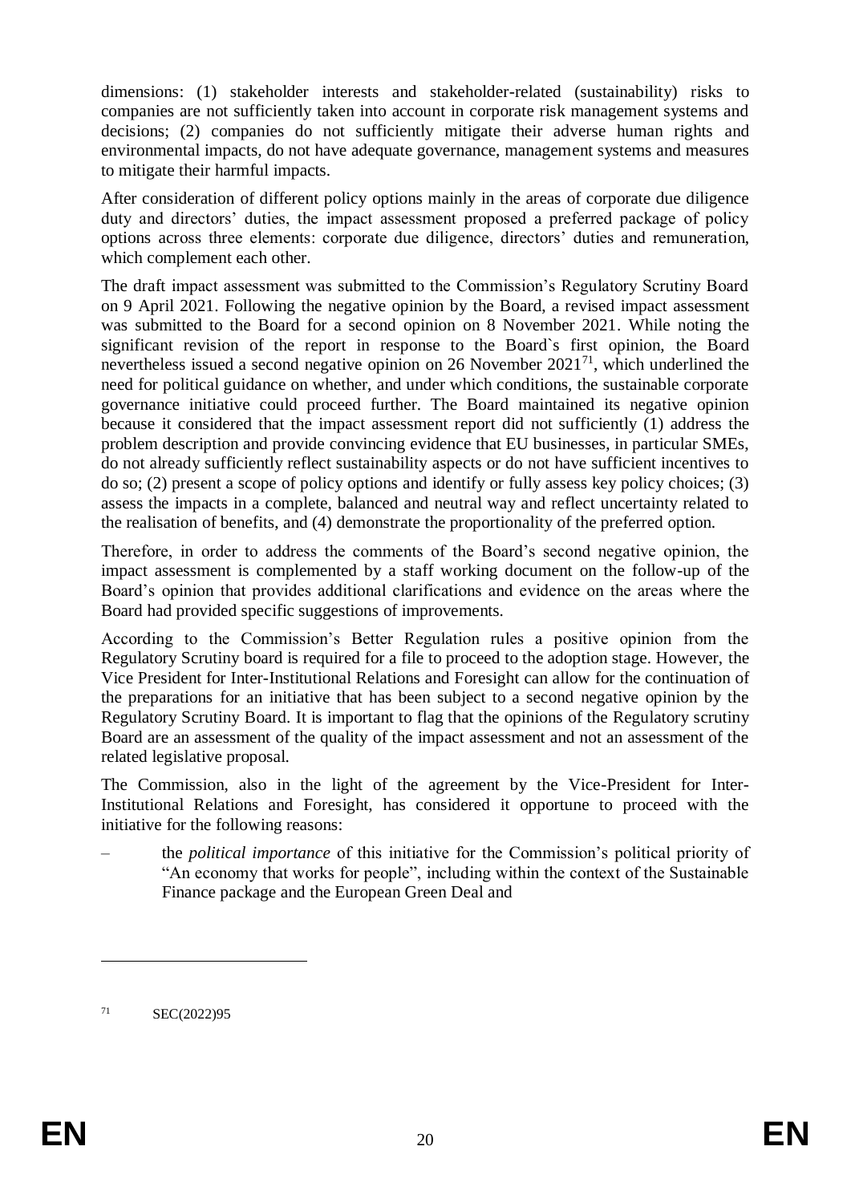dimensions: (1) stakeholder interests and stakeholder-related (sustainability) risks to companies are not sufficiently taken into account in corporate risk management systems and decisions; (2) companies do not sufficiently mitigate their adverse human rights and environmental impacts, do not have adequate governance, management systems and measures to mitigate their harmful impacts.

After consideration of different policy options mainly in the areas of corporate due diligence duty and directors' duties, the impact assessment proposed a preferred package of policy options across three elements: corporate due diligence, directors' duties and remuneration, which complement each other.

The draft impact assessment was submitted to the Commission's Regulatory Scrutiny Board on 9 April 2021. Following the negative opinion by the Board, a revised impact assessment was submitted to the Board for a second opinion on 8 November 2021. While noting the significant revision of the report in response to the Board`s first opinion, the Board nevertheless issued a second negative opinion on 26 November 2021[71], which underlined the need for political guidance on whether, and under which conditions, the sustainable corporate governance initiative could proceed further. The Board maintained its negative opinion because it considered that the impact assessment report did not sufficiently (1) address the problem description and provide convincing evidence that EU businesses, in particular SMEs, do not already sufficiently reflect sustainability aspects or do not have sufficient incentives to do so; (2) present a scope of policy options and identify or fully assess key policy choices; (3) assess the impacts in a complete, balanced and neutral way and reflect uncertainty related to the realisation of benefits, and (4) demonstrate the proportionality of the preferred option.

Therefore, in order to address the comments of the Board's second negative opinion, the impact assessment is complemented by a staff working document on the follow-up of the Board's opinion that provides additional clarifications and evidence on the areas where the Board had provided specific suggestions of improvements.

According to the Commission's Better Regulation rules a positive opinion from the Regulatory Scrutiny board is required for a file to proceed to the adoption stage. However, the Vice President for Inter-Institutional Relations and Foresight can allow for the continuation of the preparations for an initiative that has been subject to a second negative opinion by the Regulatory Scrutiny Board. It is important to flag that the opinions of the Regulatory scrutiny Board are an assessment of the quality of the impact assessment and not an assessment of the related legislative proposal.

The Commission, also in the light of the agreement by the Vice-President for Inter-Institutional Relations and Foresight, has considered it opportune to proceed with the initiative for the following reasons:

– the *political importance* of this initiative for the Commission's political priority of "An economy that works for people", including within the context of the Sustainable Finance package and the European Green Deal and

[71] SEC(2022)95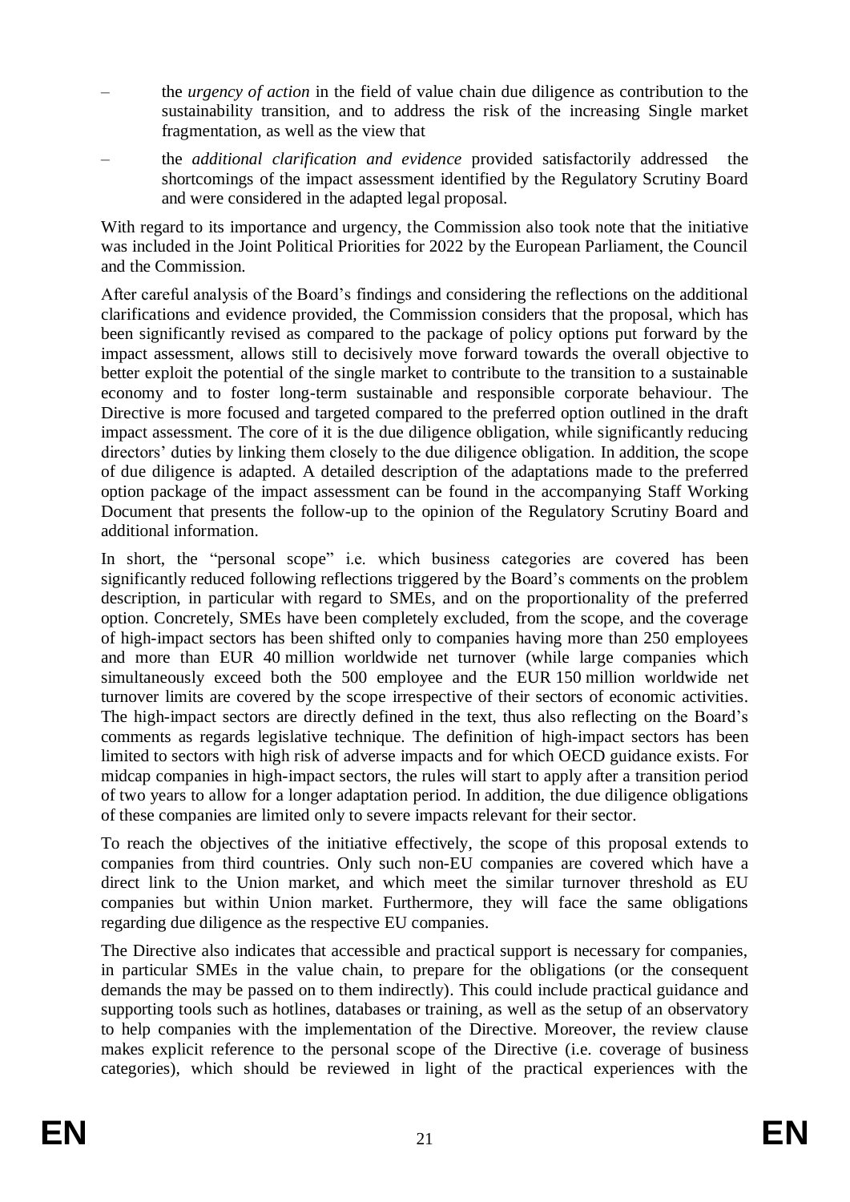- the *urgency of action* in the field of value chain due diligence as contribution to the sustainability transition, and to address the risk of the increasing Single market fragmentation, as well as the view that
- the *additional clarification and evidence* provided satisfactorily addressed the shortcomings of the impact assessment identified by the Regulatory Scrutiny Board and were considered in the adapted legal proposal.

With regard to its importance and urgency, the Commission also took note that the initiative was included in the Joint Political Priorities for 2022 by the European Parliament, the Council and the Commission.

After careful analysis of the Board's findings and considering the reflections on the additional clarifications and evidence provided, the Commission considers that the proposal, which has been significantly revised as compared to the package of policy options put forward by the impact assessment, allows still to decisively move forward towards the overall objective to better exploit the potential of the single market to contribute to the transition to a sustainable economy and to foster long-term sustainable and responsible corporate behaviour. The Directive is more focused and targeted compared to the preferred option outlined in the draft impact assessment. The core of it is the due diligence obligation, while significantly reducing directors' duties by linking them closely to the due diligence obligation. In addition, the scope of due diligence is adapted. A detailed description of the adaptations made to the preferred option package of the impact assessment can be found in the accompanying Staff Working Document that presents the follow-up to the opinion of the Regulatory Scrutiny Board and additional information.

In short, the "personal scope" i.e. which business categories are covered has been significantly reduced following reflections triggered by the Board's comments on the problem description, in particular with regard to SMEs, and on the proportionality of the preferred option. Concretely, SMEs have been completely excluded, from the scope, and the coverage of high-impact sectors has been shifted only to companies having more than 250 employees and more than EUR 40 million worldwide net turnover (while large companies which simultaneously exceed both the 500 employee and the EUR 150 million worldwide net turnover limits are covered by the scope irrespective of their sectors of economic activities. The high-impact sectors are directly defined in the text, thus also reflecting on the Board's comments as regards legislative technique. The definition of high-impact sectors has been limited to sectors with high risk of adverse impacts and for which OECD guidance exists. For midcap companies in high-impact sectors, the rules will start to apply after a transition period of two years to allow for a longer adaptation period. In addition, the due diligence obligations of these companies are limited only to severe impacts relevant for their sector.

To reach the objectives of the initiative effectively, the scope of this proposal extends to companies from third countries. Only such non-EU companies are covered which have a direct link to the Union market, and which meet the similar turnover threshold as EU companies but within Union market. Furthermore, they will face the same obligations regarding due diligence as the respective EU companies.

The Directive also indicates that accessible and practical support is necessary for companies, in particular SMEs in the value chain, to prepare for the obligations (or the consequent demands the may be passed on to them indirectly). This could include practical guidance and supporting tools such as hotlines, databases or training, as well as the setup of an observatory to help companies with the implementation of the Directive. Moreover, the review clause makes explicit reference to the personal scope of the Directive (i.e. coverage of business categories), which should be reviewed in light of the practical experiences with the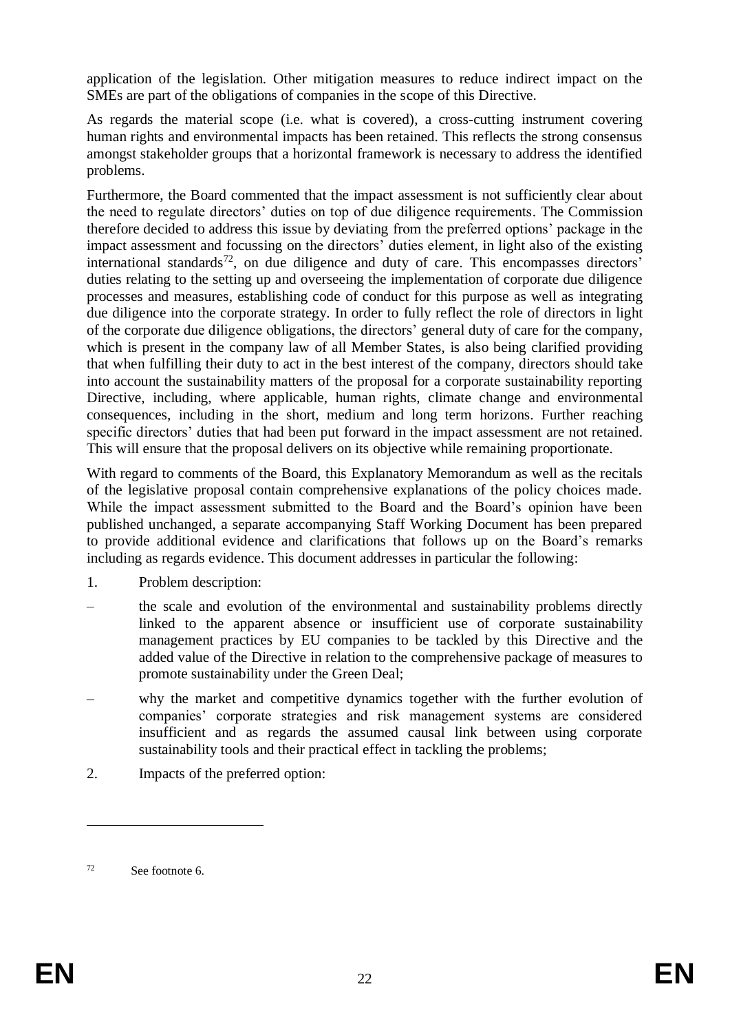application of the legislation. Other mitigation measures to reduce indirect impact on the SMEs are part of the obligations of companies in the scope of this Directive.

As regards the material scope (i.e. what is covered), a cross-cutting instrument covering human rights and environmental impacts has been retained. This reflects the strong consensus amongst stakeholder groups that a horizontal framework is necessary to address the identified problems.

Furthermore, the Board commented that the impact assessment is not sufficiently clear about the need to regulate directors' duties on top of due diligence requirements. The Commission therefore decided to address this issue by deviating from the preferred options' package in the impact assessment and focussing on the directors' duties element, in light also of the existing international standards[72], on due diligence and duty of care. This encompasses directors' duties relating to the setting up and overseeing the implementation of corporate due diligence processes and measures, establishing code of conduct for this purpose as well as integrating due diligence into the corporate strategy. In order to fully reflect the role of directors in light of the corporate due diligence obligations, the directors' general duty of care for the company, which is present in the company law of all Member States, is also being clarified providing that when fulfilling their duty to act in the best interest of the company, directors should take into account the sustainability matters of the proposal for a corporate sustainability reporting Directive, including, where applicable, human rights, climate change and environmental consequences, including in the short, medium and long term horizons. Further reaching specific directors' duties that had been put forward in the impact assessment are not retained. This will ensure that the proposal delivers on its objective while remaining proportionate.

With regard to comments of the Board, this Explanatory Memorandum as well as the recitals of the legislative proposal contain comprehensive explanations of the policy choices made. While the impact assessment submitted to the Board and the Board's opinion have been published unchanged, a separate accompanying Staff Working Document has been prepared to provide additional evidence and clarifications that follows up on the Board's remarks including as regards evidence. This document addresses in particular the following:

1. Problem description:

– the scale and evolution of the environmental and sustainability problems directly linked to the apparent absence or insufficient use of corporate sustainability management practices by EU companies to be tackled by this Directive and the added value of the Directive in relation to the comprehensive package of measures to promote sustainability under the Green Deal;

– why the market and competitive dynamics together with the further evolution of companies' corporate strategies and risk management systems are considered insufficient and as regards the assumed causal link between using corporate sustainability tools and their practical effect in tackling the problems;

2. Impacts of the preferred option:

---

[72] See footnote 6.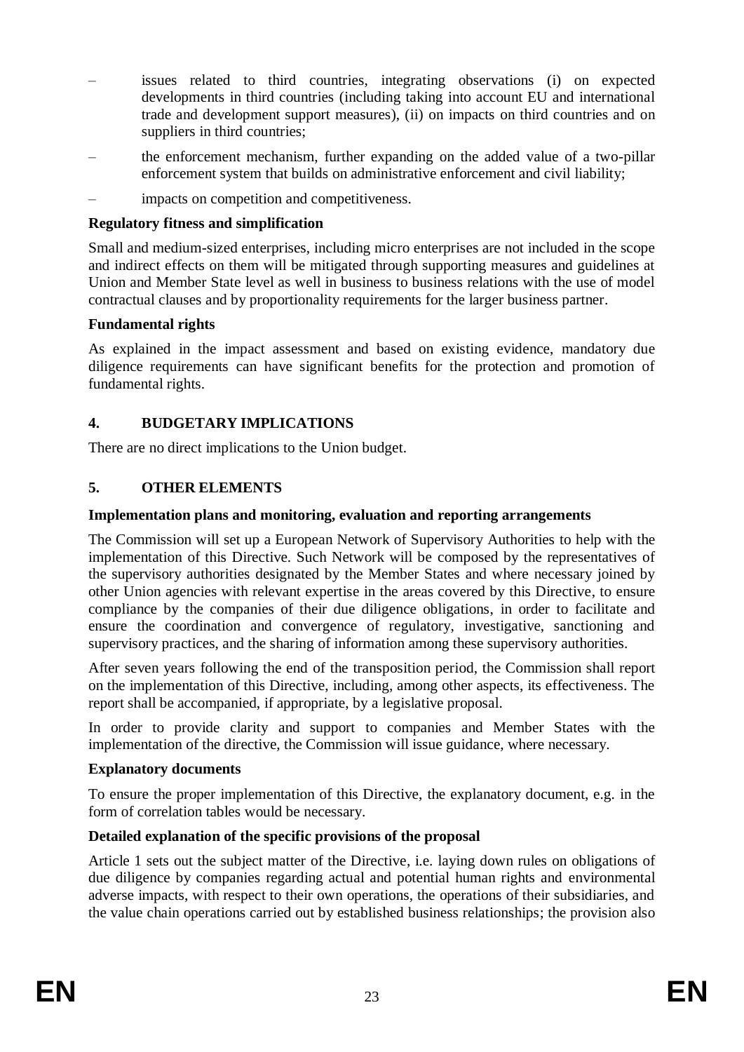– issues related to third countries, integrating observations (i) on expected developments in third countries (including taking into account EU and international trade and development support measures), (ii) on impacts on third countries and on suppliers in third countries;

– the enforcement mechanism, further expanding on the added value of a two-pillar enforcement system that builds on administrative enforcement and civil liability;

– impacts on competition and competitiveness.

**Regulatory fitness and simplification**

Small and medium-sized enterprises, including micro enterprises are not included in the scope and indirect effects on them will be mitigated through supporting measures and guidelines at Union and Member State level as well in business to business relations with the use of model contractual clauses and by proportionality requirements for the larger business partner.

**Fundamental rights**

As explained in the impact assessment and based on existing evidence, mandatory due diligence requirements can have significant benefits for the protection and promotion of fundamental rights.

## 4. BUDGETARY IMPLICATIONS

There are no direct implications to the Union budget.

## 5. OTHER ELEMENTS

**Implementation plans and monitoring, evaluation and reporting arrangements**

The Commission will set up a European Network of Supervisory Authorities to help with the implementation of this Directive. Such Network will be composed by the representatives of the supervisory authorities designated by the Member States and where necessary joined by other Union agencies with relevant expertise in the areas covered by this Directive, to ensure compliance by the companies of their due diligence obligations, in order to facilitate and ensure the coordination and convergence of regulatory, investigative, sanctioning and supervisory practices, and the sharing of information among these supervisory authorities.

After seven years following the end of the transposition period, the Commission shall report on the implementation of this Directive, including, among other aspects, its effectiveness. The report shall be accompanied, if appropriate, by a legislative proposal.

In order to provide clarity and support to companies and Member States with the implementation of the directive, the Commission will issue guidance, where necessary.

**Explanatory documents**

To ensure the proper implementation of this Directive, the explanatory document, e.g. in the form of correlation tables would be necessary.

**Detailed explanation of the specific provisions of the proposal**

Article 1 sets out the subject matter of the Directive, i.e. laying down rules on obligations of due diligence by companies regarding actual and potential human rights and environmental adverse impacts, with respect to their own operations, the operations of their subsidiaries, and the value chain operations carried out by established business relationships; the provision also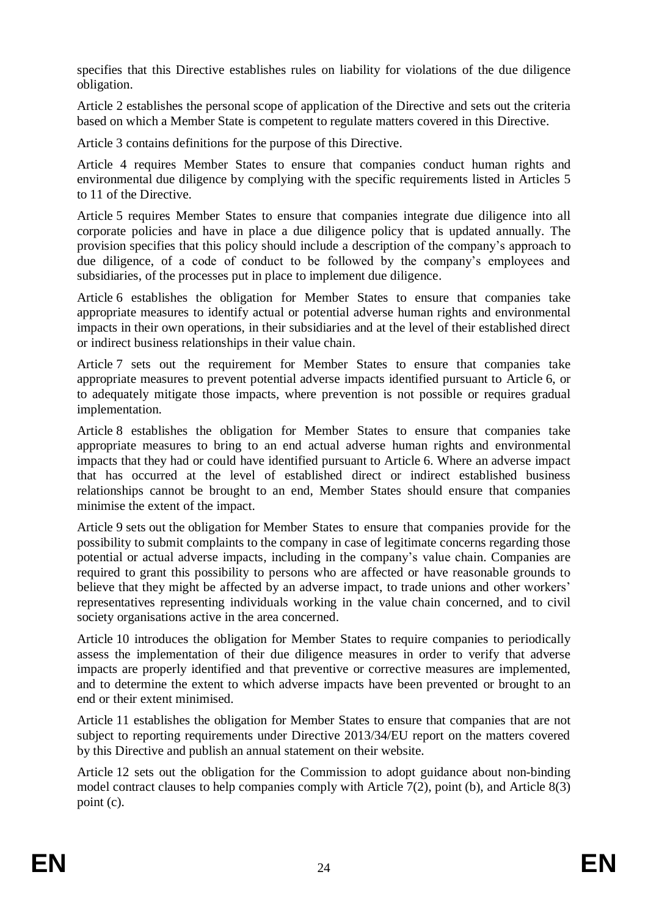specifies that this Directive establishes rules on liability for violations of the due diligence obligation.

Article 2 establishes the personal scope of application of the Directive and sets out the criteria based on which a Member State is competent to regulate matters covered in this Directive.

Article 3 contains definitions for the purpose of this Directive.

Article 4 requires Member States to ensure that companies conduct human rights and environmental due diligence by complying with the specific requirements listed in Articles 5 to 11 of the Directive.

Article 5 requires Member States to ensure that companies integrate due diligence into all corporate policies and have in place a due diligence policy that is updated annually. The provision specifies that this policy should include a description of the company's approach to due diligence, of a code of conduct to be followed by the company's employees and subsidiaries, of the processes put in place to implement due diligence.

Article 6 establishes the obligation for Member States to ensure that companies take appropriate measures to identify actual or potential adverse human rights and environmental impacts in their own operations, in their subsidiaries and at the level of their established direct or indirect business relationships in their value chain.

Article 7 sets out the requirement for Member States to ensure that companies take appropriate measures to prevent potential adverse impacts identified pursuant to Article 6, or to adequately mitigate those impacts, where prevention is not possible or requires gradual implementation.

Article 8 establishes the obligation for Member States to ensure that companies take appropriate measures to bring to an end actual adverse human rights and environmental impacts that they had or could have identified pursuant to Article 6. Where an adverse impact that has occurred at the level of established direct or indirect established business relationships cannot be brought to an end, Member States should ensure that companies minimise the extent of the impact.

Article 9 sets out the obligation for Member States to ensure that companies provide for the possibility to submit complaints to the company in case of legitimate concerns regarding those potential or actual adverse impacts, including in the company's value chain. Companies are required to grant this possibility to persons who are affected or have reasonable grounds to believe that they might be affected by an adverse impact, to trade unions and other workers' representatives representing individuals working in the value chain concerned, and to civil society organisations active in the area concerned.

Article 10 introduces the obligation for Member States to require companies to periodically assess the implementation of their due diligence measures in order to verify that adverse impacts are properly identified and that preventive or corrective measures are implemented, and to determine the extent to which adverse impacts have been prevented or brought to an end or their extent minimised.

Article 11 establishes the obligation for Member States to ensure that companies that are not subject to reporting requirements under Directive 2013/34/EU report on the matters covered by this Directive and publish an annual statement on their website.

Article 12 sets out the obligation for the Commission to adopt guidance about non-binding model contract clauses to help companies comply with Article 7(2), point (b), and Article 8(3) point (c).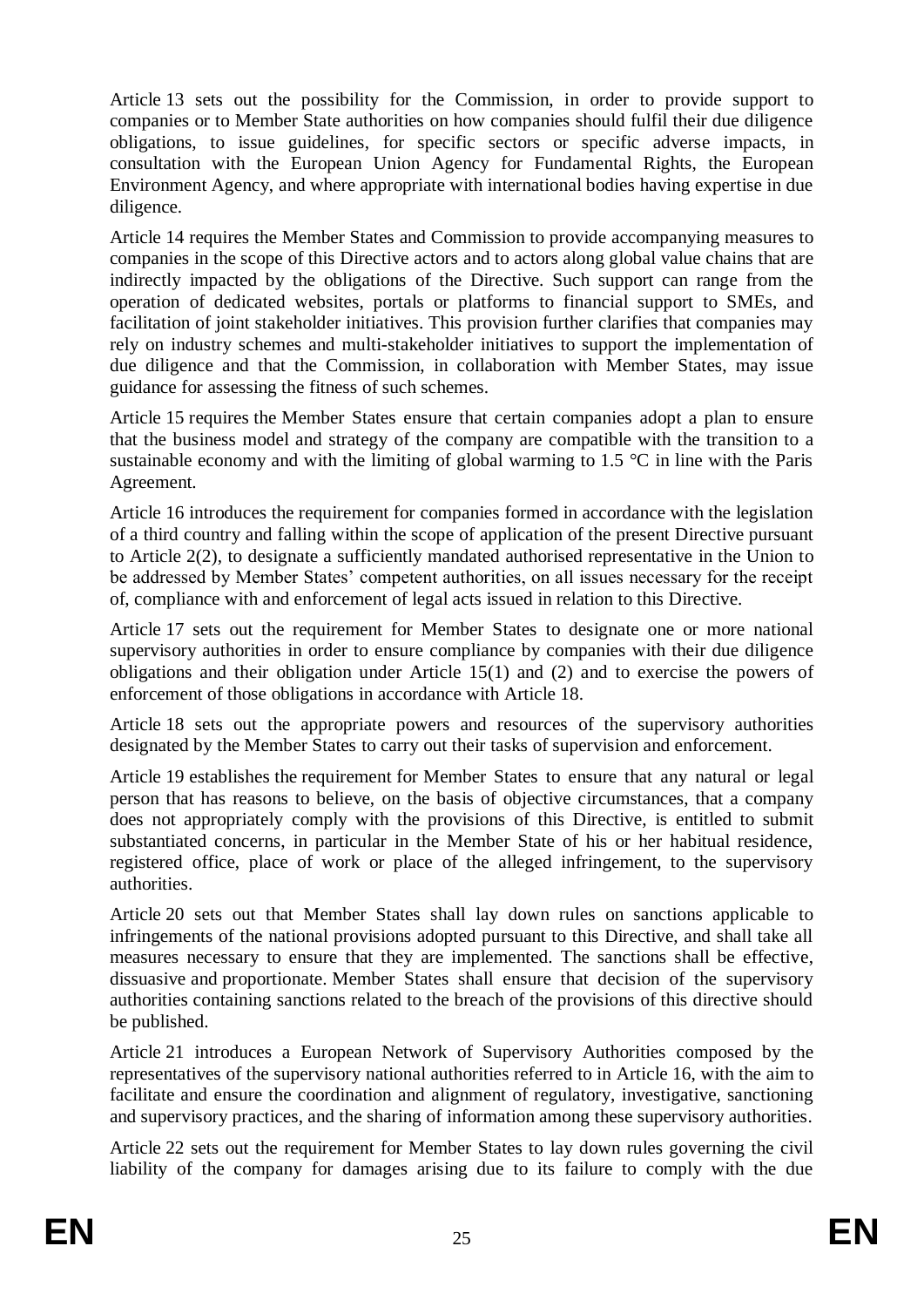Article 13 sets out the possibility for the Commission, in order to provide support to companies or to Member State authorities on how companies should fulfil their due diligence obligations, to issue guidelines, for specific sectors or specific adverse impacts, in consultation with the European Union Agency for Fundamental Rights, the European Environment Agency, and where appropriate with international bodies having expertise in due diligence.

Article 14 requires the Member States and Commission to provide accompanying measures to companies in the scope of this Directive actors and to actors along global value chains that are indirectly impacted by the obligations of the Directive. Such support can range from the operation of dedicated websites, portals or platforms to financial support to SMEs, and facilitation of joint stakeholder initiatives. This provision further clarifies that companies may rely on industry schemes and multi-stakeholder initiatives to support the implementation of due diligence and that the Commission, in collaboration with Member States, may issue guidance for assessing the fitness of such schemes.

Article 15 requires the Member States ensure that certain companies adopt a plan to ensure that the business model and strategy of the company are compatible with the transition to a sustainable economy and with the limiting of global warming to 1.5 °C in line with the Paris Agreement.

Article 16 introduces the requirement for companies formed in accordance with the legislation of a third country and falling within the scope of application of the present Directive pursuant to Article 2(2), to designate a sufficiently mandated authorised representative in the Union to be addressed by Member States' competent authorities, on all issues necessary for the receipt of, compliance with and enforcement of legal acts issued in relation to this Directive.

Article 17 sets out the requirement for Member States to designate one or more national supervisory authorities in order to ensure compliance by companies with their due diligence obligations and their obligation under Article 15(1) and (2) and to exercise the powers of enforcement of those obligations in accordance with Article 18.

Article 18 sets out the appropriate powers and resources of the supervisory authorities designated by the Member States to carry out their tasks of supervision and enforcement.

Article 19 establishes the requirement for Member States to ensure that any natural or legal person that has reasons to believe, on the basis of objective circumstances, that a company does not appropriately comply with the provisions of this Directive, is entitled to submit substantiated concerns, in particular in the Member State of his or her habitual residence, registered office, place of work or place of the alleged infringement, to the supervisory authorities.

Article 20 sets out that Member States shall lay down rules on sanctions applicable to infringements of the national provisions adopted pursuant to this Directive, and shall take all measures necessary to ensure that they are implemented. The sanctions shall be effective, dissuasive and proportionate. Member States shall ensure that decision of the supervisory authorities containing sanctions related to the breach of the provisions of this directive should be published.

Article 21 introduces a European Network of Supervisory Authorities composed by the representatives of the supervisory national authorities referred to in Article 16, with the aim to facilitate and ensure the coordination and alignment of regulatory, investigative, sanctioning and supervisory practices, and the sharing of information among these supervisory authorities.

Article 22 sets out the requirement for Member States to lay down rules governing the civil liability of the company for damages arising due to its failure to comply with the due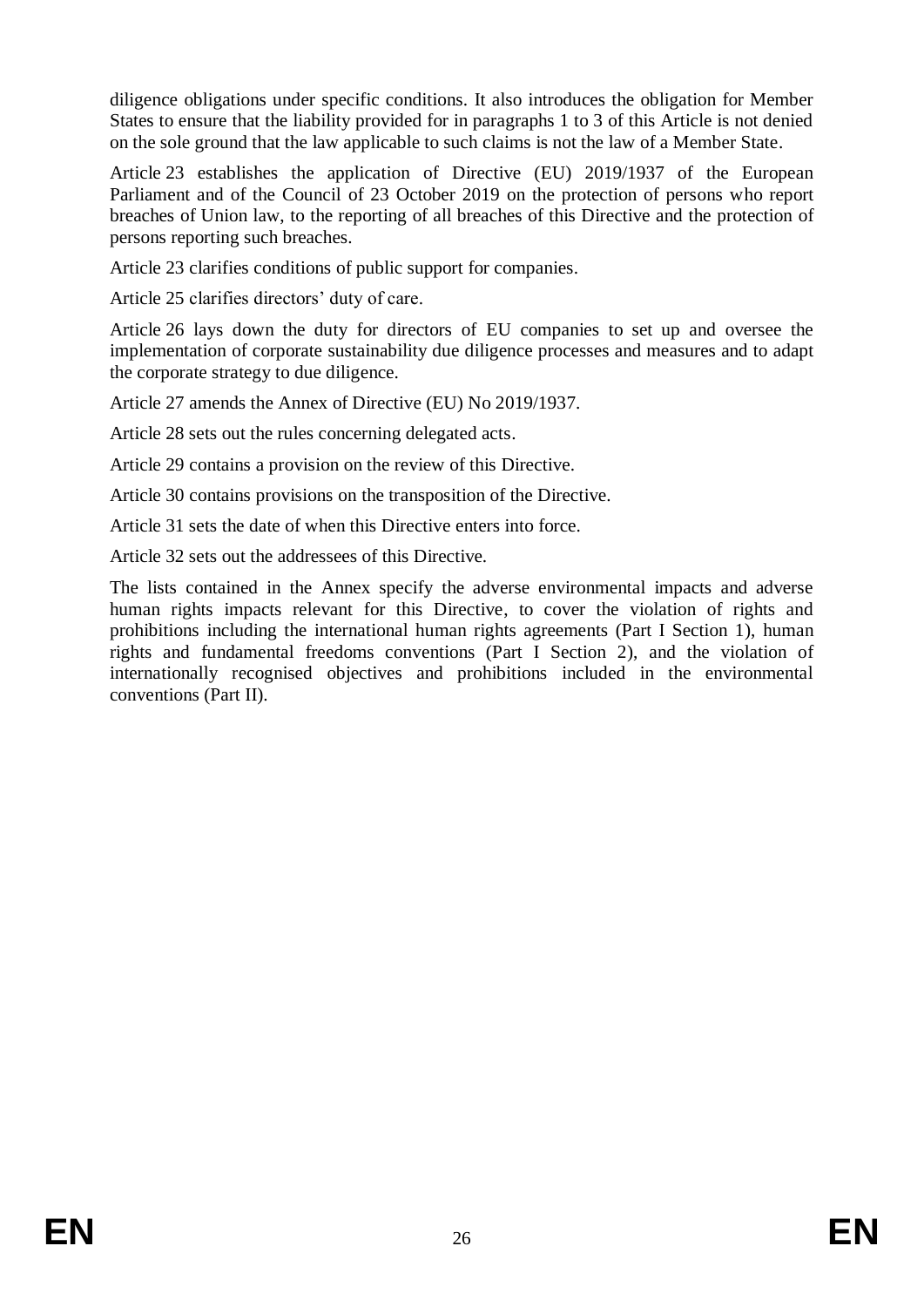diligence obligations under specific conditions. It also introduces the obligation for Member States to ensure that the liability provided for in paragraphs 1 to 3 of this Article is not denied on the sole ground that the law applicable to such claims is not the law of a Member State.

Article 23 establishes the application of Directive (EU) 2019/1937 of the European Parliament and of the Council of 23 October 2019 on the protection of persons who report breaches of Union law, to the reporting of all breaches of this Directive and the protection of persons reporting such breaches.

Article 23 clarifies conditions of public support for companies.

Article 25 clarifies directors' duty of care.

Article 26 lays down the duty for directors of EU companies to set up and oversee the implementation of corporate sustainability due diligence processes and measures and to adapt the corporate strategy to due diligence.

Article 27 amends the Annex of Directive (EU) No 2019/1937.

Article 28 sets out the rules concerning delegated acts.

Article 29 contains a provision on the review of this Directive.

Article 30 contains provisions on the transposition of the Directive.

Article 31 sets the date of when this Directive enters into force.

Article 32 sets out the addressees of this Directive.

The lists contained in the Annex specify the adverse environmental impacts and adverse human rights impacts relevant for this Directive, to cover the violation of rights and prohibitions including the international human rights agreements (Part I Section 1), human rights and fundamental freedoms conventions (Part I Section 2), and the violation of internationally recognised objectives and prohibitions included in the environmental conventions (Part II).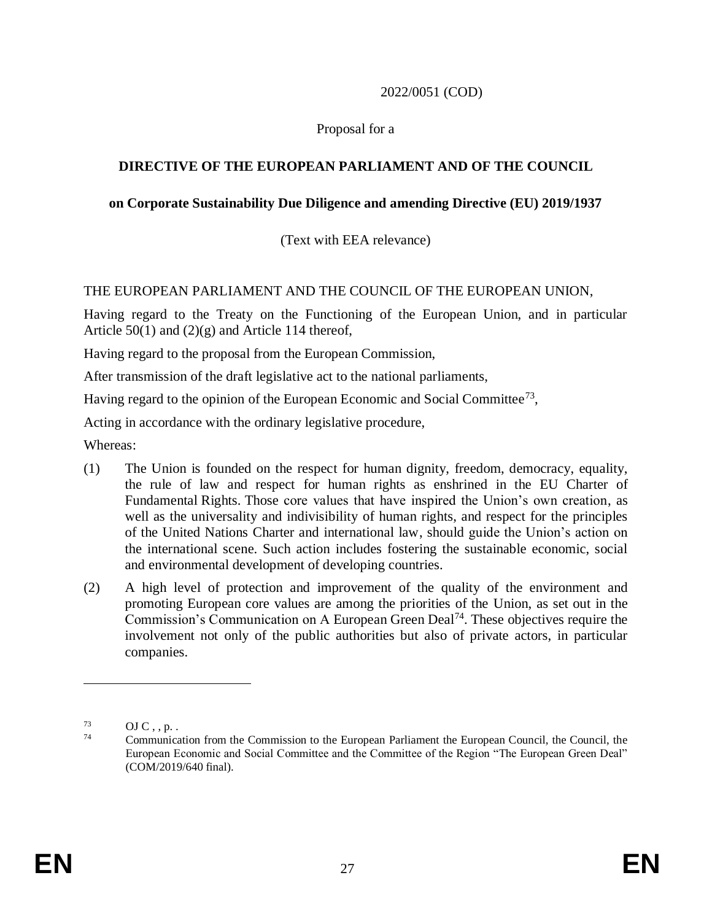2022/0051 (COD)

Proposal for a

**DIRECTIVE OF THE EUROPEAN PARLIAMENT AND OF THE COUNCIL**

**on Corporate Sustainability Due Diligence and amending Directive (EU) 2019/1937**

(Text with EEA relevance)

THE EUROPEAN PARLIAMENT AND THE COUNCIL OF THE EUROPEAN UNION,

Having regard to the Treaty on the Functioning of the European Union, and in particular Article 50(1) and (2)(g) and Article 114 thereof,

Having regard to the proposal from the European Commission,

After transmission of the draft legislative act to the national parliaments,

Having regard to the opinion of the European Economic and Social Committee[73],

Acting in accordance with the ordinary legislative procedure,

Whereas:

(1) The Union is founded on the respect for human dignity, freedom, democracy, equality, the rule of law and respect for human rights as enshrined in the EU Charter of Fundamental Rights. Those core values that have inspired the Union's own creation, as well as the universality and indivisibility of human rights, and respect for the principles of the United Nations Charter and international law, should guide the Union's action on the international scene. Such action includes fostering the sustainable economic, social and environmental development of developing countries.

(2) A high level of protection and improvement of the quality of the environment and promoting European core values are among the priorities of the Union, as set out in the Commission's Communication on A European Green Deal[74]. These objectives require the involvement not only of the public authorities but also of private actors, in particular companies.

---

[73] OJ C , , p. .

[74] Communication from the Commission to the European Parliament the European Council, the Council, the European Economic and Social Committee and the Committee of the Region "The European Green Deal" (COM/2019/640 final).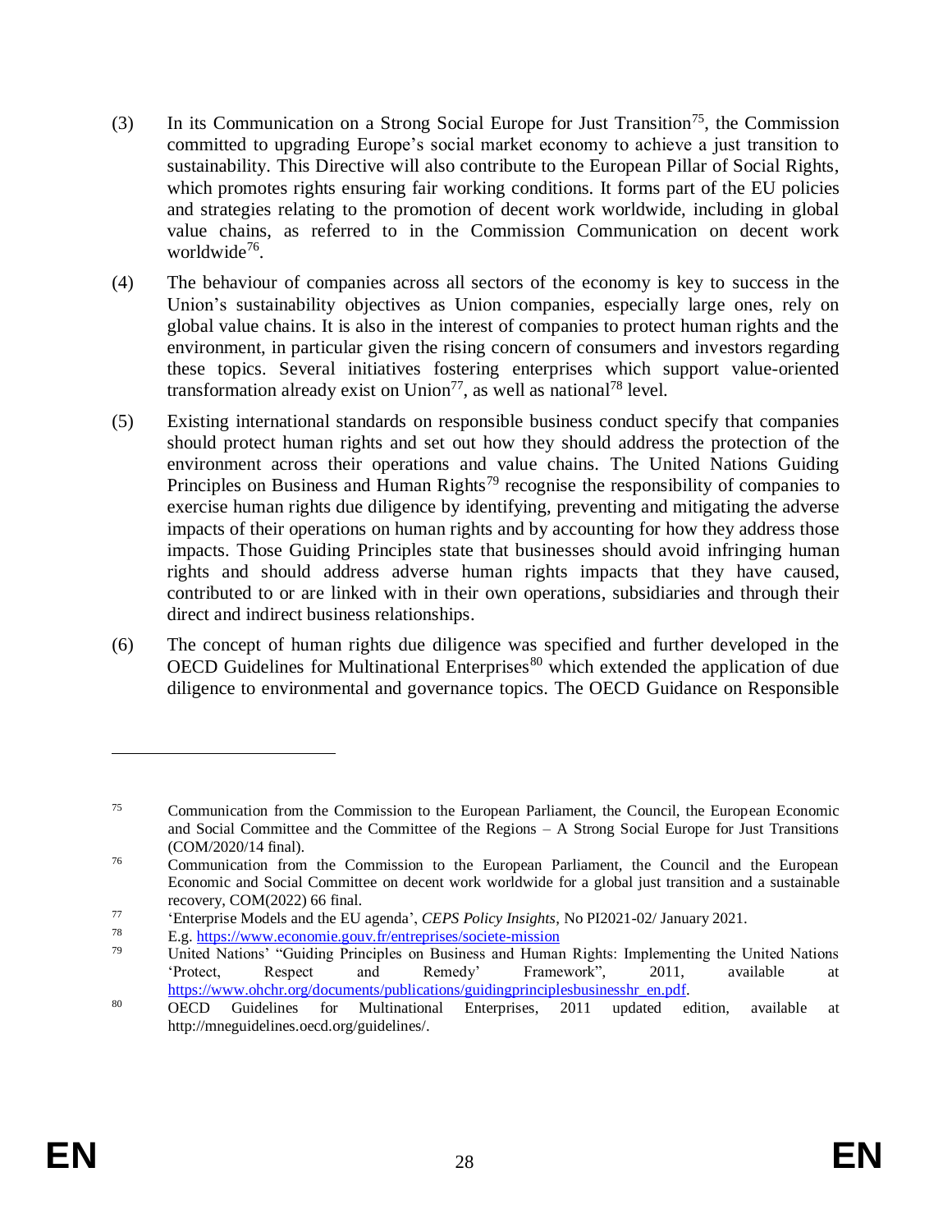(3) In its Communication on a Strong Social Europe for Just Transition[75], the Commission committed to upgrading Europe's social market economy to achieve a just transition to sustainability. This Directive will also contribute to the European Pillar of Social Rights, which promotes rights ensuring fair working conditions. It forms part of the EU policies and strategies relating to the promotion of decent work worldwide, including in global value chains, as referred to in the Commission Communication on decent work worldwide[76].

(4) The behaviour of companies across all sectors of the economy is key to success in the Union's sustainability objectives as Union companies, especially large ones, rely on global value chains. It is also in the interest of companies to protect human rights and the environment, in particular given the rising concern of consumers and investors regarding these topics. Several initiatives fostering enterprises which support value-oriented transformation already exist on Union[77], as well as national[78] level.

(5) Existing international standards on responsible business conduct specify that companies should protect human rights and set out how they should address the protection of the environment across their operations and value chains. The United Nations Guiding Principles on Business and Human Rights[79] recognise the responsibility of companies to exercise human rights due diligence by identifying, preventing and mitigating the adverse impacts of their operations on human rights and by accounting for how they address those impacts. Those Guiding Principles state that businesses should avoid infringing human rights and should address adverse human rights impacts that they have caused, contributed to or are linked with in their own operations, subsidiaries and through their direct and indirect business relationships.

(6) The concept of human rights due diligence was specified and further developed in the OECD Guidelines for Multinational Enterprises[80] which extended the application of due diligence to environmental and governance topics. The OECD Guidance on Responsible

---

[75] Communication from the Commission to the European Parliament, the Council, the European Economic and Social Committee and the Committee of the Regions – A Strong Social Europe for Just Transitions (COM/2020/14 final).

[76] Communication from the Commission to the European Parliament, the Council and the European Economic and Social Committee on decent work worldwide for a global just transition and a sustainable recovery, COM(2022) 66 final.

[77] 'Enterprise Models and the EU agenda', *CEPS Policy Insights*, No PI2021-02/ January 2021.

[78] E.g. https://www.economie.gouv.fr/entreprises/societe-mission

[79] United Nations' "Guiding Principles on Business and Human Rights: Implementing the United Nations 'Protect, Respect and Remedy' Framework", 2011, available at https://www.ohchr.org/documents/publications/guidingprinciplesbusinesshr_en.pdf.

[80] OECD Guidelines for Multinational Enterprises, 2011 updated edition, available at http://mneguidelines.oecd.org/guidelines/.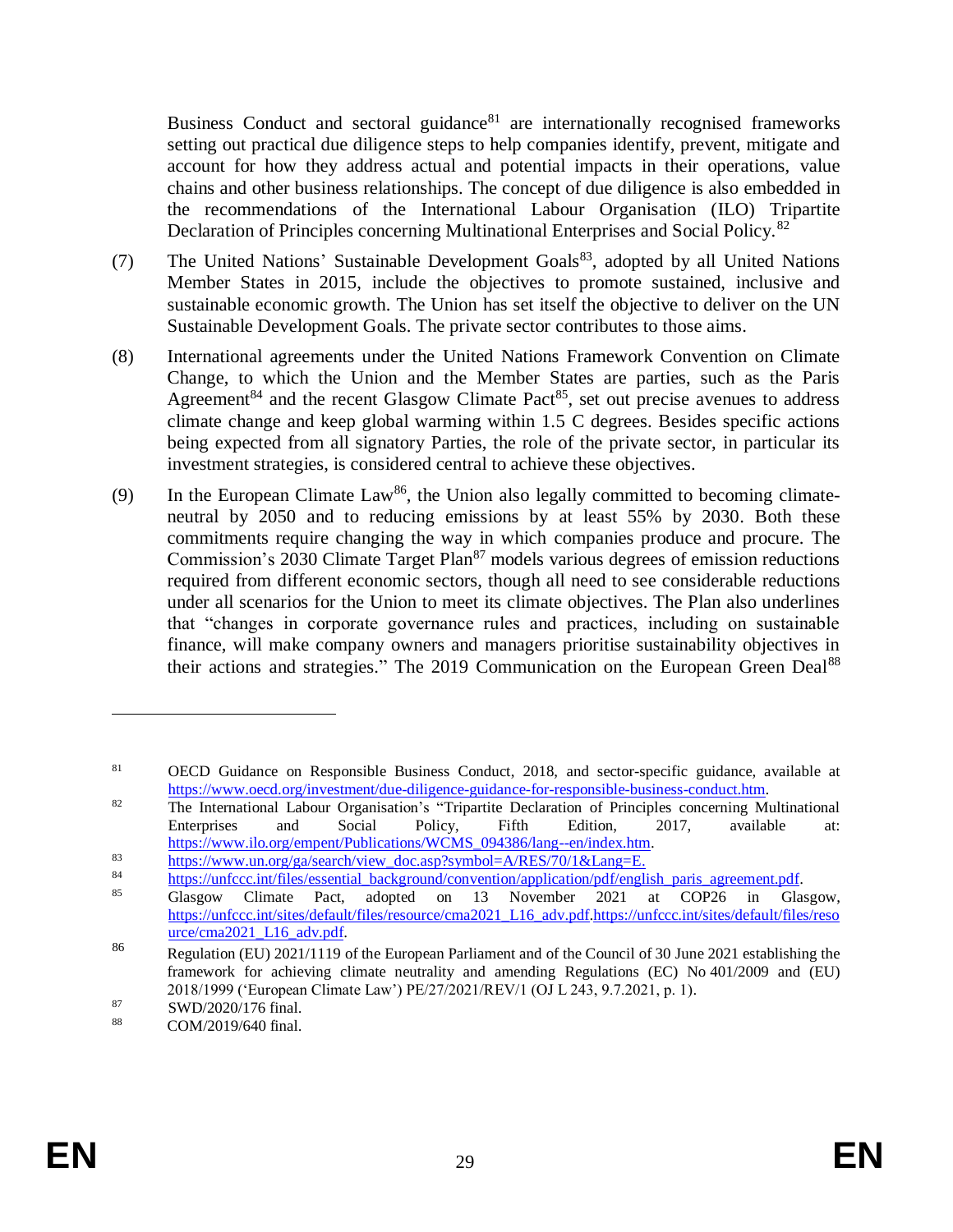Business Conduct and sectoral guidance[81] are internationally recognised frameworks setting out practical due diligence steps to help companies identify, prevent, mitigate and account for how they address actual and potential impacts in their operations, value chains and other business relationships. The concept of due diligence is also embedded in the recommendations of the International Labour Organisation (ILO) Tripartite Declaration of Principles concerning Multinational Enterprises and Social Policy.[82]

(7) The United Nations' Sustainable Development Goals[83], adopted by all United Nations Member States in 2015, include the objectives to promote sustained, inclusive and sustainable economic growth. The Union has set itself the objective to deliver on the UN Sustainable Development Goals. The private sector contributes to those aims.

(8) International agreements under the United Nations Framework Convention on Climate Change, to which the Union and the Member States are parties, such as the Paris Agreement[84] and the recent Glasgow Climate Pact[85], set out precise avenues to address climate change and keep global warming within 1.5 C degrees. Besides specific actions being expected from all signatory Parties, the role of the private sector, in particular its investment strategies, is considered central to achieve these objectives.

(9) In the European Climate Law[86], the Union also legally committed to becoming climate-neutral by 2050 and to reducing emissions by at least 55% by 2030. Both these commitments require changing the way in which companies produce and procure. The Commission's 2030 Climate Target Plan[87] models various degrees of emission reductions required from different economic sectors, though all need to see considerable reductions under all scenarios for the Union to meet its climate objectives. The Plan also underlines that "changes in corporate governance rules and practices, including on sustainable finance, will make company owners and managers prioritise sustainability objectives in their actions and strategies." The 2019 Communication on the European Green Deal[88]

---

[81] OECD Guidance on Responsible Business Conduct, 2018, and sector-specific guidance, available at https://www.oecd.org/investment/due-diligence-guidance-for-responsible-business-conduct.htm.

[82] The International Labour Organisation's "Tripartite Declaration of Principles concerning Multinational Enterprises and Social Policy, Fifth Edition, 2017, available at: https://www.ilo.org/empent/Publications/WCMS_094386/lang--en/index.htm.

[83] https://www.un.org/ga/search/view_doc.asp?symbol=A/RES/70/1&Lang=E.

[84] https://unfccc.int/files/essential_background/convention/application/pdf/english_paris_agreement.pdf.

[85] Glasgow Climate Pact, adopted on 13 November 2021 at COP26 in Glasgow, https://unfccc.int/sites/default/files/resource/cma2021_L16_adv.pdf.https://unfccc.int/sites/default/files/resource/cma2021_L16_adv.pdf.

[86] Regulation (EU) 2021/1119 of the European Parliament and of the Council of 30 June 2021 establishing the framework for achieving climate neutrality and amending Regulations (EC) No 401/2009 and (EU) 2018/1999 ('European Climate Law') PE/27/2021/REV/1 (OJ L 243, 9.7.2021, p. 1).

[87] SWD/2020/176 final.

[88] COM/2019/640 final.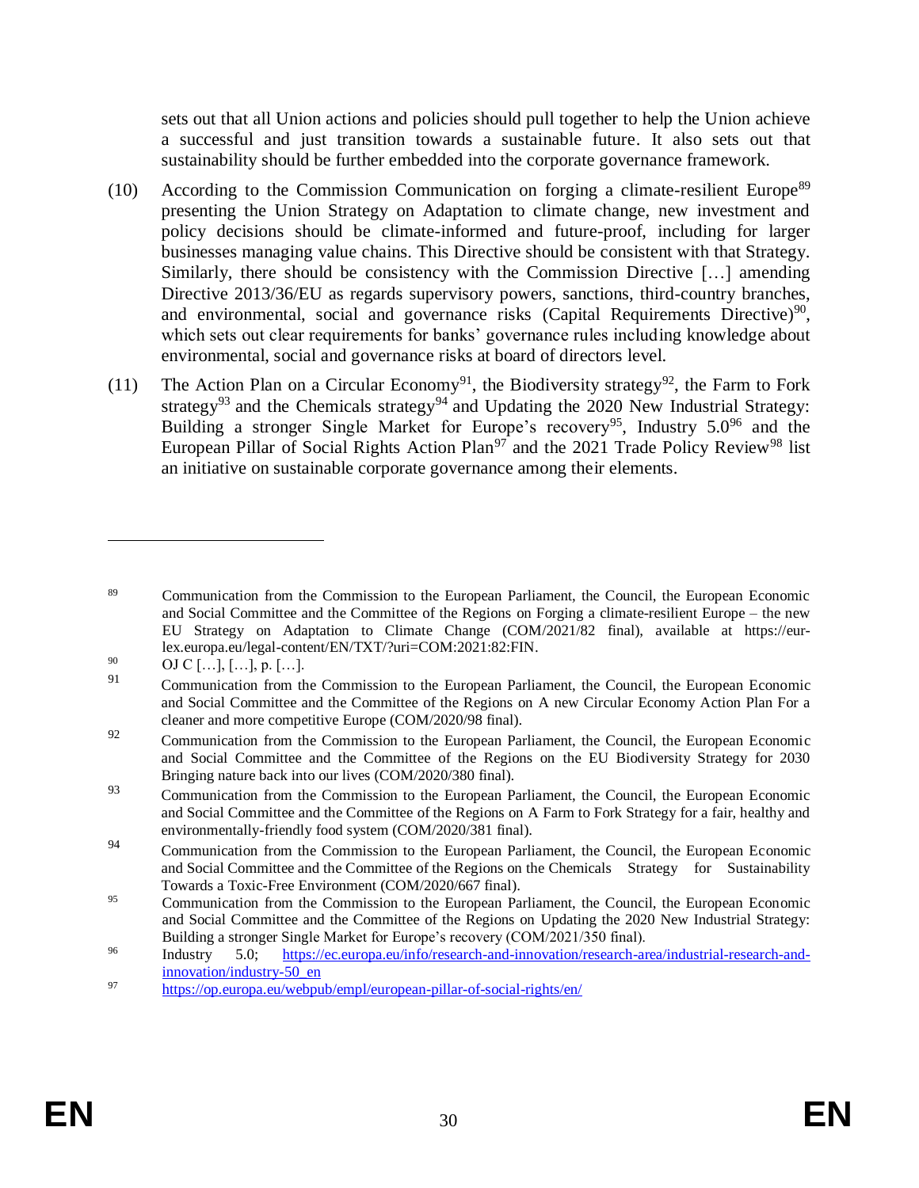sets out that all Union actions and policies should pull together to help the Union achieve a successful and just transition towards a sustainable future. It also sets out that sustainability should be further embedded into the corporate governance framework.

(10) According to the Commission Communication on forging a climate-resilient Europe[89] presenting the Union Strategy on Adaptation to climate change, new investment and policy decisions should be climate-informed and future-proof, including for larger businesses managing value chains. This Directive should be consistent with that Strategy. Similarly, there should be consistency with the Commission Directive […] amending Directive 2013/36/EU as regards supervisory powers, sanctions, third-country branches, and environmental, social and governance risks (Capital Requirements Directive)[90], which sets out clear requirements for banks' governance rules including knowledge about environmental, social and governance risks at board of directors level.

(11) The Action Plan on a Circular Economy[91], the Biodiversity strategy[92], the Farm to Fork strategy[93] and the Chemicals strategy[94] and Updating the 2020 New Industrial Strategy: Building a stronger Single Market for Europe's recovery[95], Industry 5.0[96] and the European Pillar of Social Rights Action Plan[97] and the 2021 Trade Policy Review[98] list an initiative on sustainable corporate governance among their elements.

---

[89] Communication from the Commission to the European Parliament, the Council, the European Economic and Social Committee and the Committee of the Regions on Forging a climate-resilient Europe – the new EU Strategy on Adaptation to Climate Change (COM/2021/82 final), available at https://eur-lex.europa.eu/legal-content/EN/TXT/?uri=COM:2021:82:FIN.

[90] OJ C […], […], p. […].

[91] Communication from the Commission to the European Parliament, the Council, the European Economic and Social Committee and the Committee of the Regions on A new Circular Economy Action Plan For a cleaner and more competitive Europe (COM/2020/98 final).

[92] Communication from the Commission to the European Parliament, the Council, the European Economic and Social Committee and the Committee of the Regions on the EU Biodiversity Strategy for 2030 Bringing nature back into our lives (COM/2020/380 final).

[93] Communication from the Commission to the European Parliament, the Council, the European Economic and Social Committee and the Committee of the Regions on A Farm to Fork Strategy for a fair, healthy and environmentally-friendly food system (COM/2020/381 final).

[94] Communication from the Commission to the European Parliament, the Council, the European Economic and Social Committee and the Committee of the Regions on the Chemicals Strategy for Sustainability Towards a Toxic-Free Environment (COM/2020/667 final).

[95] Communication from the Commission to the European Parliament, the Council, the European Economic and Social Committee and the Committee of the Regions on Updating the 2020 New Industrial Strategy: Building a stronger Single Market for Europe's recovery (COM/2021/350 final).

[96] Industry 5.0; https://ec.europa.eu/info/research-and-innovation/research-area/industrial-research-and-innovation/industry-50_en

[97] https://op.europa.eu/webpub/empl/european-pillar-of-social-rights/en/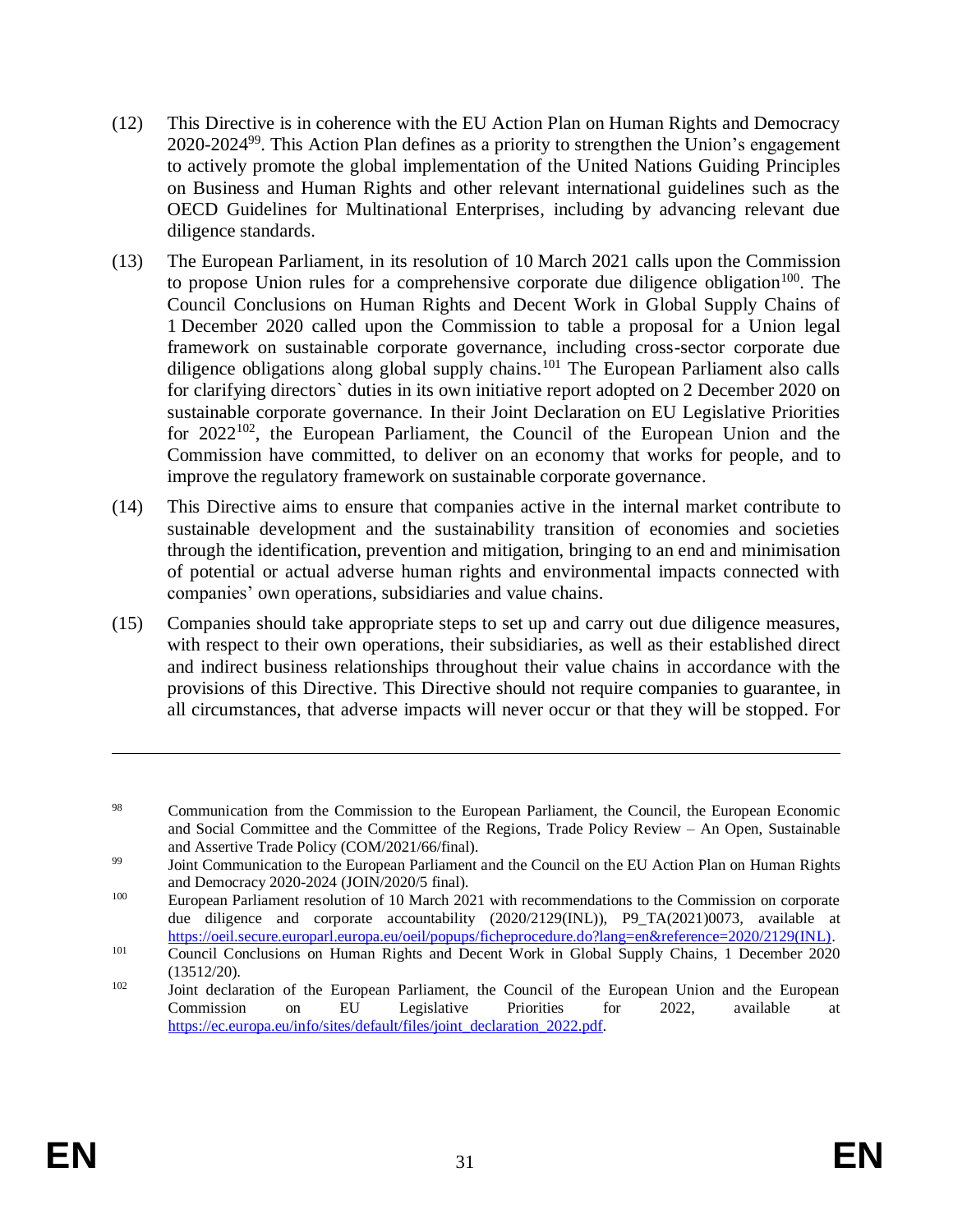(12) This Directive is in coherence with the EU Action Plan on Human Rights and Democracy 2020-2024[99]. This Action Plan defines as a priority to strengthen the Union's engagement to actively promote the global implementation of the United Nations Guiding Principles on Business and Human Rights and other relevant international guidelines such as the OECD Guidelines for Multinational Enterprises, including by advancing relevant due diligence standards.

(13) The European Parliament, in its resolution of 10 March 2021 calls upon the Commission to propose Union rules for a comprehensive corporate due diligence obligation[100]. The Council Conclusions on Human Rights and Decent Work in Global Supply Chains of 1 December 2020 called upon the Commission to table a proposal for a Union legal framework on sustainable corporate governance, including cross-sector corporate due diligence obligations along global supply chains.[101] The European Parliament also calls for clarifying directors` duties in its own initiative report adopted on 2 December 2020 on sustainable corporate governance. In their Joint Declaration on EU Legislative Priorities for 2022[102], the European Parliament, the Council of the European Union and the Commission have committed, to deliver on an economy that works for people, and to improve the regulatory framework on sustainable corporate governance.

(14) This Directive aims to ensure that companies active in the internal market contribute to sustainable development and the sustainability transition of economies and societies through the identification, prevention and mitigation, bringing to an end and minimisation of potential or actual adverse human rights and environmental impacts connected with companies' own operations, subsidiaries and value chains.

(15) Companies should take appropriate steps to set up and carry out due diligence measures, with respect to their own operations, their subsidiaries, as well as their established direct and indirect business relationships throughout their value chains in accordance with the provisions of this Directive. This Directive should not require companies to guarantee, in all circumstances, that adverse impacts will never occur or that they will be stopped. For

---

[98] Communication from the Commission to the European Parliament, the Council, the European Economic and Social Committee and the Committee of the Regions, Trade Policy Review – An Open, Sustainable and Assertive Trade Policy (COM/2021/66/final).

[99] Joint Communication to the European Parliament and the Council on the EU Action Plan on Human Rights and Democracy 2020-2024 (JOIN/2020/5 final).

[100] European Parliament resolution of 10 March 2021 with recommendations to the Commission on corporate due diligence and corporate accountability (2020/2129(INL)), P9_TA(2021)0073, available at https://oeil.secure.europarl.europa.eu/oeil/popups/ficheprocedure.do?lang=en&reference=2020/2129(INL).

[101] Council Conclusions on Human Rights and Decent Work in Global Supply Chains, 1 December 2020 (13512/20).

[102] Joint declaration of the European Parliament, the Council of the European Union and the European Commission on EU Legislative Priorities for 2022, available at https://ec.europa.eu/info/sites/default/files/joint_declaration_2022.pdf.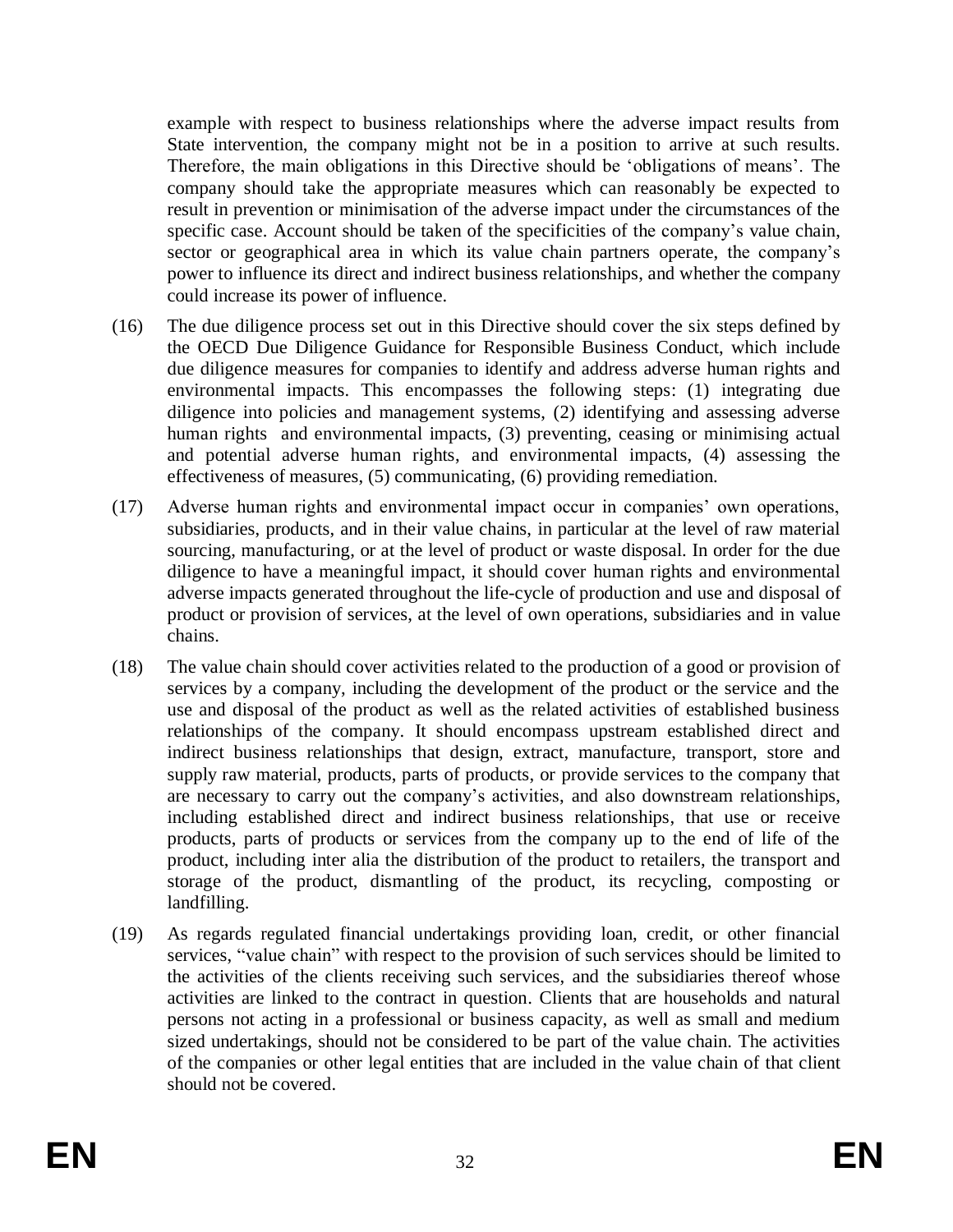example with respect to business relationships where the adverse impact results from State intervention, the company might not be in a position to arrive at such results. Therefore, the main obligations in this Directive should be 'obligations of means'. The company should take the appropriate measures which can reasonably be expected to result in prevention or minimisation of the adverse impact under the circumstances of the specific case. Account should be taken of the specificities of the company's value chain, sector or geographical area in which its value chain partners operate, the company's power to influence its direct and indirect business relationships, and whether the company could increase its power of influence.

(16) The due diligence process set out in this Directive should cover the six steps defined by the OECD Due Diligence Guidance for Responsible Business Conduct, which include due diligence measures for companies to identify and address adverse human rights and environmental impacts. This encompasses the following steps: (1) integrating due diligence into policies and management systems, (2) identifying and assessing adverse human rights and environmental impacts, (3) preventing, ceasing or minimising actual and potential adverse human rights, and environmental impacts, (4) assessing the effectiveness of measures, (5) communicating, (6) providing remediation.

(17) Adverse human rights and environmental impact occur in companies' own operations, subsidiaries, products, and in their value chains, in particular at the level of raw material sourcing, manufacturing, or at the level of product or waste disposal. In order for the due diligence to have a meaningful impact, it should cover human rights and environmental adverse impacts generated throughout the life-cycle of production and use and disposal of product or provision of services, at the level of own operations, subsidiaries and in value chains.

(18) The value chain should cover activities related to the production of a good or provision of services by a company, including the development of the product or the service and the use and disposal of the product as well as the related activities of established business relationships of the company. It should encompass upstream established direct and indirect business relationships that design, extract, manufacture, transport, store and supply raw material, products, parts of products, or provide services to the company that are necessary to carry out the company's activities, and also downstream relationships, including established direct and indirect business relationships, that use or receive products, parts of products or services from the company up to the end of life of the product, including inter alia the distribution of the product to retailers, the transport and storage of the product, dismantling of the product, its recycling, composting or landfilling.

(19) As regards regulated financial undertakings providing loan, credit, or other financial services, "value chain" with respect to the provision of such services should be limited to the activities of the clients receiving such services, and the subsidiaries thereof whose activities are linked to the contract in question. Clients that are households and natural persons not acting in a professional or business capacity, as well as small and medium sized undertakings, should not be considered to be part of the value chain. The activities of the companies or other legal entities that are included in the value chain of that client should not be covered.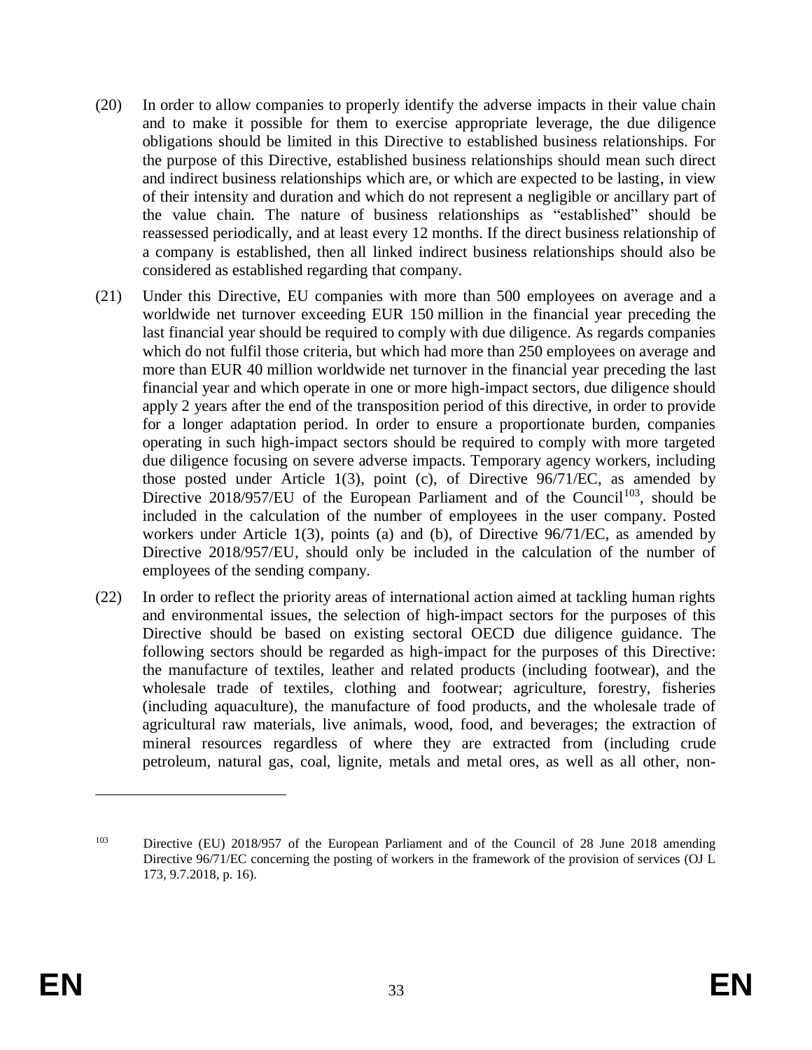(20) In order to allow companies to properly identify the adverse impacts in their value chain and to make it possible for them to exercise appropriate leverage, the due diligence obligations should be limited in this Directive to established business relationships. For the purpose of this Directive, established business relationships should mean such direct and indirect business relationships which are, or which are expected to be lasting, in view of their intensity and duration and which do not represent a negligible or ancillary part of the value chain. The nature of business relationships as "established" should be reassessed periodically, and at least every 12 months. If the direct business relationship of a company is established, then all linked indirect business relationships should also be considered as established regarding that company.

(21) Under this Directive, EU companies with more than 500 employees on average and a worldwide net turnover exceeding EUR 150 million in the financial year preceding the last financial year should be required to comply with due diligence. As regards companies which do not fulfil those criteria, but which had more than 250 employees on average and more than EUR 40 million worldwide net turnover in the financial year preceding the last financial year and which operate in one or more high-impact sectors, due diligence should apply 2 years after the end of the transposition period of this directive, in order to provide for a longer adaptation period. In order to ensure a proportionate burden, companies operating in such high-impact sectors should be required to comply with more targeted due diligence focusing on severe adverse impacts. Temporary agency workers, including those posted under Article 1(3), point (c), of Directive 96/71/EC, as amended by Directive 2018/957/EU of the European Parliament and of the Council[103], should be included in the calculation of the number of employees in the user company. Posted workers under Article 1(3), points (a) and (b), of Directive 96/71/EC, as amended by Directive 2018/957/EU, should only be included in the calculation of the number of employees of the sending company.

(22) In order to reflect the priority areas of international action aimed at tackling human rights and environmental issues, the selection of high-impact sectors for the purposes of this Directive should be based on existing sectoral OECD due diligence guidance. The following sectors should be regarded as high-impact for the purposes of this Directive: the manufacture of textiles, leather and related products (including footwear), and the wholesale trade of textiles, clothing and footwear; agriculture, forestry, fisheries (including aquaculture), the manufacture of food products, and the wholesale trade of agricultural raw materials, live animals, wood, food, and beverages; the extraction of mineral resources regardless of where they are extracted from (including crude petroleum, natural gas, coal, lignite, metals and metal ores, as well as all other, non-

---

[103] Directive (EU) 2018/957 of the European Parliament and of the Council of 28 June 2018 amending Directive 96/71/EC concerning the posting of workers in the framework of the provision of services (OJ L 173, 9.7.2018, p. 16).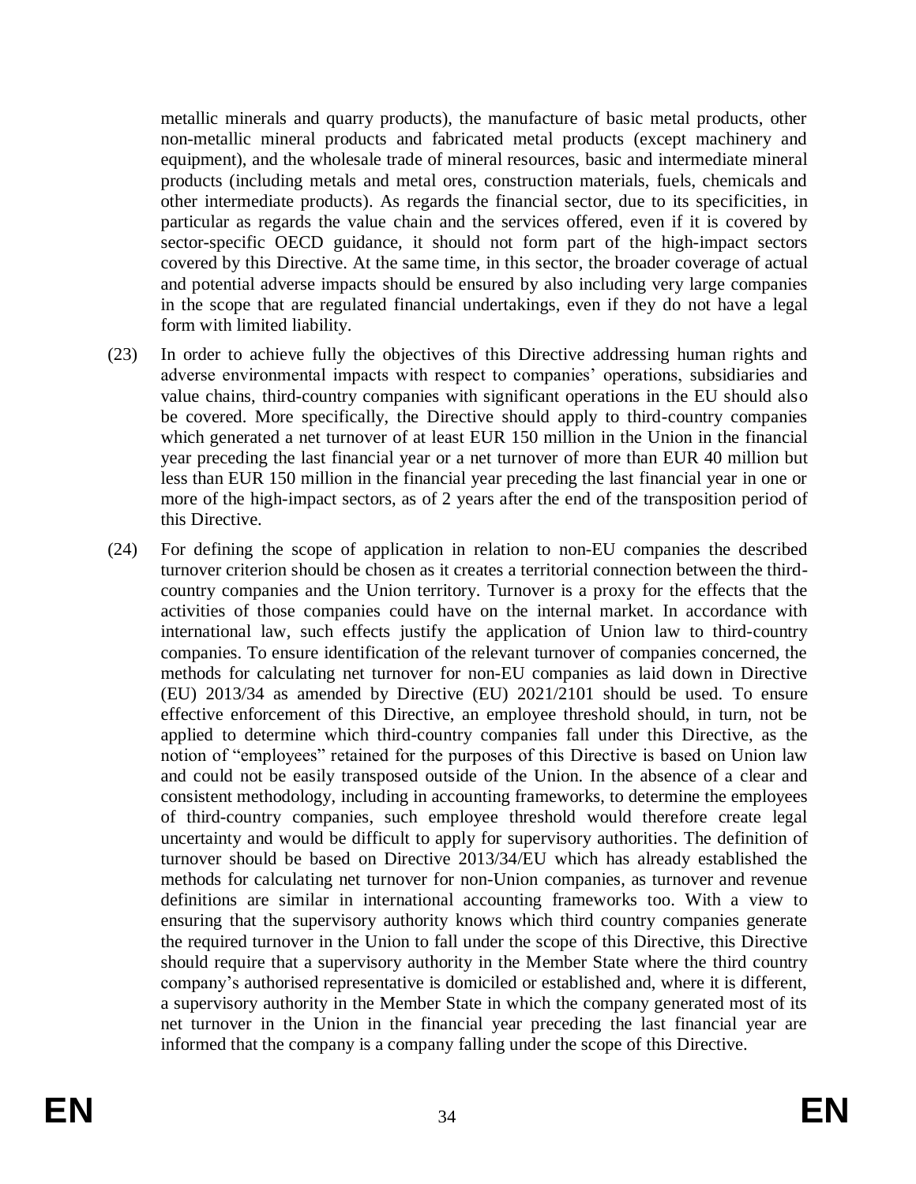metallic minerals and quarry products), the manufacture of basic metal products, other non-metallic mineral products and fabricated metal products (except machinery and equipment), and the wholesale trade of mineral resources, basic and intermediate mineral products (including metals and metal ores, construction materials, fuels, chemicals and other intermediate products). As regards the financial sector, due to its specificities, in particular as regards the value chain and the services offered, even if it is covered by sector-specific OECD guidance, it should not form part of the high-impact sectors covered by this Directive. At the same time, in this sector, the broader coverage of actual and potential adverse impacts should be ensured by also including very large companies in the scope that are regulated financial undertakings, even if they do not have a legal form with limited liability.

(23) In order to achieve fully the objectives of this Directive addressing human rights and adverse environmental impacts with respect to companies' operations, subsidiaries and value chains, third-country companies with significant operations in the EU should also be covered. More specifically, the Directive should apply to third-country companies which generated a net turnover of at least EUR 150 million in the Union in the financial year preceding the last financial year or a net turnover of more than EUR 40 million but less than EUR 150 million in the financial year preceding the last financial year in one or more of the high-impact sectors, as of 2 years after the end of the transposition period of this Directive.

(24) For defining the scope of application in relation to non-EU companies the described turnover criterion should be chosen as it creates a territorial connection between the third-country companies and the Union territory. Turnover is a proxy for the effects that the activities of those companies could have on the internal market. In accordance with international law, such effects justify the application of Union law to third-country companies. To ensure identification of the relevant turnover of companies concerned, the methods for calculating net turnover for non-EU companies as laid down in Directive (EU) 2013/34 as amended by Directive (EU) 2021/2101 should be used. To ensure effective enforcement of this Directive, an employee threshold should, in turn, not be applied to determine which third-country companies fall under this Directive, as the notion of "employees" retained for the purposes of this Directive is based on Union law and could not be easily transposed outside of the Union. In the absence of a clear and consistent methodology, including in accounting frameworks, to determine the employees of third-country companies, such employee threshold would therefore create legal uncertainty and would be difficult to apply for supervisory authorities. The definition of turnover should be based on Directive 2013/34/EU which has already established the methods for calculating net turnover for non-Union companies, as turnover and revenue definitions are similar in international accounting frameworks too. With a view to ensuring that the supervisory authority knows which third country companies generate the required turnover in the Union to fall under the scope of this Directive, this Directive should require that a supervisory authority in the Member State where the third country company's authorised representative is domiciled or established and, where it is different, a supervisory authority in the Member State in which the company generated most of its net turnover in the Union in the financial year preceding the last financial year are informed that the company is a company falling under the scope of this Directive.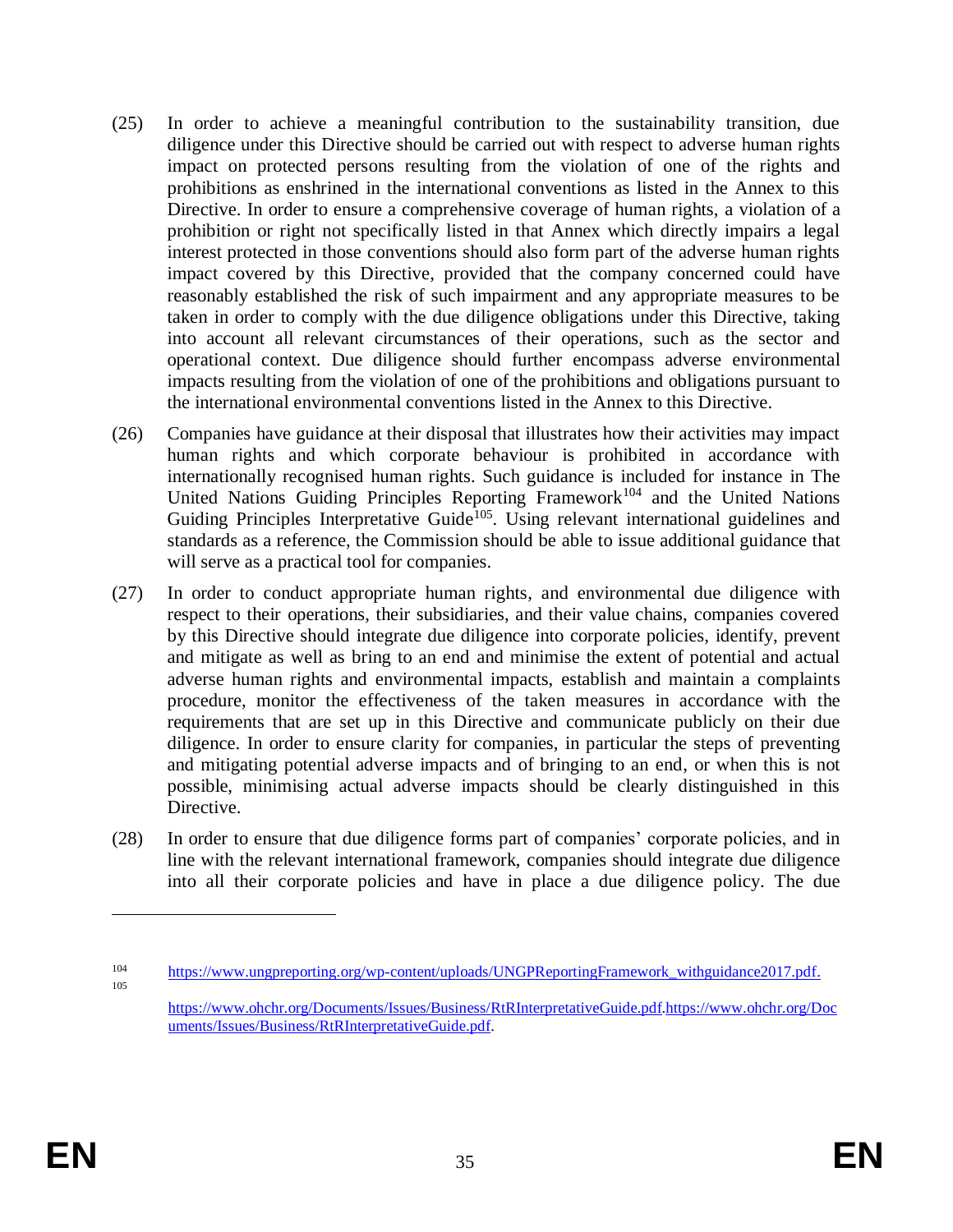(25) In order to achieve a meaningful contribution to the sustainability transition, due diligence under this Directive should be carried out with respect to adverse human rights impact on protected persons resulting from the violation of one of the rights and prohibitions as enshrined in the international conventions as listed in the Annex to this Directive. In order to ensure a comprehensive coverage of human rights, a violation of a prohibition or right not specifically listed in that Annex which directly impairs a legal interest protected in those conventions should also form part of the adverse human rights impact covered by this Directive, provided that the company concerned could have reasonably established the risk of such impairment and any appropriate measures to be taken in order to comply with the due diligence obligations under this Directive, taking into account all relevant circumstances of their operations, such as the sector and operational context. Due diligence should further encompass adverse environmental impacts resulting from the violation of one of the prohibitions and obligations pursuant to the international environmental conventions listed in the Annex to this Directive.

(26) Companies have guidance at their disposal that illustrates how their activities may impact human rights and which corporate behaviour is prohibited in accordance with internationally recognised human rights. Such guidance is included for instance in The United Nations Guiding Principles Reporting Framework[104] and the United Nations Guiding Principles Interpretative Guide[105]. Using relevant international guidelines and standards as a reference, the Commission should be able to issue additional guidance that will serve as a practical tool for companies.

(27) In order to conduct appropriate human rights, and environmental due diligence with respect to their operations, their subsidiaries, and their value chains, companies covered by this Directive should integrate due diligence into corporate policies, identify, prevent and mitigate as well as bring to an end and minimise the extent of potential and actual adverse human rights and environmental impacts, establish and maintain a complaints procedure, monitor the effectiveness of the taken measures in accordance with the requirements that are set up in this Directive and communicate publicly on their due diligence. In order to ensure clarity for companies, in particular the steps of preventing and mitigating potential adverse impacts and of bringing to an end, or when this is not possible, minimising actual adverse impacts should be clearly distinguished in this Directive.

(28) In order to ensure that due diligence forms part of companies' corporate policies, and in line with the relevant international framework, companies should integrate due diligence into all their corporate policies and have in place a due diligence policy. The due

---

[104] https://www.ungpreporting.org/wp-content/uploads/UNGPReportingFramework_withguidance2017.pdf.

[105] https://www.ohchr.org/Documents/Issues/Business/RtRInterpretativeGuide.pdf.https://www.ohchr.org/Documents/Issues/Business/RtRInterpretativeGuide.pdf.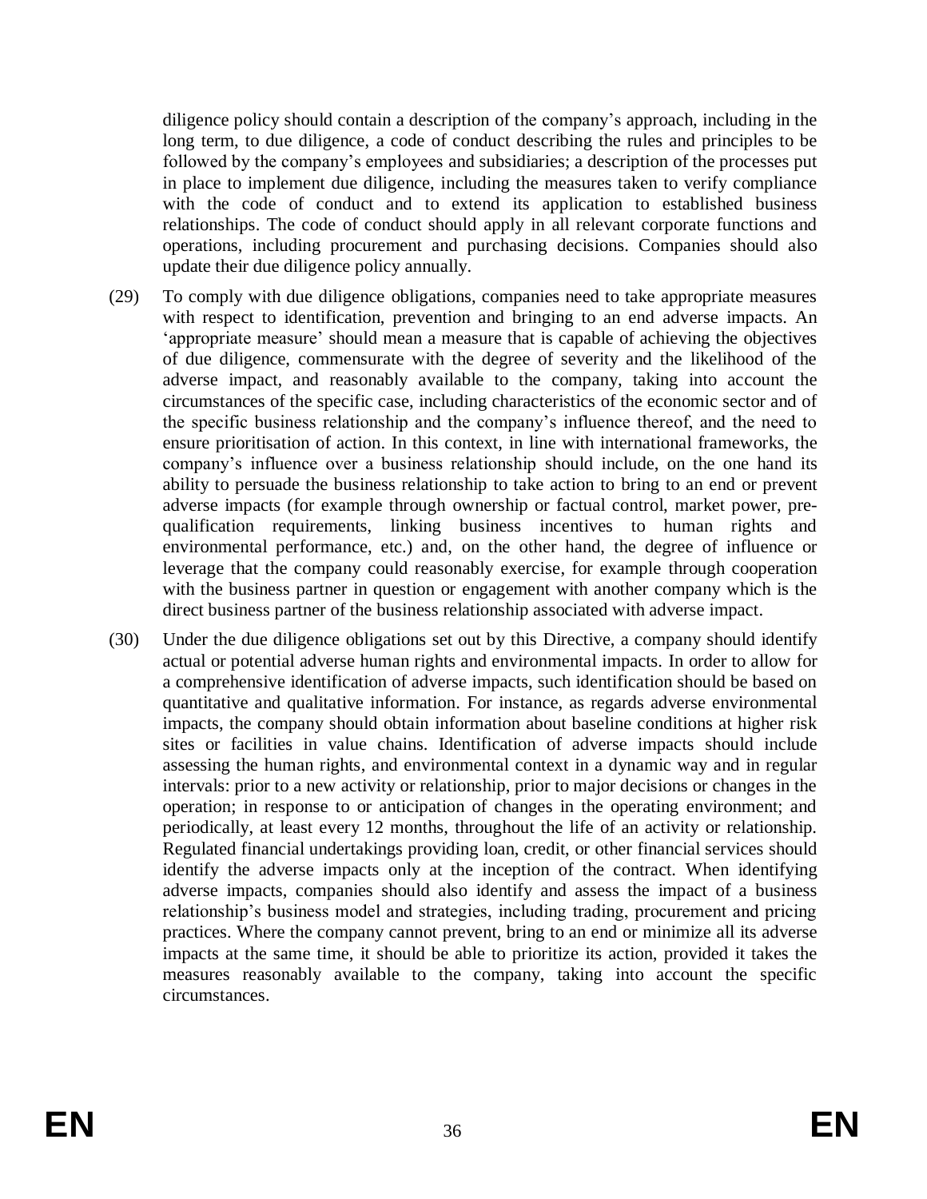diligence policy should contain a description of the company's approach, including in the long term, to due diligence, a code of conduct describing the rules and principles to be followed by the company's employees and subsidiaries; a description of the processes put in place to implement due diligence, including the measures taken to verify compliance with the code of conduct and to extend its application to established business relationships. The code of conduct should apply in all relevant corporate functions and operations, including procurement and purchasing decisions. Companies should also update their due diligence policy annually.

(29) To comply with due diligence obligations, companies need to take appropriate measures with respect to identification, prevention and bringing to an end adverse impacts. An 'appropriate measure' should mean a measure that is capable of achieving the objectives of due diligence, commensurate with the degree of severity and the likelihood of the adverse impact, and reasonably available to the company, taking into account the circumstances of the specific case, including characteristics of the economic sector and of the specific business relationship and the company's influence thereof, and the need to ensure prioritisation of action. In this context, in line with international frameworks, the company's influence over a business relationship should include, on the one hand its ability to persuade the business relationship to take action to bring to an end or prevent adverse impacts (for example through ownership or factual control, market power, pre-qualification requirements, linking business incentives to human rights and environmental performance, etc.) and, on the other hand, the degree of influence or leverage that the company could reasonably exercise, for example through cooperation with the business partner in question or engagement with another company which is the direct business partner of the business relationship associated with adverse impact.

(30) Under the due diligence obligations set out by this Directive, a company should identify actual or potential adverse human rights and environmental impacts. In order to allow for a comprehensive identification of adverse impacts, such identification should be based on quantitative and qualitative information. For instance, as regards adverse environmental impacts, the company should obtain information about baseline conditions at higher risk sites or facilities in value chains. Identification of adverse impacts should include assessing the human rights, and environmental context in a dynamic way and in regular intervals: prior to a new activity or relationship, prior to major decisions or changes in the operation; in response to or anticipation of changes in the operating environment; and periodically, at least every 12 months, throughout the life of an activity or relationship. Regulated financial undertakings providing loan, credit, or other financial services should identify the adverse impacts only at the inception of the contract. When identifying adverse impacts, companies should also identify and assess the impact of a business relationship's business model and strategies, including trading, procurement and pricing practices. Where the company cannot prevent, bring to an end or minimize all its adverse impacts at the same time, it should be able to prioritize its action, provided it takes the measures reasonably available to the company, taking into account the specific circumstances.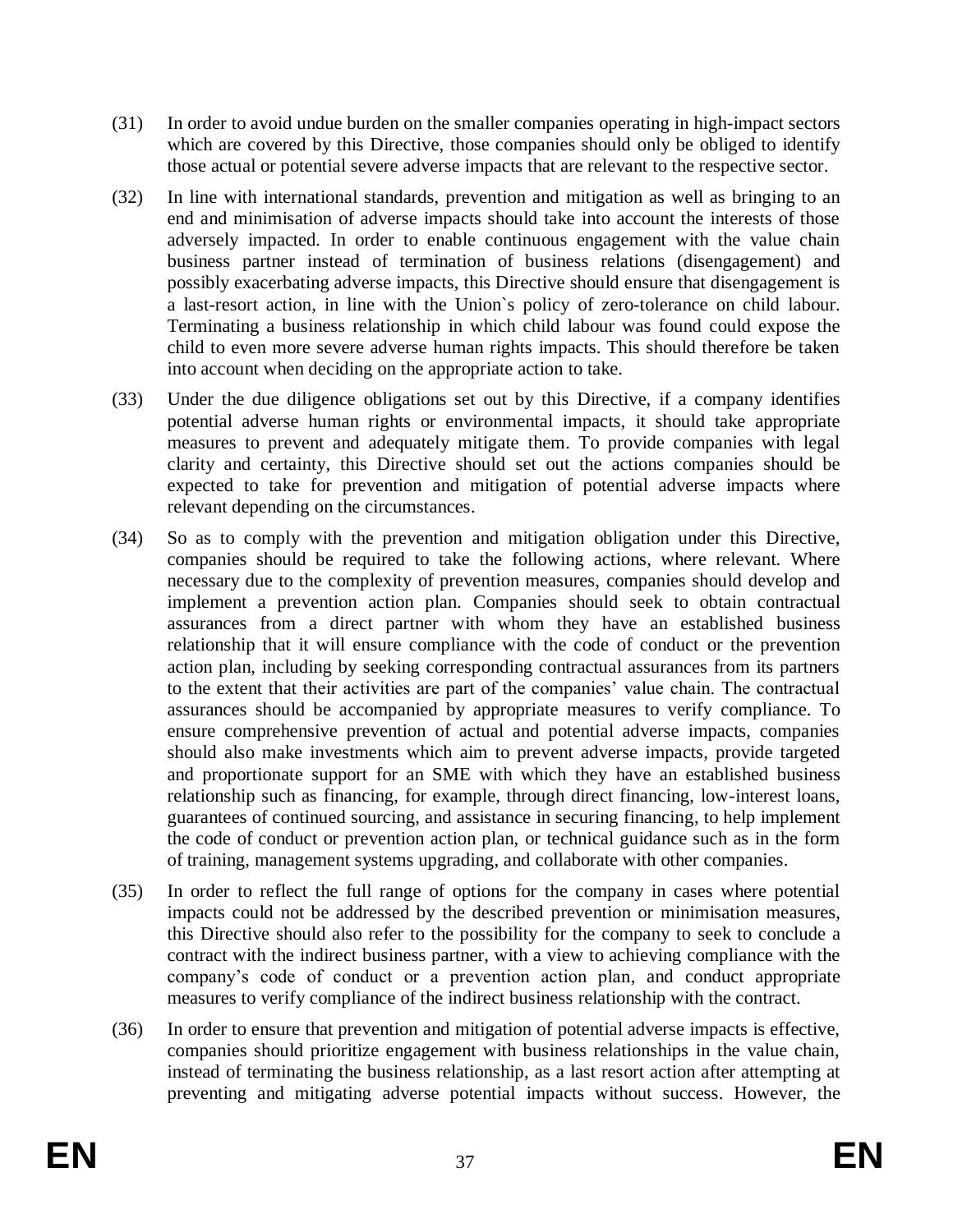(31) In order to avoid undue burden on the smaller companies operating in high-impact sectors which are covered by this Directive, those companies should only be obliged to identify those actual or potential severe adverse impacts that are relevant to the respective sector.

(32) In line with international standards, prevention and mitigation as well as bringing to an end and minimisation of adverse impacts should take into account the interests of those adversely impacted. In order to enable continuous engagement with the value chain business partner instead of termination of business relations (disengagement) and possibly exacerbating adverse impacts, this Directive should ensure that disengagement is a last-resort action, in line with the Union`s policy of zero-tolerance on child labour. Terminating a business relationship in which child labour was found could expose the child to even more severe adverse human rights impacts. This should therefore be taken into account when deciding on the appropriate action to take.

(33) Under the due diligence obligations set out by this Directive, if a company identifies potential adverse human rights or environmental impacts, it should take appropriate measures to prevent and adequately mitigate them. To provide companies with legal clarity and certainty, this Directive should set out the actions companies should be expected to take for prevention and mitigation of potential adverse impacts where relevant depending on the circumstances.

(34) So as to comply with the prevention and mitigation obligation under this Directive, companies should be required to take the following actions, where relevant. Where necessary due to the complexity of prevention measures, companies should develop and implement a prevention action plan. Companies should seek to obtain contractual assurances from a direct partner with whom they have an established business relationship that it will ensure compliance with the code of conduct or the prevention action plan, including by seeking corresponding contractual assurances from its partners to the extent that their activities are part of the companies' value chain. The contractual assurances should be accompanied by appropriate measures to verify compliance. To ensure comprehensive prevention of actual and potential adverse impacts, companies should also make investments which aim to prevent adverse impacts, provide targeted and proportionate support for an SME with which they have an established business relationship such as financing, for example, through direct financing, low-interest loans, guarantees of continued sourcing, and assistance in securing financing, to help implement the code of conduct or prevention action plan, or technical guidance such as in the form of training, management systems upgrading, and collaborate with other companies.

(35) In order to reflect the full range of options for the company in cases where potential impacts could not be addressed by the described prevention or minimisation measures, this Directive should also refer to the possibility for the company to seek to conclude a contract with the indirect business partner, with a view to achieving compliance with the company's code of conduct or a prevention action plan, and conduct appropriate measures to verify compliance of the indirect business relationship with the contract.

(36) In order to ensure that prevention and mitigation of potential adverse impacts is effective, companies should prioritize engagement with business relationships in the value chain, instead of terminating the business relationship, as a last resort action after attempting at preventing and mitigating adverse potential impacts without success. However, the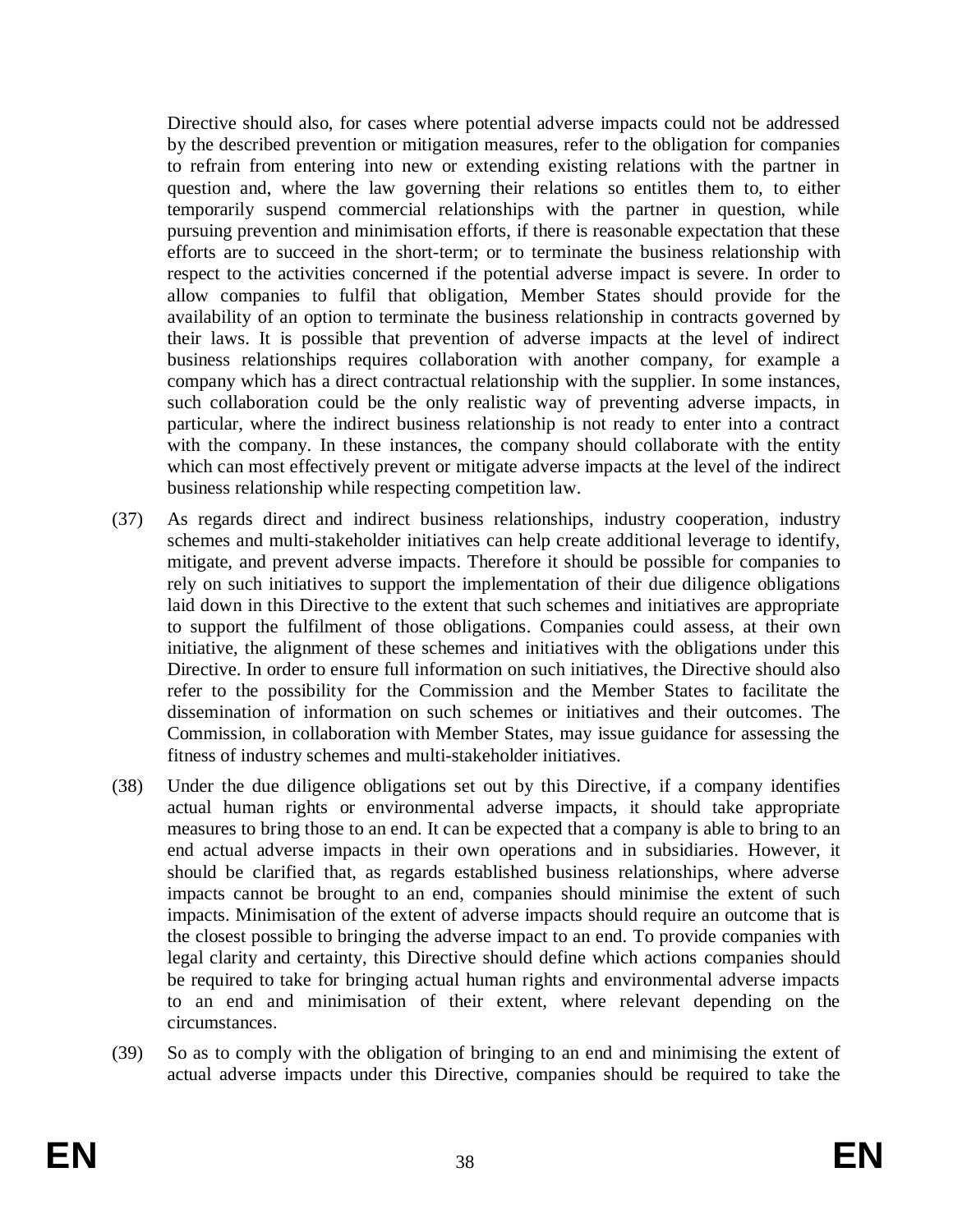Directive should also, for cases where potential adverse impacts could not be addressed by the described prevention or mitigation measures, refer to the obligation for companies to refrain from entering into new or extending existing relations with the partner in question and, where the law governing their relations so entitles them to, to either temporarily suspend commercial relationships with the partner in question, while pursuing prevention and minimisation efforts, if there is reasonable expectation that these efforts are to succeed in the short-term; or to terminate the business relationship with respect to the activities concerned if the potential adverse impact is severe. In order to allow companies to fulfil that obligation, Member States should provide for the availability of an option to terminate the business relationship in contracts governed by their laws. It is possible that prevention of adverse impacts at the level of indirect business relationships requires collaboration with another company, for example a company which has a direct contractual relationship with the supplier. In some instances, such collaboration could be the only realistic way of preventing adverse impacts, in particular, where the indirect business relationship is not ready to enter into a contract with the company. In these instances, the company should collaborate with the entity which can most effectively prevent or mitigate adverse impacts at the level of the indirect business relationship while respecting competition law.

(37) As regards direct and indirect business relationships, industry cooperation, industry schemes and multi-stakeholder initiatives can help create additional leverage to identify, mitigate, and prevent adverse impacts. Therefore it should be possible for companies to rely on such initiatives to support the implementation of their due diligence obligations laid down in this Directive to the extent that such schemes and initiatives are appropriate to support the fulfilment of those obligations. Companies could assess, at their own initiative, the alignment of these schemes and initiatives with the obligations under this Directive. In order to ensure full information on such initiatives, the Directive should also refer to the possibility for the Commission and the Member States to facilitate the dissemination of information on such schemes or initiatives and their outcomes. The Commission, in collaboration with Member States, may issue guidance for assessing the fitness of industry schemes and multi-stakeholder initiatives.

(38) Under the due diligence obligations set out by this Directive, if a company identifies actual human rights or environmental adverse impacts, it should take appropriate measures to bring those to an end. It can be expected that a company is able to bring to an end actual adverse impacts in their own operations and in subsidiaries. However, it should be clarified that, as regards established business relationships, where adverse impacts cannot be brought to an end, companies should minimise the extent of such impacts. Minimisation of the extent of adverse impacts should require an outcome that is the closest possible to bringing the adverse impact to an end. To provide companies with legal clarity and certainty, this Directive should define which actions companies should be required to take for bringing actual human rights and environmental adverse impacts to an end and minimisation of their extent, where relevant depending on the circumstances.

(39) So as to comply with the obligation of bringing to an end and minimising the extent of actual adverse impacts under this Directive, companies should be required to take the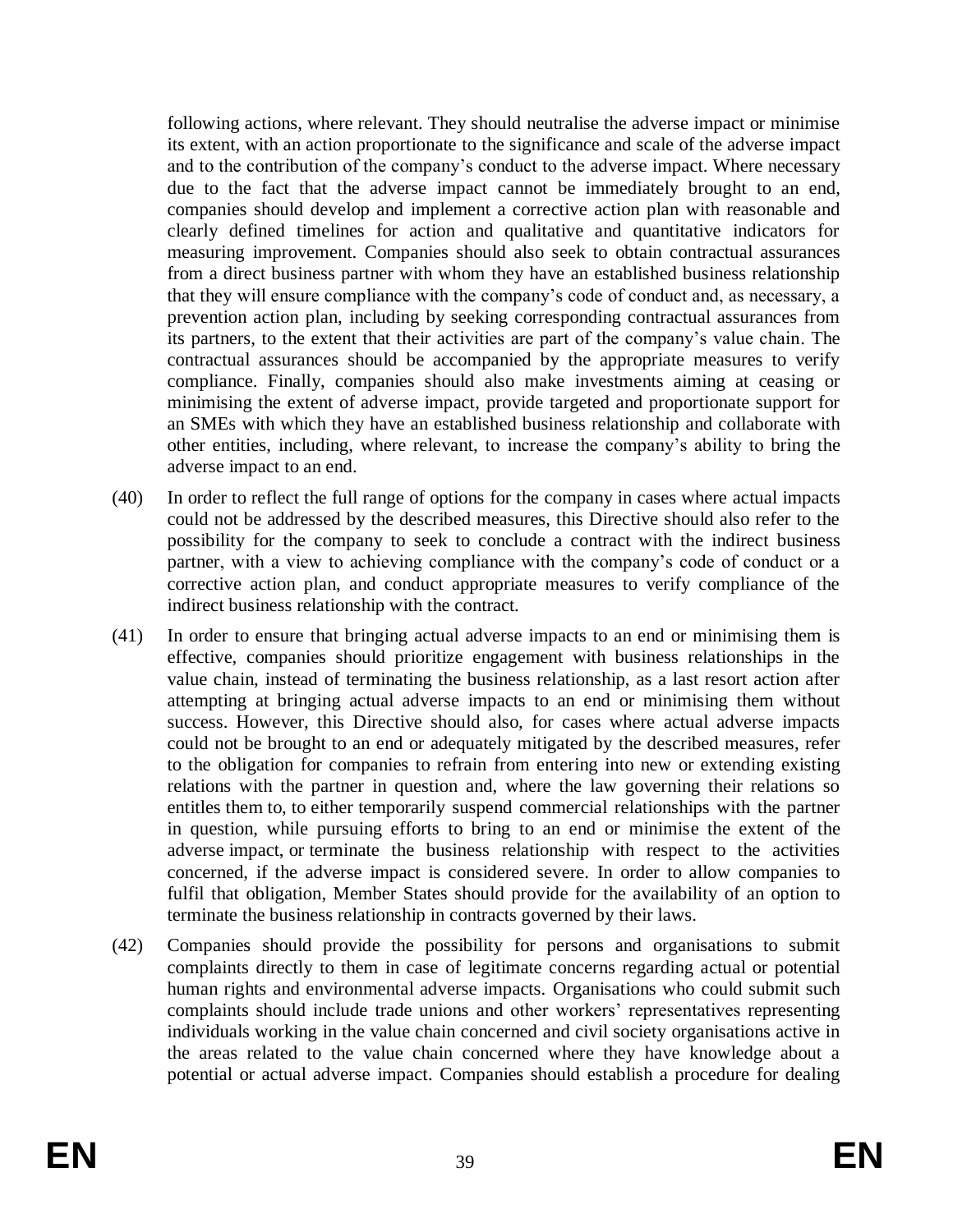following actions, where relevant. They should neutralise the adverse impact or minimise its extent, with an action proportionate to the significance and scale of the adverse impact and to the contribution of the company's conduct to the adverse impact. Where necessary due to the fact that the adverse impact cannot be immediately brought to an end, companies should develop and implement a corrective action plan with reasonable and clearly defined timelines for action and qualitative and quantitative indicators for measuring improvement. Companies should also seek to obtain contractual assurances from a direct business partner with whom they have an established business relationship that they will ensure compliance with the company's code of conduct and, as necessary, a prevention action plan, including by seeking corresponding contractual assurances from its partners, to the extent that their activities are part of the company's value chain. The contractual assurances should be accompanied by the appropriate measures to verify compliance. Finally, companies should also make investments aiming at ceasing or minimising the extent of adverse impact, provide targeted and proportionate support for an SMEs with which they have an established business relationship and collaborate with other entities, including, where relevant, to increase the company's ability to bring the adverse impact to an end.

(40) In order to reflect the full range of options for the company in cases where actual impacts could not be addressed by the described measures, this Directive should also refer to the possibility for the company to seek to conclude a contract with the indirect business partner, with a view to achieving compliance with the company's code of conduct or a corrective action plan, and conduct appropriate measures to verify compliance of the indirect business relationship with the contract.

(41) In order to ensure that bringing actual adverse impacts to an end or minimising them is effective, companies should prioritize engagement with business relationships in the value chain, instead of terminating the business relationship, as a last resort action after attempting at bringing actual adverse impacts to an end or minimising them without success. However, this Directive should also, for cases where actual adverse impacts could not be brought to an end or adequately mitigated by the described measures, refer to the obligation for companies to refrain from entering into new or extending existing relations with the partner in question and, where the law governing their relations so entitles them to, to either temporarily suspend commercial relationships with the partner in question, while pursuing efforts to bring to an end or minimise the extent of the adverse impact, or terminate the business relationship with respect to the activities concerned, if the adverse impact is considered severe. In order to allow companies to fulfil that obligation, Member States should provide for the availability of an option to terminate the business relationship in contracts governed by their laws.

(42) Companies should provide the possibility for persons and organisations to submit complaints directly to them in case of legitimate concerns regarding actual or potential human rights and environmental adverse impacts. Organisations who could submit such complaints should include trade unions and other workers' representatives representing individuals working in the value chain concerned and civil society organisations active in the areas related to the value chain concerned where they have knowledge about a potential or actual adverse impact. Companies should establish a procedure for dealing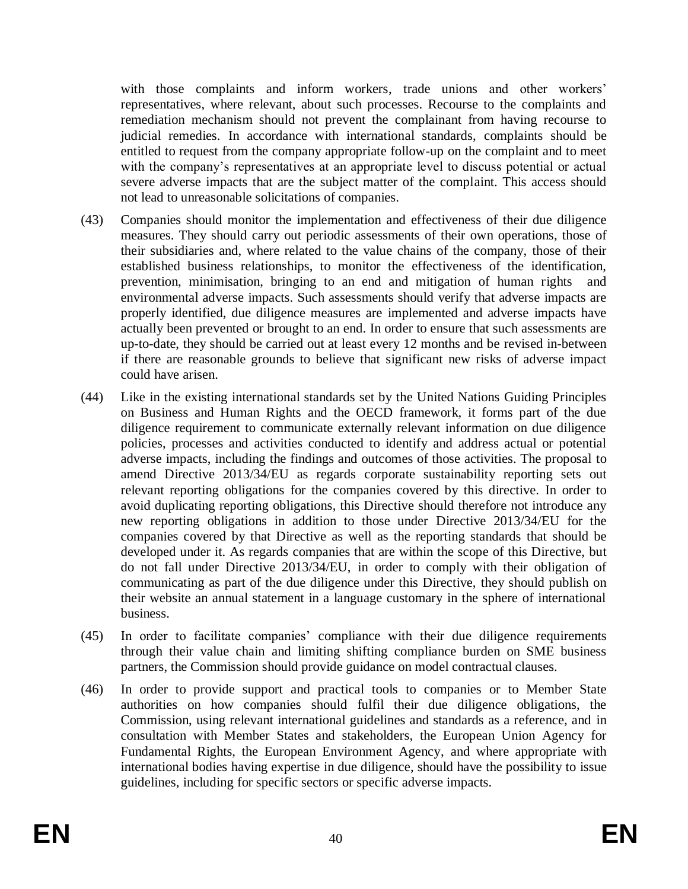with those complaints and inform workers, trade unions and other workers' representatives, where relevant, about such processes. Recourse to the complaints and remediation mechanism should not prevent the complainant from having recourse to judicial remedies. In accordance with international standards, complaints should be entitled to request from the company appropriate follow-up on the complaint and to meet with the company's representatives at an appropriate level to discuss potential or actual severe adverse impacts that are the subject matter of the complaint. This access should not lead to unreasonable solicitations of companies.

(43) Companies should monitor the implementation and effectiveness of their due diligence measures. They should carry out periodic assessments of their own operations, those of their subsidiaries and, where related to the value chains of the company, those of their established business relationships, to monitor the effectiveness of the identification, prevention, minimisation, bringing to an end and mitigation of human rights and environmental adverse impacts. Such assessments should verify that adverse impacts are properly identified, due diligence measures are implemented and adverse impacts have actually been prevented or brought to an end. In order to ensure that such assessments are up-to-date, they should be carried out at least every 12 months and be revised in-between if there are reasonable grounds to believe that significant new risks of adverse impact could have arisen.

(44) Like in the existing international standards set by the United Nations Guiding Principles on Business and Human Rights and the OECD framework, it forms part of the due diligence requirement to communicate externally relevant information on due diligence policies, processes and activities conducted to identify and address actual or potential adverse impacts, including the findings and outcomes of those activities. The proposal to amend Directive 2013/34/EU as regards corporate sustainability reporting sets out relevant reporting obligations for the companies covered by this directive. In order to avoid duplicating reporting obligations, this Directive should therefore not introduce any new reporting obligations in addition to those under Directive 2013/34/EU for the companies covered by that Directive as well as the reporting standards that should be developed under it. As regards companies that are within the scope of this Directive, but do not fall under Directive 2013/34/EU, in order to comply with their obligation of communicating as part of the due diligence under this Directive, they should publish on their website an annual statement in a language customary in the sphere of international business.

(45) In order to facilitate companies' compliance with their due diligence requirements through their value chain and limiting shifting compliance burden on SME business partners, the Commission should provide guidance on model contractual clauses.

(46) In order to provide support and practical tools to companies or to Member State authorities on how companies should fulfil their due diligence obligations, the Commission, using relevant international guidelines and standards as a reference, and in consultation with Member States and stakeholders, the European Union Agency for Fundamental Rights, the European Environment Agency, and where appropriate with international bodies having expertise in due diligence, should have the possibility to issue guidelines, including for specific sectors or specific adverse impacts.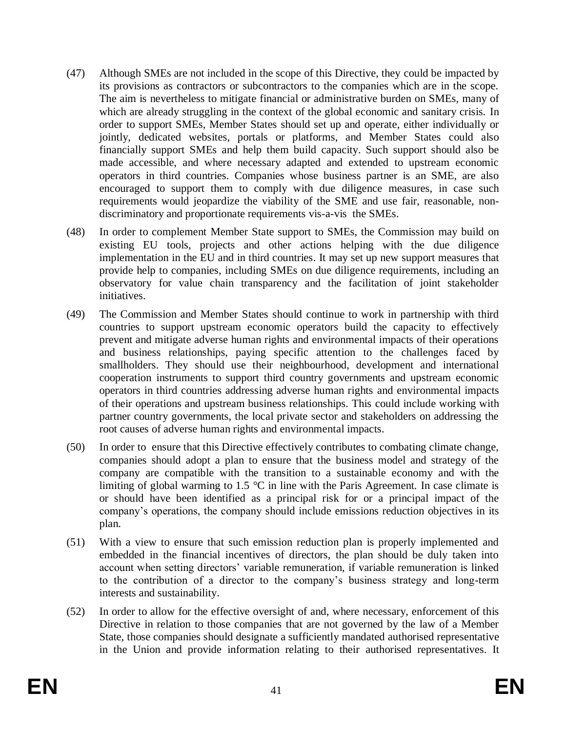(47) Although SMEs are not included in the scope of this Directive, they could be impacted by its provisions as contractors or subcontractors to the companies which are in the scope. The aim is nevertheless to mitigate financial or administrative burden on SMEs, many of which are already struggling in the context of the global economic and sanitary crisis. In order to support SMEs, Member States should set up and operate, either individually or jointly, dedicated websites, portals or platforms, and Member States could also financially support SMEs and help them build capacity. Such support should also be made accessible, and where necessary adapted and extended to upstream economic operators in third countries. Companies whose business partner is an SME, are also encouraged to support them to comply with due diligence measures, in case such requirements would jeopardize the viability of the SME and use fair, reasonable, non-discriminatory and proportionate requirements vis-a-vis the SMEs.

(48) In order to complement Member State support to SMEs, the Commission may build on existing EU tools, projects and other actions helping with the due diligence implementation in the EU and in third countries. It may set up new support measures that provide help to companies, including SMEs on due diligence requirements, including an observatory for value chain transparency and the facilitation of joint stakeholder initiatives.

(49) The Commission and Member States should continue to work in partnership with third countries to support upstream economic operators build the capacity to effectively prevent and mitigate adverse human rights and environmental impacts of their operations and business relationships, paying specific attention to the challenges faced by smallholders. They should use their neighbourhood, development and international cooperation instruments to support third country governments and upstream economic operators in third countries addressing adverse human rights and environmental impacts of their operations and upstream business relationships. This could include working with partner country governments, the local private sector and stakeholders on addressing the root causes of adverse human rights and environmental impacts.

(50) In order to ensure that this Directive effectively contributes to combating climate change, companies should adopt a plan to ensure that the business model and strategy of the company are compatible with the transition to a sustainable economy and with the limiting of global warming to 1.5 °C in line with the Paris Agreement. In case climate is or should have been identified as a principal risk for or a principal impact of the company's operations, the company should include emissions reduction objectives in its plan.

(51) With a view to ensure that such emission reduction plan is properly implemented and embedded in the financial incentives of directors, the plan should be duly taken into account when setting directors' variable remuneration, if variable remuneration is linked to the contribution of a director to the company's business strategy and long-term interests and sustainability.

(52) In order to allow for the effective oversight of and, where necessary, enforcement of this Directive in relation to those companies that are not governed by the law of a Member State, those companies should designate a sufficiently mandated authorised representative in the Union and provide information relating to their authorised representatives. It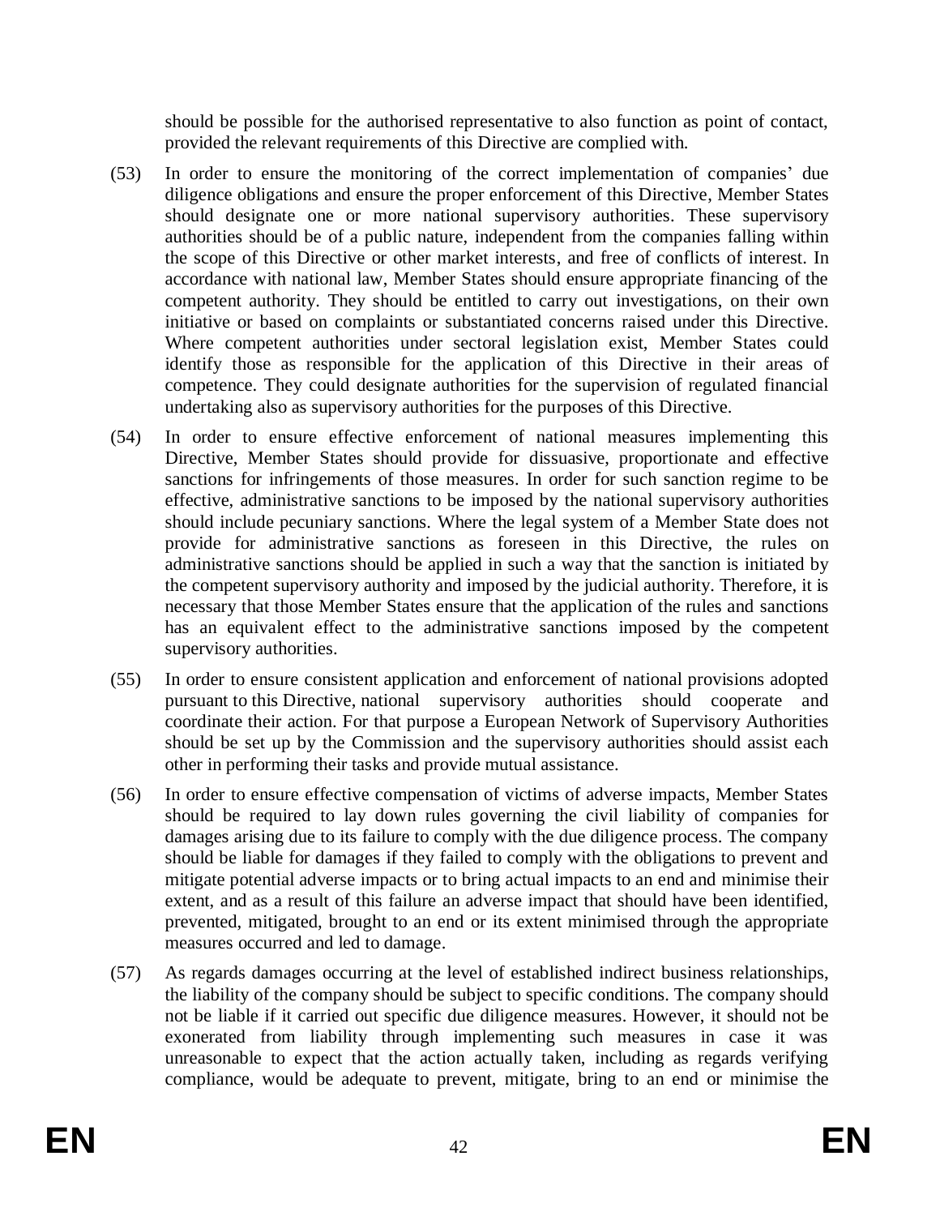should be possible for the authorised representative to also function as point of contact, provided the relevant requirements of this Directive are complied with.

(53) In order to ensure the monitoring of the correct implementation of companies' due diligence obligations and ensure the proper enforcement of this Directive, Member States should designate one or more national supervisory authorities. These supervisory authorities should be of a public nature, independent from the companies falling within the scope of this Directive or other market interests, and free of conflicts of interest. In accordance with national law, Member States should ensure appropriate financing of the competent authority. They should be entitled to carry out investigations, on their own initiative or based on complaints or substantiated concerns raised under this Directive. Where competent authorities under sectoral legislation exist, Member States could identify those as responsible for the application of this Directive in their areas of competence. They could designate authorities for the supervision of regulated financial undertaking also as supervisory authorities for the purposes of this Directive.

(54) In order to ensure effective enforcement of national measures implementing this Directive, Member States should provide for dissuasive, proportionate and effective sanctions for infringements of those measures. In order for such sanction regime to be effective, administrative sanctions to be imposed by the national supervisory authorities should include pecuniary sanctions. Where the legal system of a Member State does not provide for administrative sanctions as foreseen in this Directive, the rules on administrative sanctions should be applied in such a way that the sanction is initiated by the competent supervisory authority and imposed by the judicial authority. Therefore, it is necessary that those Member States ensure that the application of the rules and sanctions has an equivalent effect to the administrative sanctions imposed by the competent supervisory authorities.

(55) In order to ensure consistent application and enforcement of national provisions adopted pursuant to this Directive, national supervisory authorities should cooperate and coordinate their action. For that purpose a European Network of Supervisory Authorities should be set up by the Commission and the supervisory authorities should assist each other in performing their tasks and provide mutual assistance.

(56) In order to ensure effective compensation of victims of adverse impacts, Member States should be required to lay down rules governing the civil liability of companies for damages arising due to its failure to comply with the due diligence process. The company should be liable for damages if they failed to comply with the obligations to prevent and mitigate potential adverse impacts or to bring actual impacts to an end and minimise their extent, and as a result of this failure an adverse impact that should have been identified, prevented, mitigated, brought to an end or its extent minimised through the appropriate measures occurred and led to damage.

(57) As regards damages occurring at the level of established indirect business relationships, the liability of the company should be subject to specific conditions. The company should not be liable if it carried out specific due diligence measures. However, it should not be exonerated from liability through implementing such measures in case it was unreasonable to expect that the action actually taken, including as regards verifying compliance, would be adequate to prevent, mitigate, bring to an end or minimise the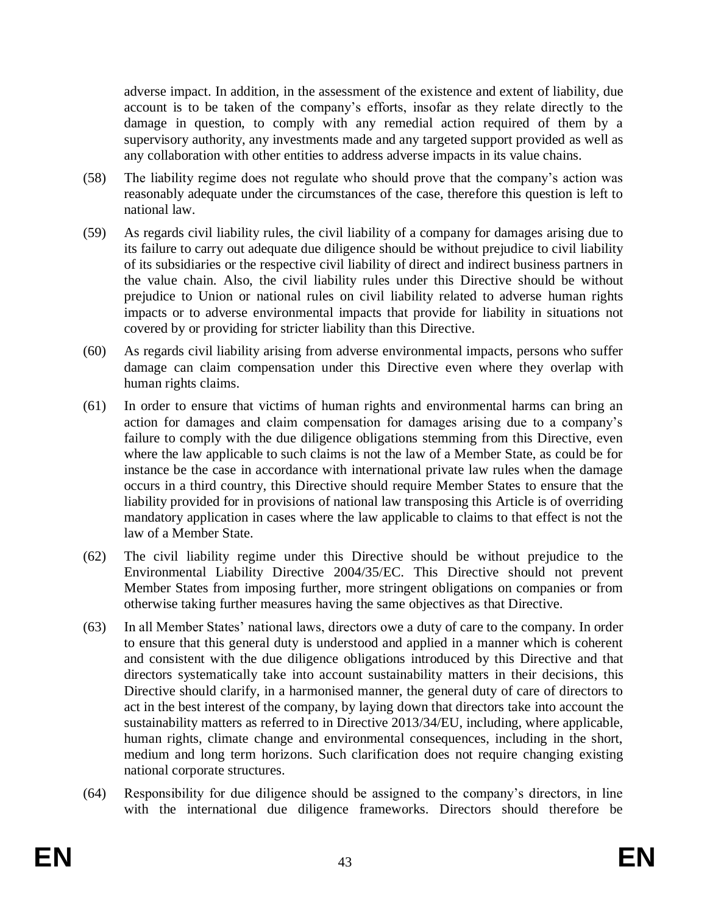adverse impact. In addition, in the assessment of the existence and extent of liability, due account is to be taken of the company's efforts, insofar as they relate directly to the damage in question, to comply with any remedial action required of them by a supervisory authority, any investments made and any targeted support provided as well as any collaboration with other entities to address adverse impacts in its value chains.

(58) The liability regime does not regulate who should prove that the company's action was reasonably adequate under the circumstances of the case, therefore this question is left to national law.

(59) As regards civil liability rules, the civil liability of a company for damages arising due to its failure to carry out adequate due diligence should be without prejudice to civil liability of its subsidiaries or the respective civil liability of direct and indirect business partners in the value chain. Also, the civil liability rules under this Directive should be without prejudice to Union or national rules on civil liability related to adverse human rights impacts or to adverse environmental impacts that provide for liability in situations not covered by or providing for stricter liability than this Directive.

(60) As regards civil liability arising from adverse environmental impacts, persons who suffer damage can claim compensation under this Directive even where they overlap with human rights claims.

(61) In order to ensure that victims of human rights and environmental harms can bring an action for damages and claim compensation for damages arising due to a company's failure to comply with the due diligence obligations stemming from this Directive, even where the law applicable to such claims is not the law of a Member State, as could be for instance be the case in accordance with international private law rules when the damage occurs in a third country, this Directive should require Member States to ensure that the liability provided for in provisions of national law transposing this Article is of overriding mandatory application in cases where the law applicable to claims to that effect is not the law of a Member State.

(62) The civil liability regime under this Directive should be without prejudice to the Environmental Liability Directive 2004/35/EC. This Directive should not prevent Member States from imposing further, more stringent obligations on companies or from otherwise taking further measures having the same objectives as that Directive.

(63) In all Member States' national laws, directors owe a duty of care to the company. In order to ensure that this general duty is understood and applied in a manner which is coherent and consistent with the due diligence obligations introduced by this Directive and that directors systematically take into account sustainability matters in their decisions, this Directive should clarify, in a harmonised manner, the general duty of care of directors to act in the best interest of the company, by laying down that directors take into account the sustainability matters as referred to in Directive 2013/34/EU, including, where applicable, human rights, climate change and environmental consequences, including in the short, medium and long term horizons. Such clarification does not require changing existing national corporate structures.

(64) Responsibility for due diligence should be assigned to the company's directors, in line with the international due diligence frameworks. Directors should therefore be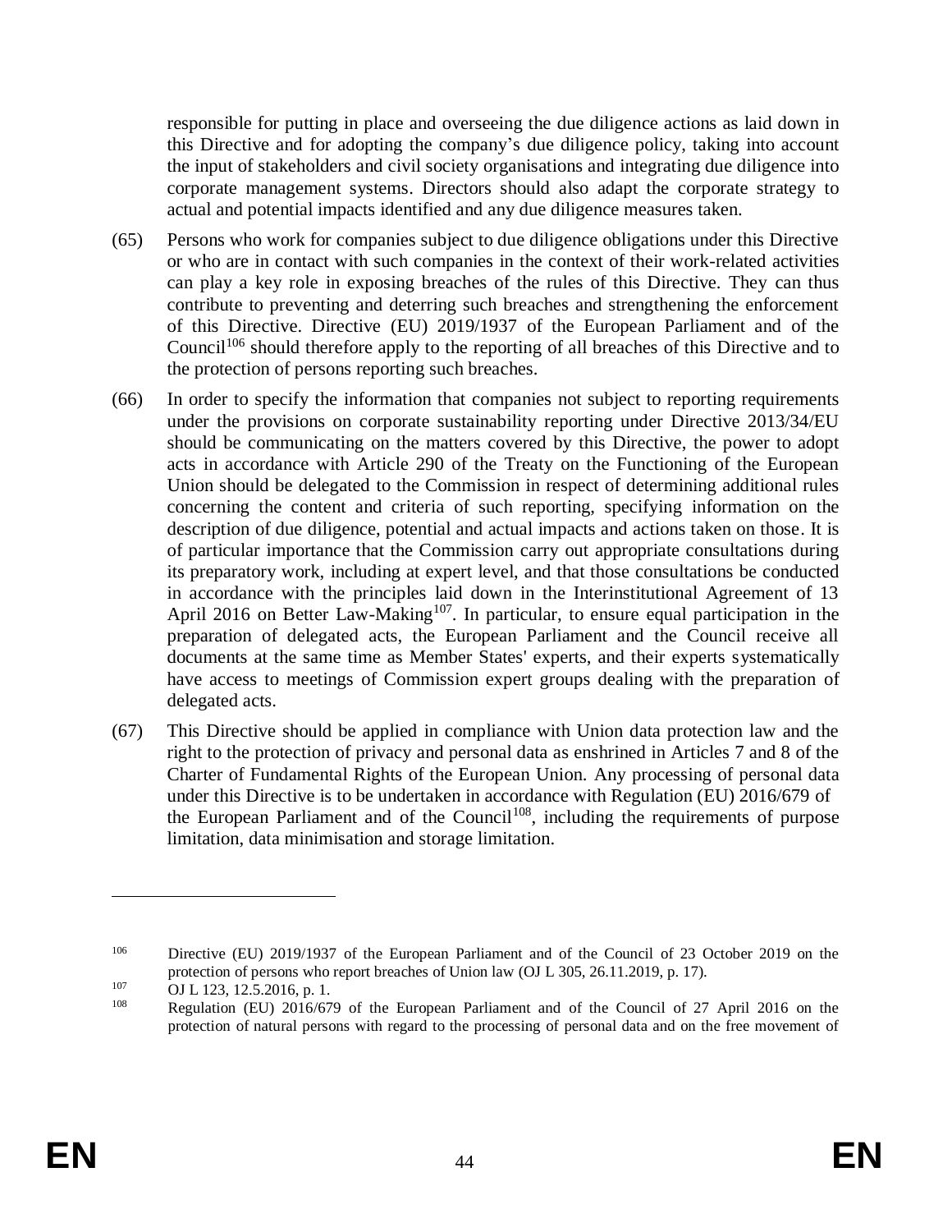responsible for putting in place and overseeing the due diligence actions as laid down in this Directive and for adopting the company's due diligence policy, taking into account the input of stakeholders and civil society organisations and integrating due diligence into corporate management systems. Directors should also adapt the corporate strategy to actual and potential impacts identified and any due diligence measures taken.

(65) Persons who work for companies subject to due diligence obligations under this Directive or who are in contact with such companies in the context of their work-related activities can play a key role in exposing breaches of the rules of this Directive. They can thus contribute to preventing and deterring such breaches and strengthening the enforcement of this Directive. Directive (EU) 2019/1937 of the European Parliament and of the Council[106] should therefore apply to the reporting of all breaches of this Directive and to the protection of persons reporting such breaches.

(66) In order to specify the information that companies not subject to reporting requirements under the provisions on corporate sustainability reporting under Directive 2013/34/EU should be communicating on the matters covered by this Directive, the power to adopt acts in accordance with Article 290 of the Treaty on the Functioning of the European Union should be delegated to the Commission in respect of determining additional rules concerning the content and criteria of such reporting, specifying information on the description of due diligence, potential and actual impacts and actions taken on those. It is of particular importance that the Commission carry out appropriate consultations during its preparatory work, including at expert level, and that those consultations be conducted in accordance with the principles laid down in the Interinstitutional Agreement of 13 April 2016 on Better Law-Making[107]. In particular, to ensure equal participation in the preparation of delegated acts, the European Parliament and the Council receive all documents at the same time as Member States' experts, and their experts systematically have access to meetings of Commission expert groups dealing with the preparation of delegated acts.

(67) This Directive should be applied in compliance with Union data protection law and the right to the protection of privacy and personal data as enshrined in Articles 7 and 8 of the Charter of Fundamental Rights of the European Union. Any processing of personal data under this Directive is to be undertaken in accordance with Regulation (EU) 2016/679 of the European Parliament and of the Council[108], including the requirements of purpose limitation, data minimisation and storage limitation.

---

[106] Directive (EU) 2019/1937 of the European Parliament and of the Council of 23 October 2019 on the protection of persons who report breaches of Union law (OJ L 305, 26.11.2019, p. 17).

[107] OJ L 123, 12.5.2016, p. 1.

[108] Regulation (EU) 2016/679 of the European Parliament and of the Council of 27 April 2016 on the protection of natural persons with regard to the processing of personal data and on the free movement of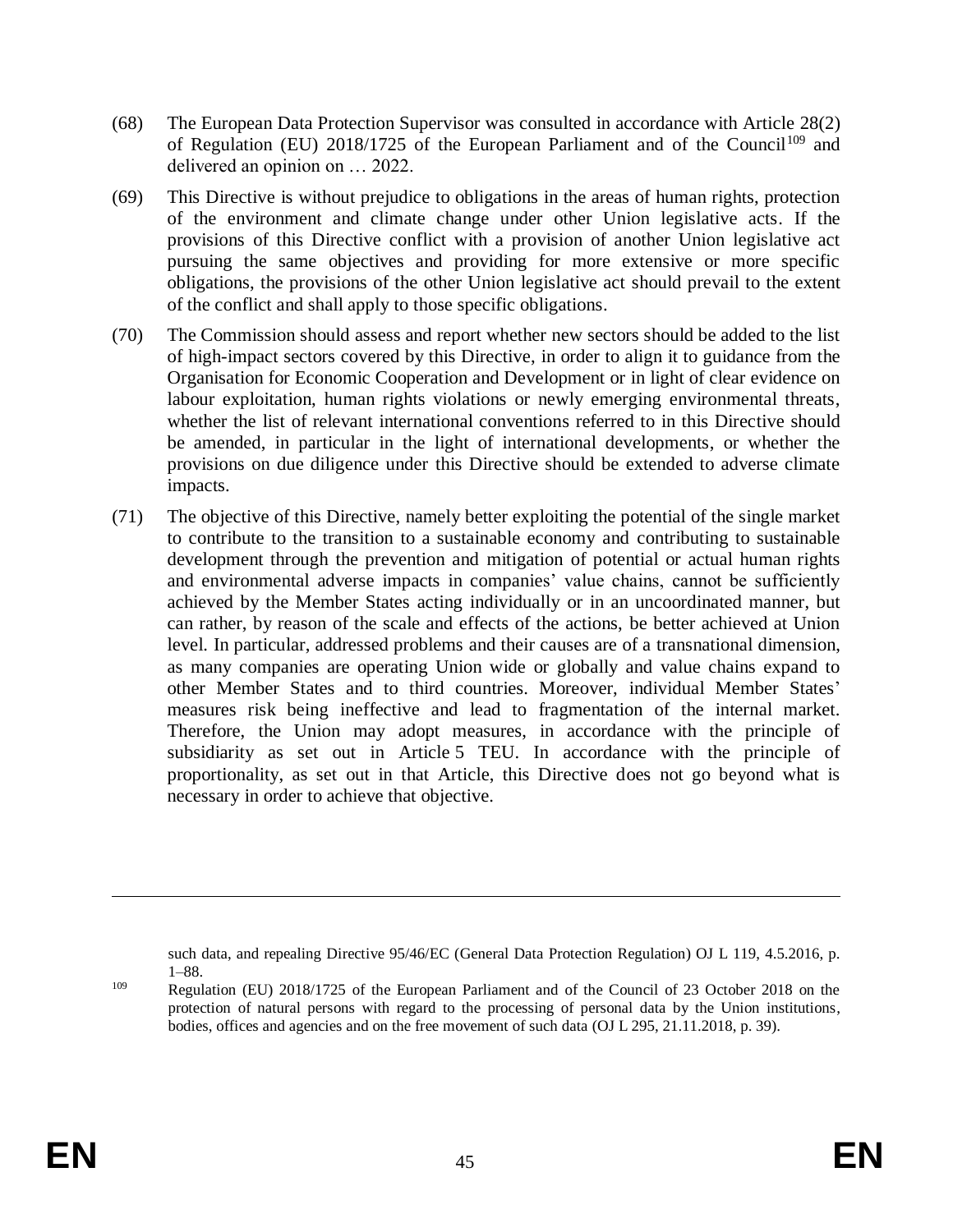(68) The European Data Protection Supervisor was consulted in accordance with Article 28(2) of Regulation (EU) 2018/1725 of the European Parliament and of the Council[109] and delivered an opinion on … 2022.

(69) This Directive is without prejudice to obligations in the areas of human rights, protection of the environment and climate change under other Union legislative acts. If the provisions of this Directive conflict with a provision of another Union legislative act pursuing the same objectives and providing for more extensive or more specific obligations, the provisions of the other Union legislative act should prevail to the extent of the conflict and shall apply to those specific obligations.

(70) The Commission should assess and report whether new sectors should be added to the list of high-impact sectors covered by this Directive, in order to align it to guidance from the Organisation for Economic Cooperation and Development or in light of clear evidence on labour exploitation, human rights violations or newly emerging environmental threats, whether the list of relevant international conventions referred to in this Directive should be amended, in particular in the light of international developments, or whether the provisions on due diligence under this Directive should be extended to adverse climate impacts.

(71) The objective of this Directive, namely better exploiting the potential of the single market to contribute to the transition to a sustainable economy and contributing to sustainable development through the prevention and mitigation of potential or actual human rights and environmental adverse impacts in companies' value chains, cannot be sufficiently achieved by the Member States acting individually or in an uncoordinated manner, but can rather, by reason of the scale and effects of the actions, be better achieved at Union level. In particular, addressed problems and their causes are of a transnational dimension, as many companies are operating Union wide or globally and value chains expand to other Member States and to third countries. Moreover, individual Member States' measures risk being ineffective and lead to fragmentation of the internal market. Therefore, the Union may adopt measures, in accordance with the principle of subsidiarity as set out in Article 5 TEU. In accordance with the principle of proportionality, as set out in that Article, this Directive does not go beyond what is necessary in order to achieve that objective.

---

such data, and repealing Directive 95/46/EC (General Data Protection Regulation) OJ L 119, 4.5.2016, p. 1–88.

[109] Regulation (EU) 2018/1725 of the European Parliament and of the Council of 23 October 2018 on the protection of natural persons with regard to the processing of personal data by the Union institutions, bodies, offices and agencies and on the free movement of such data (OJ L 295, 21.11.2018, p. 39).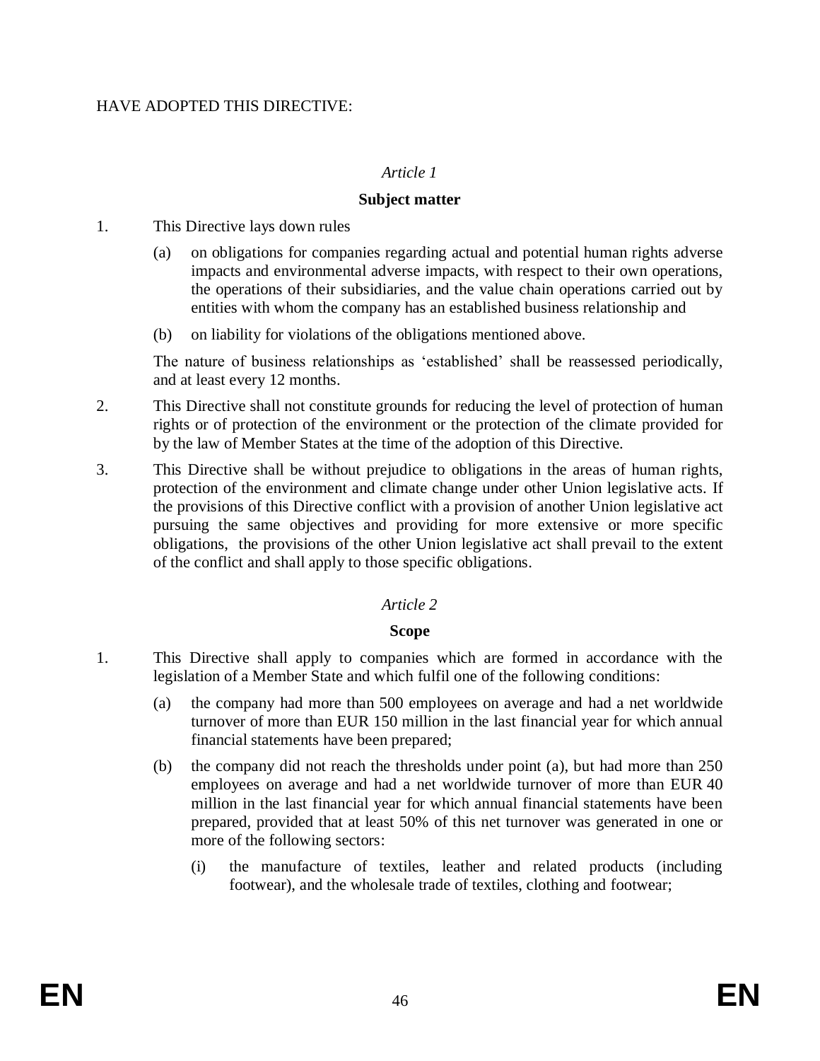HAVE ADOPTED THIS DIRECTIVE:

*Article 1*

**Subject matter**

1. This Directive lays down rules

   (a) on obligations for companies regarding actual and potential human rights adverse impacts and environmental adverse impacts, with respect to their own operations, the operations of their subsidiaries, and the value chain operations carried out by entities with whom the company has an established business relationship and

   (b) on liability for violations of the obligations mentioned above.

   The nature of business relationships as 'established' shall be reassessed periodically, and at least every 12 months.

2. This Directive shall not constitute grounds for reducing the level of protection of human rights or of protection of the environment or the protection of the climate provided for by the law of Member States at the time of the adoption of this Directive.

3. This Directive shall be without prejudice to obligations in the areas of human rights, protection of the environment and climate change under other Union legislative acts. If the provisions of this Directive conflict with a provision of another Union legislative act pursuing the same objectives and providing for more extensive or more specific obligations, the provisions of the other Union legislative act shall prevail to the extent of the conflict and shall apply to those specific obligations.

*Article 2*

**Scope**

1. This Directive shall apply to companies which are formed in accordance with the legislation of a Member State and which fulfil one of the following conditions:

   (a) the company had more than 500 employees on average and had a net worldwide turnover of more than EUR 150 million in the last financial year for which annual financial statements have been prepared;

   (b) the company did not reach the thresholds under point (a), but had more than 250 employees on average and had a net worldwide turnover of more than EUR 40 million in the last financial year for which annual financial statements have been prepared, provided that at least 50% of this net turnover was generated in one or more of the following sectors:

      (i) the manufacture of textiles, leather and related products (including footwear), and the wholesale trade of textiles, clothing and footwear;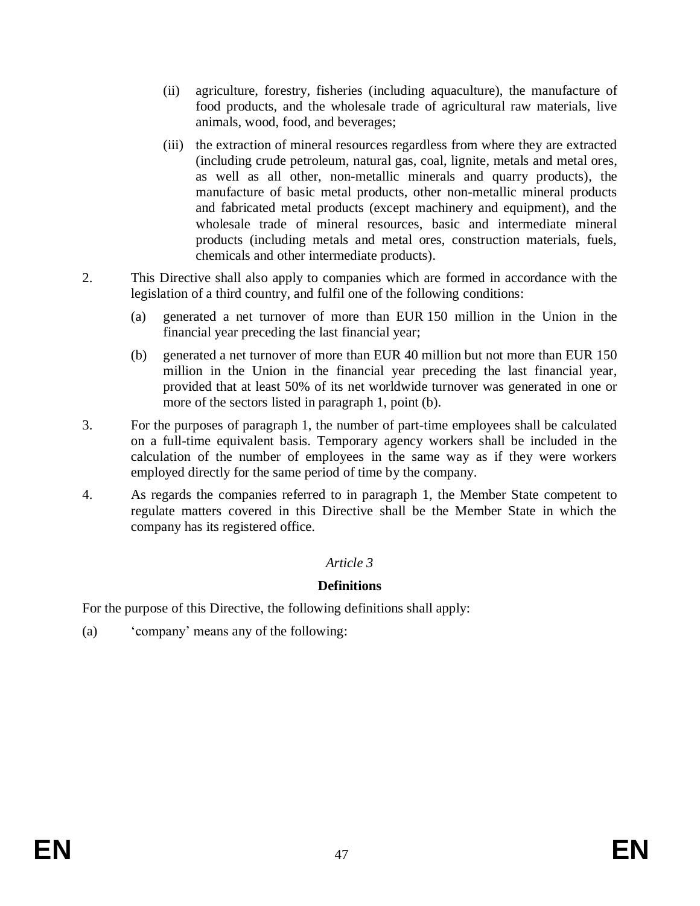(ii) agriculture, forestry, fisheries (including aquaculture), the manufacture of food products, and the wholesale trade of agricultural raw materials, live animals, wood, food, and beverages;

(iii) the extraction of mineral resources regardless from where they are extracted (including crude petroleum, natural gas, coal, lignite, metals and metal ores, as well as all other, non-metallic minerals and quarry products), the manufacture of basic metal products, other non-metallic mineral products and fabricated metal products (except machinery and equipment), and the wholesale trade of mineral resources, basic and intermediate mineral products (including metals and metal ores, construction materials, fuels, chemicals and other intermediate products).

2. This Directive shall also apply to companies which are formed in accordance with the legislation of a third country, and fulfil one of the following conditions:

(a) generated a net turnover of more than EUR 150 million in the Union in the financial year preceding the last financial year;

(b) generated a net turnover of more than EUR 40 million but not more than EUR 150 million in the Union in the financial year preceding the last financial year, provided that at least 50% of its net worldwide turnover was generated in one or more of the sectors listed in paragraph 1, point (b).

3. For the purposes of paragraph 1, the number of part-time employees shall be calculated on a full-time equivalent basis. Temporary agency workers shall be included in the calculation of the number of employees in the same way as if they were workers employed directly for the same period of time by the company.

4. As regards the companies referred to in paragraph 1, the Member State competent to regulate matters covered in this Directive shall be the Member State in which the company has its registered office.

*Article 3*

**Definitions**

For the purpose of this Directive, the following definitions shall apply:

(a) 'company' means any of the following: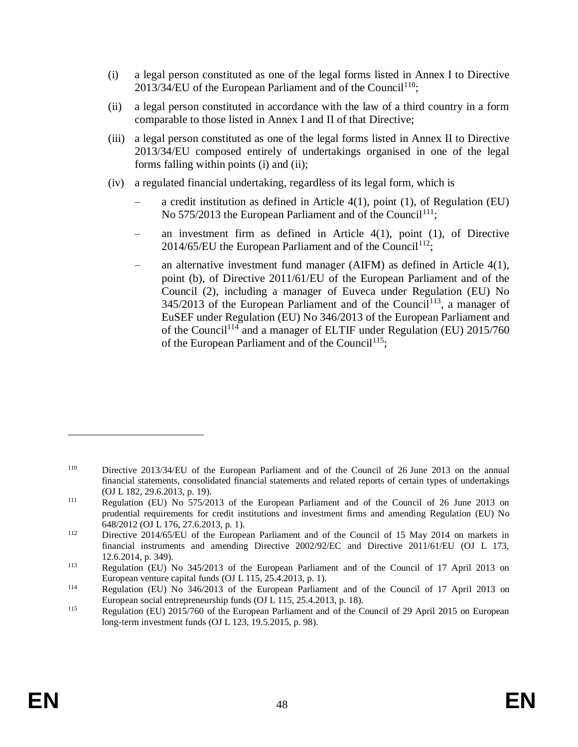(i) a legal person constituted as one of the legal forms listed in Annex I to Directive 2013/34/EU of the European Parliament and of the Council[110];

(ii) a legal person constituted in accordance with the law of a third country in a form comparable to those listed in Annex I and II of that Directive;

(iii) a legal person constituted as one of the legal forms listed in Annex II to Directive 2013/34/EU composed entirely of undertakings organised in one of the legal forms falling within points (i) and (ii);

(iv) a regulated financial undertaking, regardless of its legal form, which is

– a credit institution as defined in Article 4(1), point (1), of Regulation (EU) No 575/2013 the European Parliament and of the Council[111];

– an investment firm as defined in Article 4(1), point (1), of Directive 2014/65/EU the European Parliament and of the Council[112];

– an alternative investment fund manager (AIFM) as defined in Article 4(1), point (b), of Directive 2011/61/EU of the European Parliament and of the Council (2), including a manager of Euveca under Regulation (EU) No 345/2013 of the European Parliament and of the Council[113], a manager of EuSEF under Regulation (EU) No 346/2013 of the European Parliament and of the Council[114] and a manager of ELTIF under Regulation (EU) 2015/760 of the European Parliament and of the Council[115];

---

[110] Directive 2013/34/EU of the European Parliament and of the Council of 26 June 2013 on the annual financial statements, consolidated financial statements and related reports of certain types of undertakings (OJ L 182, 29.6.2013, p. 19).

[111] Regulation (EU) No 575/2013 of the European Parliament and of the Council of 26 June 2013 on prudential requirements for credit institutions and investment firms and amending Regulation (EU) No 648/2012 (OJ L 176, 27.6.2013, p. 1).

[112] Directive 2014/65/EU of the European Parliament and of the Council of 15 May 2014 on markets in financial instruments and amending Directive 2002/92/EC and Directive 2011/61/EU (OJ L 173, 12.6.2014, p. 349).

[113] Regulation (EU) No 345/2013 of the European Parliament and of the Council of 17 April 2013 on European venture capital funds (OJ L 115, 25.4.2013, p. 1).

[114] Regulation (EU) No 346/2013 of the European Parliament and of the Council of 17 April 2013 on European social entrepreneurship funds (OJ L 115, 25.4.2013, p. 18).

[115] Regulation (EU) 2015/760 of the European Parliament and of the Council of 29 April 2015 on European long-term investment funds (OJ L 123, 19.5.2015, p. 98).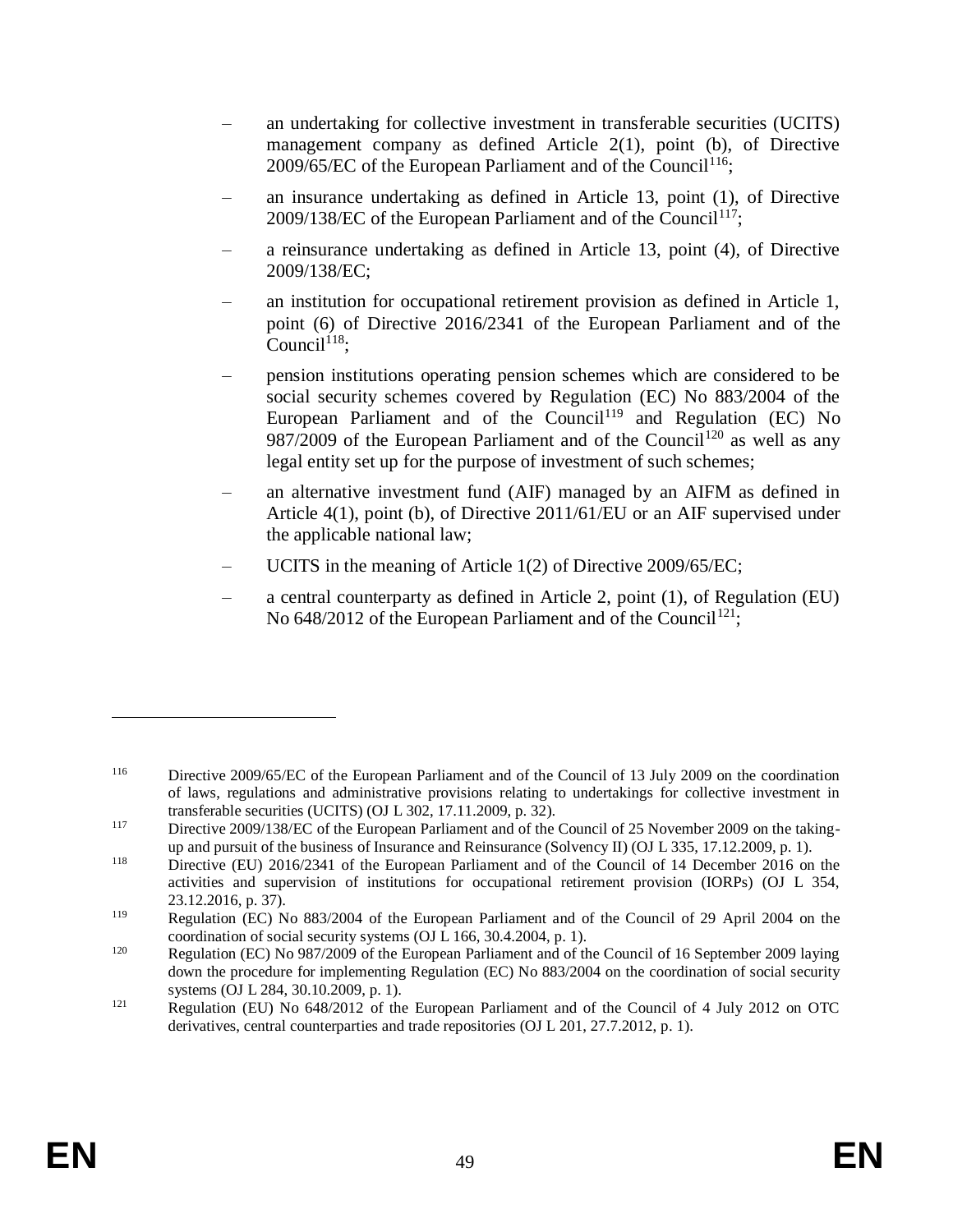- an undertaking for collective investment in transferable securities (UCITS) management company as defined Article 2(1), point (b), of Directive 2009/65/EC of the European Parliament and of the Council[116];
- an insurance undertaking as defined in Article 13, point (1), of Directive 2009/138/EC of the European Parliament and of the Council[117];
- a reinsurance undertaking as defined in Article 13, point (4), of Directive 2009/138/EC;
- an institution for occupational retirement provision as defined in Article 1, point (6) of Directive 2016/2341 of the European Parliament and of the Council[118];
- pension institutions operating pension schemes which are considered to be social security schemes covered by Regulation (EC) No 883/2004 of the European Parliament and of the Council[119] and Regulation (EC) No 987/2009 of the European Parliament and of the Council[120] as well as any legal entity set up for the purpose of investment of such schemes;
- an alternative investment fund (AIF) managed by an AIFM as defined in Article 4(1), point (b), of Directive 2011/61/EU or an AIF supervised under the applicable national law;
- UCITS in the meaning of Article 1(2) of Directive 2009/65/EC;
- a central counterparty as defined in Article 2, point (1), of Regulation (EU) No 648/2012 of the European Parliament and of the Council[121];

---

[116] Directive 2009/65/EC of the European Parliament and of the Council of 13 July 2009 on the coordination of laws, regulations and administrative provisions relating to undertakings for collective investment in transferable securities (UCITS) (OJ L 302, 17.11.2009, p. 32).

[117] Directive 2009/138/EC of the European Parliament and of the Council of 25 November 2009 on the taking-up and pursuit of the business of Insurance and Reinsurance (Solvency II) (OJ L 335, 17.12.2009, p. 1).

[118] Directive (EU) 2016/2341 of the European Parliament and of the Council of 14 December 2016 on the activities and supervision of institutions for occupational retirement provision (IORPs) (OJ L 354, 23.12.2016, p. 37).

[119] Regulation (EC) No 883/2004 of the European Parliament and of the Council of 29 April 2004 on the coordination of social security systems (OJ L 166, 30.4.2004, p. 1).

[120] Regulation (EC) No 987/2009 of the European Parliament and of the Council of 16 September 2009 laying down the procedure for implementing Regulation (EC) No 883/2004 on the coordination of social security systems (OJ L 284, 30.10.2009, p. 1).

[121] Regulation (EU) No 648/2012 of the European Parliament and of the Council of 4 July 2012 on OTC derivatives, central counterparties and trade repositories (OJ L 201, 27.7.2012, p. 1).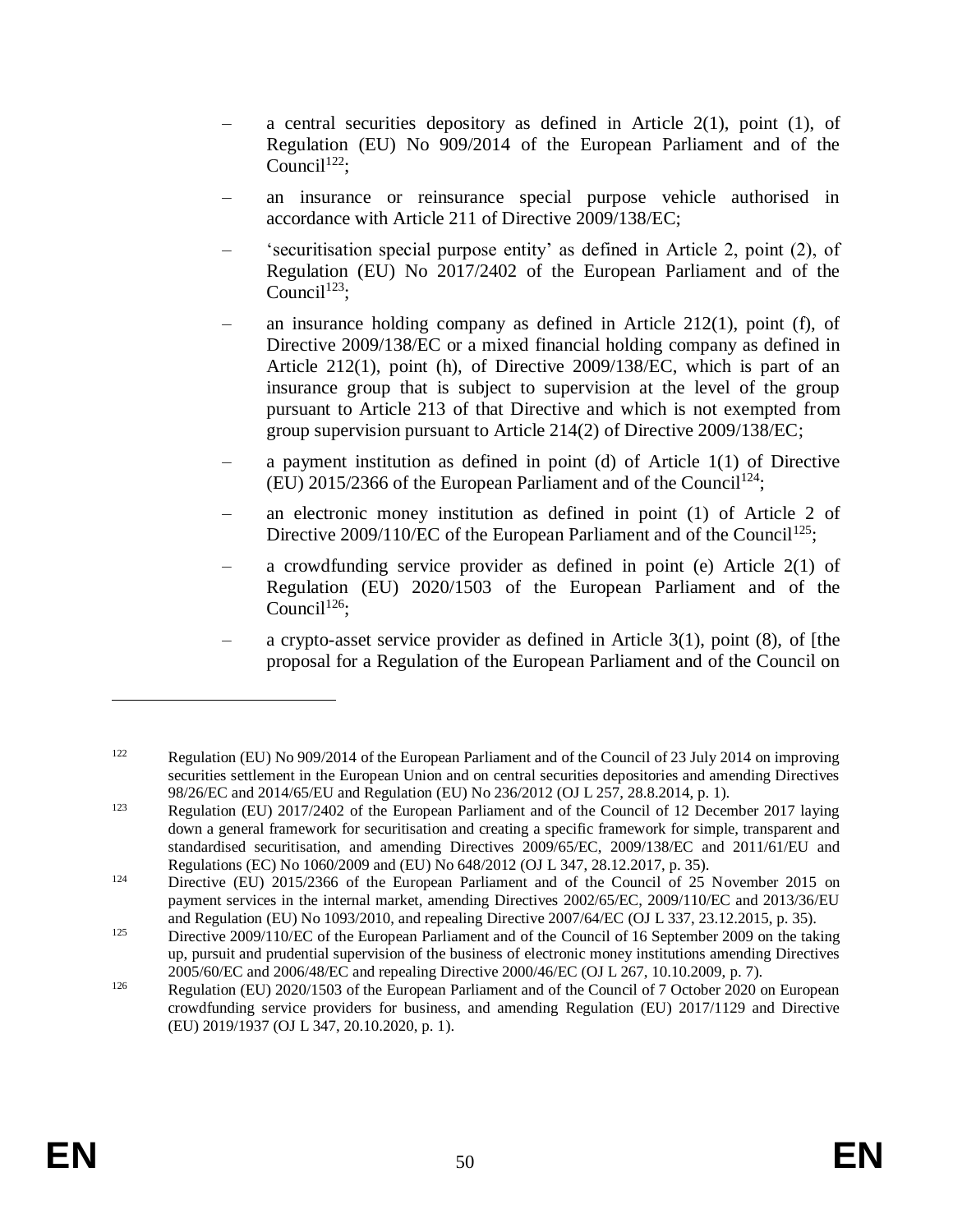- a central securities depository as defined in Article 2(1), point (1), of Regulation (EU) No 909/2014 of the European Parliament and of the Council[122];
- an insurance or reinsurance special purpose vehicle authorised in accordance with Article 211 of Directive 2009/138/EC;
- 'securitisation special purpose entity' as defined in Article 2, point (2), of Regulation (EU) No 2017/2402 of the European Parliament and of the Council[123];
- an insurance holding company as defined in Article 212(1), point (f), of Directive 2009/138/EC or a mixed financial holding company as defined in Article 212(1), point (h), of Directive 2009/138/EC, which is part of an insurance group that is subject to supervision at the level of the group pursuant to Article 213 of that Directive and which is not exempted from group supervision pursuant to Article 214(2) of Directive 2009/138/EC;
- a payment institution as defined in point (d) of Article 1(1) of Directive (EU) 2015/2366 of the European Parliament and of the Council[124];
- an electronic money institution as defined in point (1) of Article 2 of Directive 2009/110/EC of the European Parliament and of the Council[125];
- a crowdfunding service provider as defined in point (e) Article 2(1) of Regulation (EU) 2020/1503 of the European Parliament and of the Council[126];
- a crypto-asset service provider as defined in Article 3(1), point (8), of [the proposal for a Regulation of the European Parliament and of the Council on

---

[122] Regulation (EU) No 909/2014 of the European Parliament and of the Council of 23 July 2014 on improving securities settlement in the European Union and on central securities depositories and amending Directives 98/26/EC and 2014/65/EU and Regulation (EU) No 236/2012 (OJ L 257, 28.8.2014, p. 1).

[123] Regulation (EU) 2017/2402 of the European Parliament and of the Council of 12 December 2017 laying down a general framework for securitisation and creating a specific framework for simple, transparent and standardised securitisation, and amending Directives 2009/65/EC, 2009/138/EC and 2011/61/EU and Regulations (EC) No 1060/2009 and (EU) No 648/2012 (OJ L 347, 28.12.2017, p. 35).

[124] Directive (EU) 2015/2366 of the European Parliament and of the Council of 25 November 2015 on payment services in the internal market, amending Directives 2002/65/EC, 2009/110/EC and 2013/36/EU and Regulation (EU) No 1093/2010, and repealing Directive 2007/64/EC (OJ L 337, 23.12.2015, p. 35).

[125] Directive 2009/110/EC of the European Parliament and of the Council of 16 September 2009 on the taking up, pursuit and prudential supervision of the business of electronic money institutions amending Directives 2005/60/EC and 2006/48/EC and repealing Directive 2000/46/EC (OJ L 267, 10.10.2009, p. 7).

[126] Regulation (EU) 2020/1503 of the European Parliament and of the Council of 7 October 2020 on European crowdfunding service providers for business, and amending Regulation (EU) 2017/1129 and Directive (EU) 2019/1937 (OJ L 347, 20.10.2020, p. 1).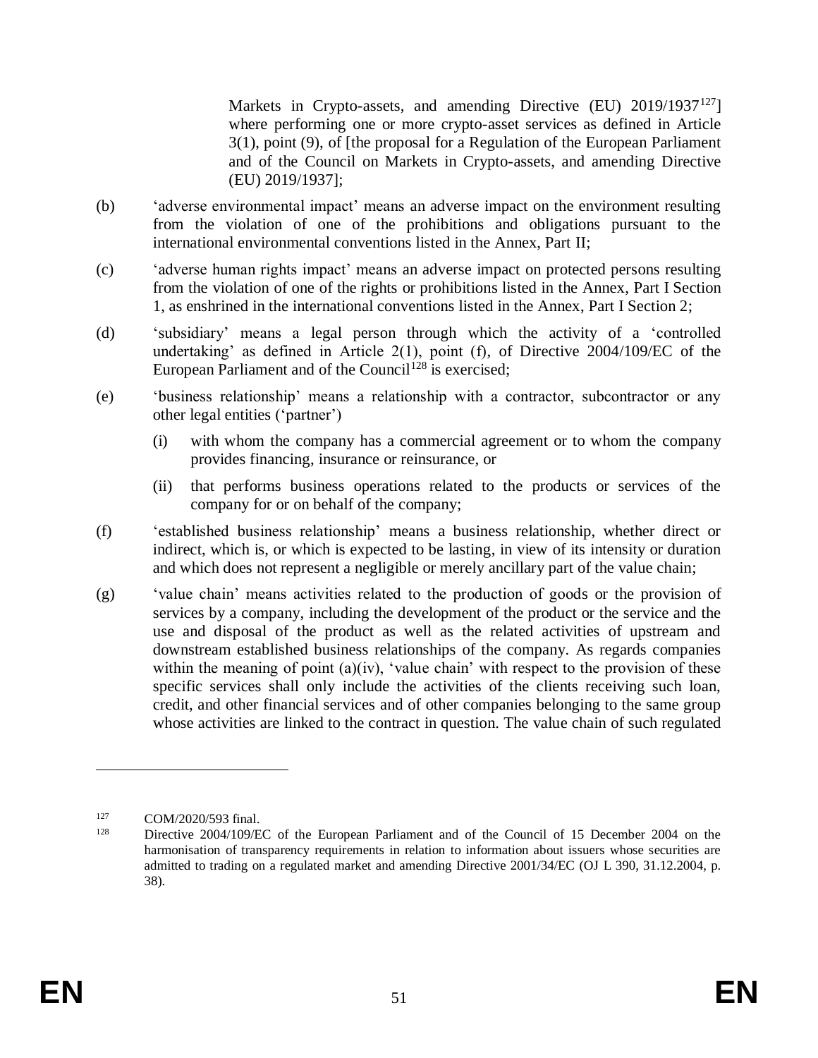Markets in Crypto-assets, and amending Directive (EU) 2019/1937[127]] where performing one or more crypto-asset services as defined in Article 3(1), point (9), of [the proposal for a Regulation of the European Parliament and of the Council on Markets in Crypto-assets, and amending Directive (EU) 2019/1937];

(b) 'adverse environmental impact' means an adverse impact on the environment resulting from the violation of one of the prohibitions and obligations pursuant to the international environmental conventions listed in the Annex, Part II;

(c) 'adverse human rights impact' means an adverse impact on protected persons resulting from the violation of one of the rights or prohibitions listed in the Annex, Part I Section 1, as enshrined in the international conventions listed in the Annex, Part I Section 2;

(d) 'subsidiary' means a legal person through which the activity of a 'controlled undertaking' as defined in Article 2(1), point (f), of Directive 2004/109/EC of the European Parliament and of the Council[128] is exercised;

(e) 'business relationship' means a relationship with a contractor, subcontractor or any other legal entities ('partner')

 (i) with whom the company has a commercial agreement or to whom the company provides financing, insurance or reinsurance, or

 (ii) that performs business operations related to the products or services of the company for or on behalf of the company;

(f) 'established business relationship' means a business relationship, whether direct or indirect, which is, or which is expected to be lasting, in view of its intensity or duration and which does not represent a negligible or merely ancillary part of the value chain;

(g) 'value chain' means activities related to the production of goods or the provision of services by a company, including the development of the product or the service and the use and disposal of the product as well as the related activities of upstream and downstream established business relationships of the company. As regards companies within the meaning of point (a)(iv), 'value chain' with respect to the provision of these specific services shall only include the activities of the clients receiving such loan, credit, and other financial services and of other companies belonging to the same group whose activities are linked to the contract in question. The value chain of such regulated

---

[127] COM/2020/593 final.

[128] Directive 2004/109/EC of the European Parliament and of the Council of 15 December 2004 on the harmonisation of transparency requirements in relation to information about issuers whose securities are admitted to trading on a regulated market and amending Directive 2001/34/EC (OJ L 390, 31.12.2004, p. 38).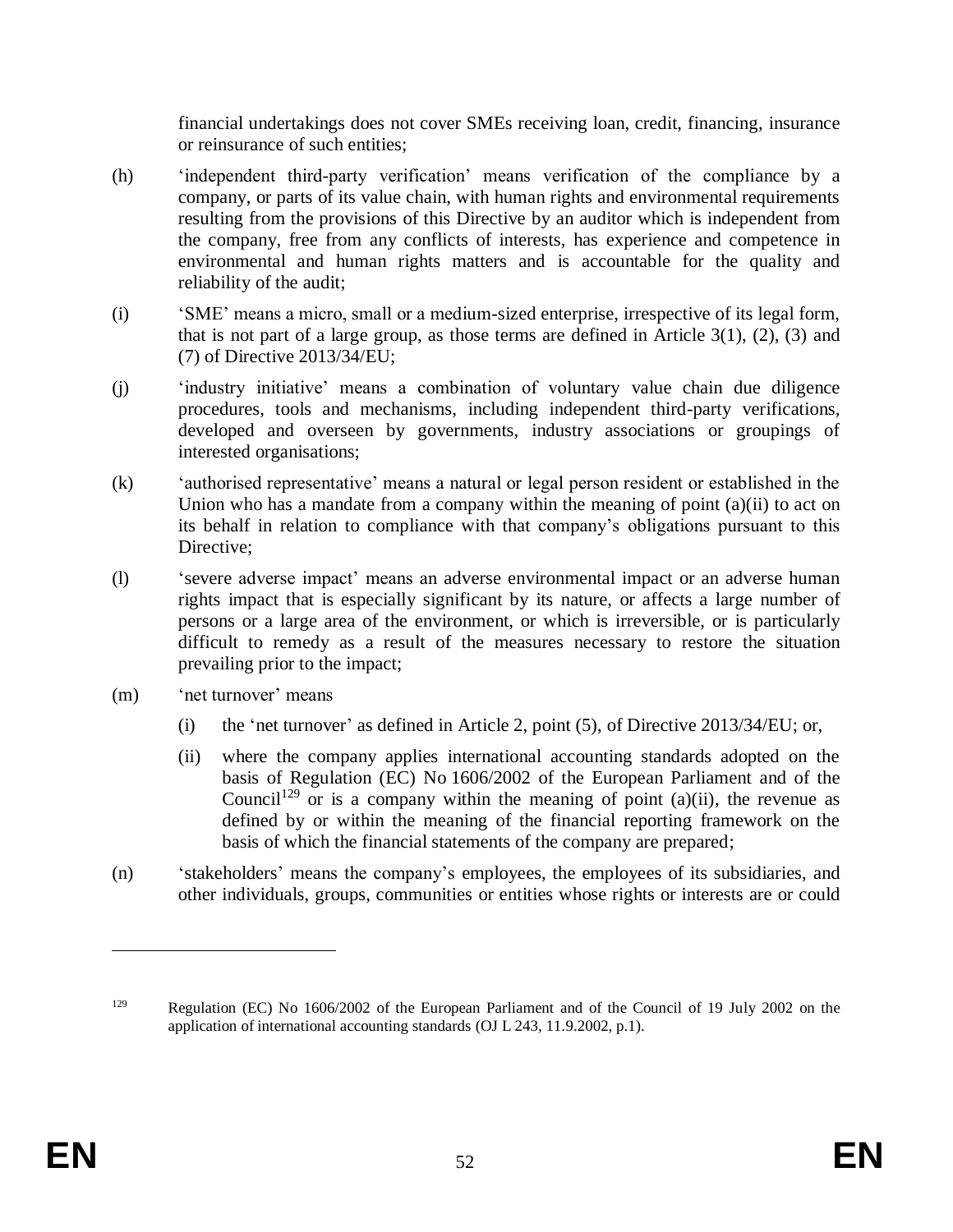financial undertakings does not cover SMEs receiving loan, credit, financing, insurance or reinsurance of such entities;

(h) 'independent third-party verification' means verification of the compliance by a company, or parts of its value chain, with human rights and environmental requirements resulting from the provisions of this Directive by an auditor which is independent from the company, free from any conflicts of interests, has experience and competence in environmental and human rights matters and is accountable for the quality and reliability of the audit;

(i) 'SME' means a micro, small or a medium-sized enterprise, irrespective of its legal form, that is not part of a large group, as those terms are defined in Article 3(1), (2), (3) and (7) of Directive 2013/34/EU;

(j) 'industry initiative' means a combination of voluntary value chain due diligence procedures, tools and mechanisms, including independent third-party verifications, developed and overseen by governments, industry associations or groupings of interested organisations;

(k) 'authorised representative' means a natural or legal person resident or established in the Union who has a mandate from a company within the meaning of point (a)(ii) to act on its behalf in relation to compliance with that company's obligations pursuant to this Directive;

(l) 'severe adverse impact' means an adverse environmental impact or an adverse human rights impact that is especially significant by its nature, or affects a large number of persons or a large area of the environment, or which is irreversible, or is particularly difficult to remedy as a result of the measures necessary to restore the situation prevailing prior to the impact;

(m) 'net turnover' means

 (i) the 'net turnover' as defined in Article 2, point (5), of Directive 2013/34/EU; or,

 (ii) where the company applies international accounting standards adopted on the basis of Regulation (EC) No 1606/2002 of the European Parliament and of the Council[129] or is a company within the meaning of point (a)(ii), the revenue as defined by or within the meaning of the financial reporting framework on the basis of which the financial statements of the company are prepared;

(n) 'stakeholders' means the company's employees, the employees of its subsidiaries, and other individuals, groups, communities or entities whose rights or interests are or could

---

[129] Regulation (EC) No 1606/2002 of the European Parliament and of the Council of 19 July 2002 on the application of international accounting standards (OJ L 243, 11.9.2002, p.1).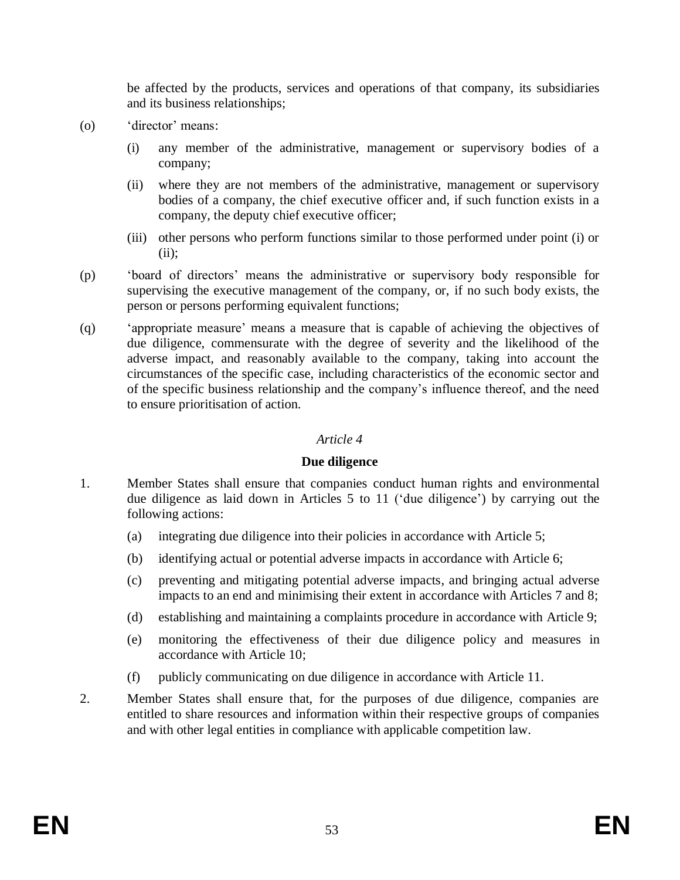be affected by the products, services and operations of that company, its subsidiaries and its business relationships;

(o) 'director' means:

   (i) any member of the administrative, management or supervisory bodies of a company;

   (ii) where they are not members of the administrative, management or supervisory bodies of a company, the chief executive officer and, if such function exists in a company, the deputy chief executive officer;

   (iii) other persons who perform functions similar to those performed under point (i) or (ii);

(p) 'board of directors' means the administrative or supervisory body responsible for supervising the executive management of the company, or, if no such body exists, the person or persons performing equivalent functions;

(q) 'appropriate measure' means a measure that is capable of achieving the objectives of due diligence, commensurate with the degree of severity and the likelihood of the adverse impact, and reasonably available to the company, taking into account the circumstances of the specific case, including characteristics of the economic sector and of the specific business relationship and the company's influence thereof, and the need to ensure prioritisation of action.

*Article 4*

**Due diligence**

1. Member States shall ensure that companies conduct human rights and environmental due diligence as laid down in Articles 5 to 11 ('due diligence') by carrying out the following actions:

   (a) integrating due diligence into their policies in accordance with Article 5;

   (b) identifying actual or potential adverse impacts in accordance with Article 6;

   (c) preventing and mitigating potential adverse impacts, and bringing actual adverse impacts to an end and minimising their extent in accordance with Articles 7 and 8;

   (d) establishing and maintaining a complaints procedure in accordance with Article 9;

   (e) monitoring the effectiveness of their due diligence policy and measures in accordance with Article 10;

   (f) publicly communicating on due diligence in accordance with Article 11.

2. Member States shall ensure that, for the purposes of due diligence, companies are entitled to share resources and information within their respective groups of companies and with other legal entities in compliance with applicable competition law.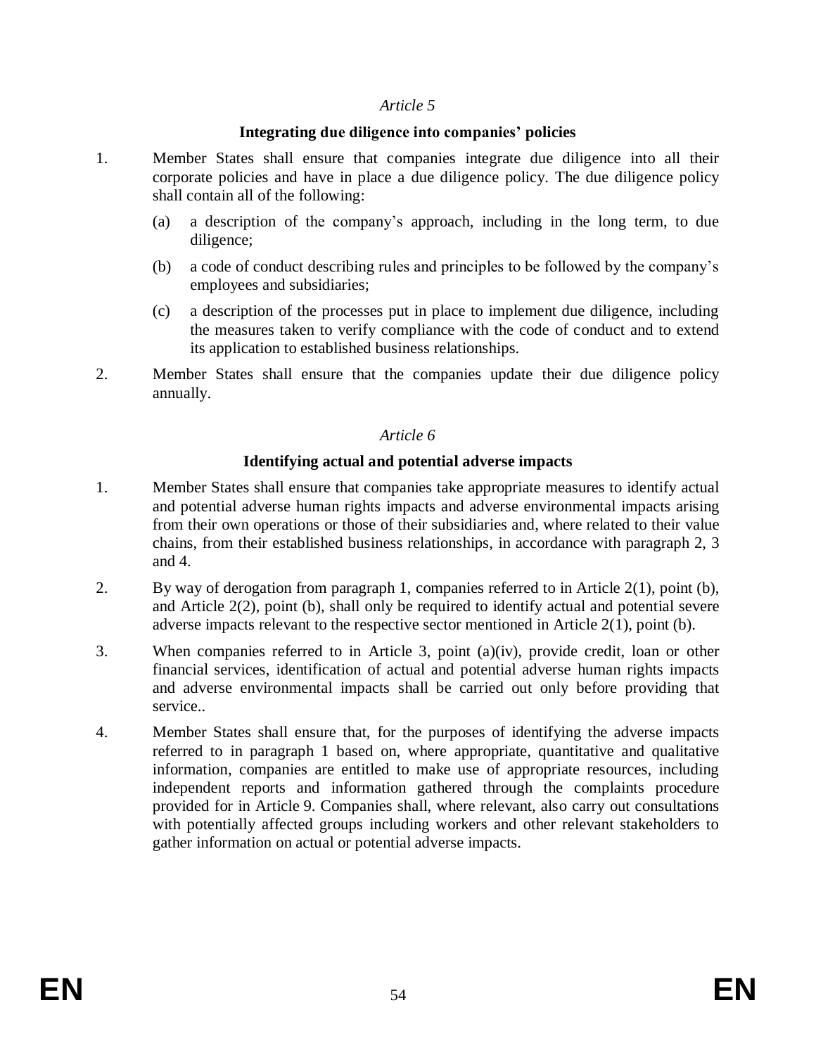*Article 5*

**Integrating due diligence into companies' policies**

1. Member States shall ensure that companies integrate due diligence into all their corporate policies and have in place a due diligence policy. The due diligence policy shall contain all of the following:

   (a) a description of the company's approach, including in the long term, to due diligence;

   (b) a code of conduct describing rules and principles to be followed by the company's employees and subsidiaries;

   (c) a description of the processes put in place to implement due diligence, including the measures taken to verify compliance with the code of conduct and to extend its application to established business relationships.

2. Member States shall ensure that the companies update their due diligence policy annually.

*Article 6*

**Identifying actual and potential adverse impacts**

1. Member States shall ensure that companies take appropriate measures to identify actual and potential adverse human rights impacts and adverse environmental impacts arising from their own operations or those of their subsidiaries and, where related to their value chains, from their established business relationships, in accordance with paragraph 2, 3 and 4.

2. By way of derogation from paragraph 1, companies referred to in Article 2(1), point (b), and Article 2(2), point (b), shall only be required to identify actual and potential severe adverse impacts relevant to the respective sector mentioned in Article 2(1), point (b).

3. When companies referred to in Article 3, point (a)(iv), provide credit, loan or other financial services, identification of actual and potential adverse human rights impacts and adverse environmental impacts shall be carried out only before providing that service..

4. Member States shall ensure that, for the purposes of identifying the adverse impacts referred to in paragraph 1 based on, where appropriate, quantitative and qualitative information, companies are entitled to make use of appropriate resources, including independent reports and information gathered through the complaints procedure provided for in Article 9. Companies shall, where relevant, also carry out consultations with potentially affected groups including workers and other relevant stakeholders to gather information on actual or potential adverse impacts.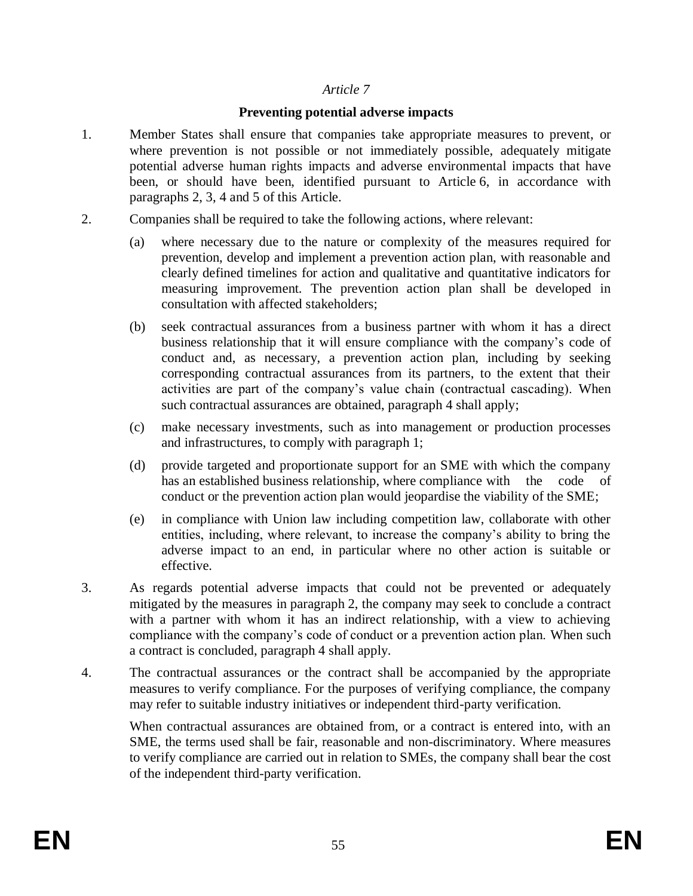*Article 7*

**Preventing potential adverse impacts**

1. Member States shall ensure that companies take appropriate measures to prevent, or where prevention is not possible or not immediately possible, adequately mitigate potential adverse human rights impacts and adverse environmental impacts that have been, or should have been, identified pursuant to Article 6, in accordance with paragraphs 2, 3, 4 and 5 of this Article.

2. Companies shall be required to take the following actions, where relevant:

   (a) where necessary due to the nature or complexity of the measures required for prevention, develop and implement a prevention action plan, with reasonable and clearly defined timelines for action and qualitative and quantitative indicators for measuring improvement. The prevention action plan shall be developed in consultation with affected stakeholders;

   (b) seek contractual assurances from a business partner with whom it has a direct business relationship that it will ensure compliance with the company's code of conduct and, as necessary, a prevention action plan, including by seeking corresponding contractual assurances from its partners, to the extent that their activities are part of the company's value chain (contractual cascading). When such contractual assurances are obtained, paragraph 4 shall apply;

   (c) make necessary investments, such as into management or production processes and infrastructures, to comply with paragraph 1;

   (d) provide targeted and proportionate support for an SME with which the company has an established business relationship, where compliance with the code of conduct or the prevention action plan would jeopardise the viability of the SME;

   (e) in compliance with Union law including competition law, collaborate with other entities, including, where relevant, to increase the company's ability to bring the adverse impact to an end, in particular where no other action is suitable or effective.

3. As regards potential adverse impacts that could not be prevented or adequately mitigated by the measures in paragraph 2, the company may seek to conclude a contract with a partner with whom it has an indirect relationship, with a view to achieving compliance with the company's code of conduct or a prevention action plan. When such a contract is concluded, paragraph 4 shall apply.

4. The contractual assurances or the contract shall be accompanied by the appropriate measures to verify compliance. For the purposes of verifying compliance, the company may refer to suitable industry initiatives or independent third-party verification.

   When contractual assurances are obtained from, or a contract is entered into, with an SME, the terms used shall be fair, reasonable and non-discriminatory. Where measures to verify compliance are carried out in relation to SMEs, the company shall bear the cost of the independent third-party verification.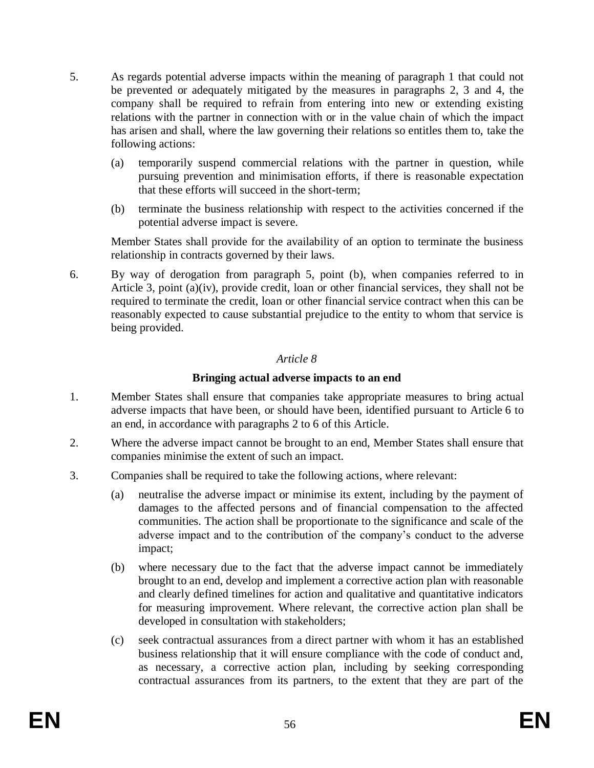5. As regards potential adverse impacts within the meaning of paragraph 1 that could not be prevented or adequately mitigated by the measures in paragraphs 2, 3 and 4, the company shall be required to refrain from entering into new or extending existing relations with the partner in connection with or in the value chain of which the impact has arisen and shall, where the law governing their relations so entitles them to, take the following actions:

   (a) temporarily suspend commercial relations with the partner in question, while pursuing prevention and minimisation efforts, if there is reasonable expectation that these efforts will succeed in the short-term;

   (b) terminate the business relationship with respect to the activities concerned if the potential adverse impact is severe.

   Member States shall provide for the availability of an option to terminate the business relationship in contracts governed by their laws.

6. By way of derogation from paragraph 5, point (b), when companies referred to in Article 3, point (a)(iv), provide credit, loan or other financial services, they shall not be required to terminate the credit, loan or other financial service contract when this can be reasonably expected to cause substantial prejudice to the entity to whom that service is being provided.

*Article 8*

**Bringing actual adverse impacts to an end**

1. Member States shall ensure that companies take appropriate measures to bring actual adverse impacts that have been, or should have been, identified pursuant to Article 6 to an end, in accordance with paragraphs 2 to 6 of this Article.

2. Where the adverse impact cannot be brought to an end, Member States shall ensure that companies minimise the extent of such an impact.

3. Companies shall be required to take the following actions, where relevant:

   (a) neutralise the adverse impact or minimise its extent, including by the payment of damages to the affected persons and of financial compensation to the affected communities. The action shall be proportionate to the significance and scale of the adverse impact and to the contribution of the company's conduct to the adverse impact;

   (b) where necessary due to the fact that the adverse impact cannot be immediately brought to an end, develop and implement a corrective action plan with reasonable and clearly defined timelines for action and qualitative and quantitative indicators for measuring improvement. Where relevant, the corrective action plan shall be developed in consultation with stakeholders;

   (c) seek contractual assurances from a direct partner with whom it has an established business relationship that it will ensure compliance with the code of conduct and, as necessary, a corrective action plan, including by seeking corresponding contractual assurances from its partners, to the extent that they are part of the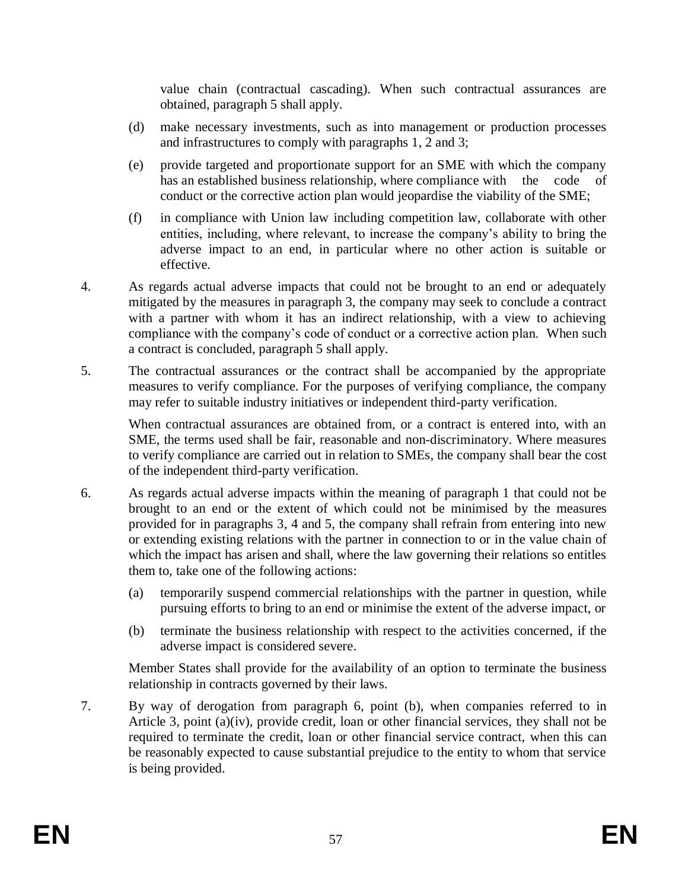value chain (contractual cascading). When such contractual assurances are obtained, paragraph 5 shall apply.

(d) make necessary investments, such as into management or production processes and infrastructures to comply with paragraphs 1, 2 and 3;

(e) provide targeted and proportionate support for an SME with which the company has an established business relationship, where compliance with the code of conduct or the corrective action plan would jeopardise the viability of the SME;

(f) in compliance with Union law including competition law, collaborate with other entities, including, where relevant, to increase the company's ability to bring the adverse impact to an end, in particular where no other action is suitable or effective.

4. As regards actual adverse impacts that could not be brought to an end or adequately mitigated by the measures in paragraph 3, the company may seek to conclude a contract with a partner with whom it has an indirect relationship, with a view to achieving compliance with the company's code of conduct or a corrective action plan. When such a contract is concluded, paragraph 5 shall apply.

5. The contractual assurances or the contract shall be accompanied by the appropriate measures to verify compliance. For the purposes of verifying compliance, the company may refer to suitable industry initiatives or independent third-party verification.

When contractual assurances are obtained from, or a contract is entered into, with an SME, the terms used shall be fair, reasonable and non-discriminatory. Where measures to verify compliance are carried out in relation to SMEs, the company shall bear the cost of the independent third-party verification.

6. As regards actual adverse impacts within the meaning of paragraph 1 that could not be brought to an end or the extent of which could not be minimised by the measures provided for in paragraphs 3, 4 and 5, the company shall refrain from entering into new or extending existing relations with the partner in connection to or in the value chain of which the impact has arisen and shall, where the law governing their relations so entitles them to, take one of the following actions:

(a) temporarily suspend commercial relationships with the partner in question, while pursuing efforts to bring to an end or minimise the extent of the adverse impact, or

(b) terminate the business relationship with respect to the activities concerned, if the adverse impact is considered severe.

Member States shall provide for the availability of an option to terminate the business relationship in contracts governed by their laws.

7. By way of derogation from paragraph 6, point (b), when companies referred to in Article 3, point (a)(iv), provide credit, loan or other financial services, they shall not be required to terminate the credit, loan or other financial service contract, when this can be reasonably expected to cause substantial prejudice to the entity to whom that service is being provided.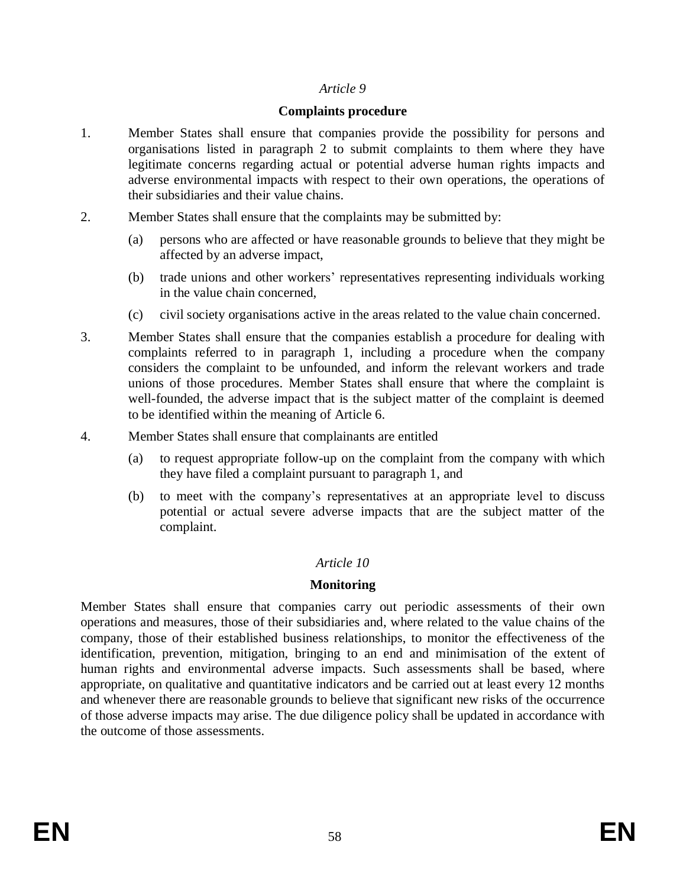*Article 9*

**Complaints procedure**

1. Member States shall ensure that companies provide the possibility for persons and organisations listed in paragraph 2 to submit complaints to them where they have legitimate concerns regarding actual or potential adverse human rights impacts and adverse environmental impacts with respect to their own operations, the operations of their subsidiaries and their value chains.

2. Member States shall ensure that the complaints may be submitted by:

   (a) persons who are affected or have reasonable grounds to believe that they might be affected by an adverse impact,

   (b) trade unions and other workers' representatives representing individuals working in the value chain concerned,

   (c) civil society organisations active in the areas related to the value chain concerned.

3. Member States shall ensure that the companies establish a procedure for dealing with complaints referred to in paragraph 1, including a procedure when the company considers the complaint to be unfounded, and inform the relevant workers and trade unions of those procedures. Member States shall ensure that where the complaint is well-founded, the adverse impact that is the subject matter of the complaint is deemed to be identified within the meaning of Article 6.

4. Member States shall ensure that complainants are entitled

   (a) to request appropriate follow-up on the complaint from the company with which they have filed a complaint pursuant to paragraph 1, and

   (b) to meet with the company's representatives at an appropriate level to discuss potential or actual severe adverse impacts that are the subject matter of the complaint.

*Article 10*

**Monitoring**

Member States shall ensure that companies carry out periodic assessments of their own operations and measures, those of their subsidiaries and, where related to the value chains of the company, those of their established business relationships, to monitor the effectiveness of the identification, prevention, mitigation, bringing to an end and minimisation of the extent of human rights and environmental adverse impacts. Such assessments shall be based, where appropriate, on qualitative and quantitative indicators and be carried out at least every 12 months and whenever there are reasonable grounds to believe that significant new risks of the occurrence of those adverse impacts may arise. The due diligence policy shall be updated in accordance with the outcome of those assessments.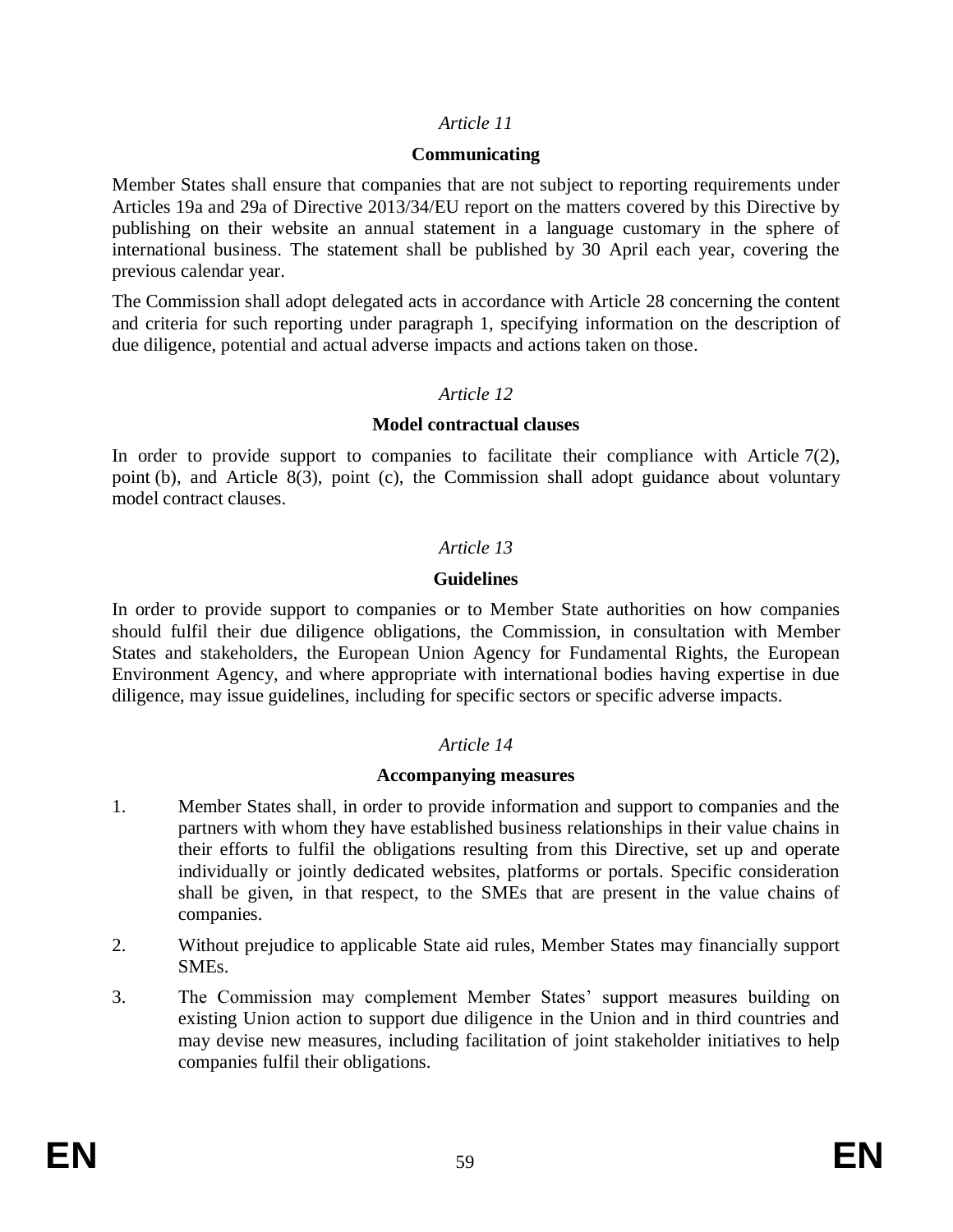*Article 11*

**Communicating**

Member States shall ensure that companies that are not subject to reporting requirements under Articles 19a and 29a of Directive 2013/34/EU report on the matters covered by this Directive by publishing on their website an annual statement in a language customary in the sphere of international business. The statement shall be published by 30 April each year, covering the previous calendar year.

The Commission shall adopt delegated acts in accordance with Article 28 concerning the content and criteria for such reporting under paragraph 1, specifying information on the description of due diligence, potential and actual adverse impacts and actions taken on those.

*Article 12*

**Model contractual clauses**

In order to provide support to companies to facilitate their compliance with Article 7(2), point (b), and Article 8(3), point (c), the Commission shall adopt guidance about voluntary model contract clauses.

*Article 13*

**Guidelines**

In order to provide support to companies or to Member State authorities on how companies should fulfil their due diligence obligations, the Commission, in consultation with Member States and stakeholders, the European Union Agency for Fundamental Rights, the European Environment Agency, and where appropriate with international bodies having expertise in due diligence, may issue guidelines, including for specific sectors or specific adverse impacts.

*Article 14*

**Accompanying measures**

1. Member States shall, in order to provide information and support to companies and the partners with whom they have established business relationships in their value chains in their efforts to fulfil the obligations resulting from this Directive, set up and operate individually or jointly dedicated websites, platforms or portals. Specific consideration shall be given, in that respect, to the SMEs that are present in the value chains of companies.
2. Without prejudice to applicable State aid rules, Member States may financially support SMEs.
3. The Commission may complement Member States' support measures building on existing Union action to support due diligence in the Union and in third countries and may devise new measures, including facilitation of joint stakeholder initiatives to help companies fulfil their obligations.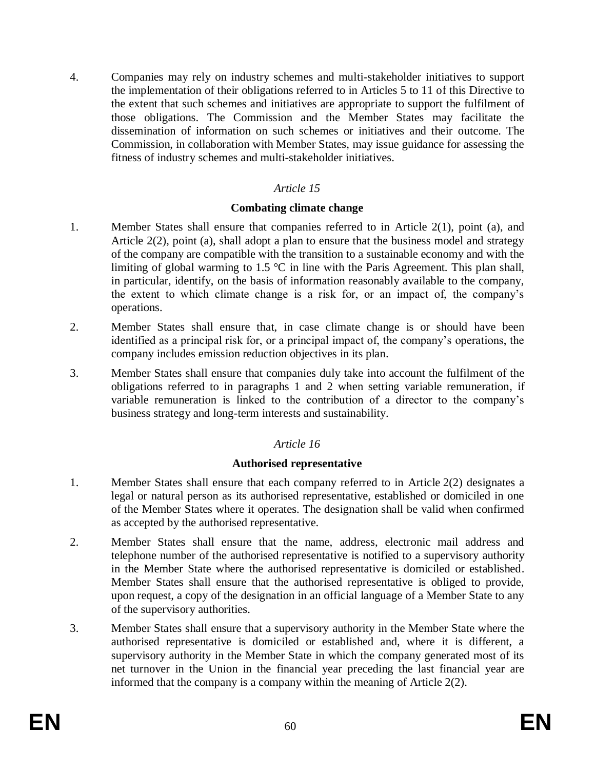4. Companies may rely on industry schemes and multi-stakeholder initiatives to support the implementation of their obligations referred to in Articles 5 to 11 of this Directive to the extent that such schemes and initiatives are appropriate to support the fulfilment of those obligations. The Commission and the Member States may facilitate the dissemination of information on such schemes or initiatives and their outcome. The Commission, in collaboration with Member States, may issue guidance for assessing the fitness of industry schemes and multi-stakeholder initiatives.

*Article 15*

**Combating climate change**

1. Member States shall ensure that companies referred to in Article 2(1), point (a), and Article 2(2), point (a), shall adopt a plan to ensure that the business model and strategy of the company are compatible with the transition to a sustainable economy and with the limiting of global warming to 1.5 °C in line with the Paris Agreement. This plan shall, in particular, identify, on the basis of information reasonably available to the company, the extent to which climate change is a risk for, or an impact of, the company's operations.

2. Member States shall ensure that, in case climate change is or should have been identified as a principal risk for, or a principal impact of, the company's operations, the company includes emission reduction objectives in its plan.

3. Member States shall ensure that companies duly take into account the fulfilment of the obligations referred to in paragraphs 1 and 2 when setting variable remuneration, if variable remuneration is linked to the contribution of a director to the company's business strategy and long-term interests and sustainability.

*Article 16*

**Authorised representative**

1. Member States shall ensure that each company referred to in Article 2(2) designates a legal or natural person as its authorised representative, established or domiciled in one of the Member States where it operates. The designation shall be valid when confirmed as accepted by the authorised representative.

2. Member States shall ensure that the name, address, electronic mail address and telephone number of the authorised representative is notified to a supervisory authority in the Member State where the authorised representative is domiciled or established. Member States shall ensure that the authorised representative is obliged to provide, upon request, a copy of the designation in an official language of a Member State to any of the supervisory authorities.

3. Member States shall ensure that a supervisory authority in the Member State where the authorised representative is domiciled or established and, where it is different, a supervisory authority in the Member State in which the company generated most of its net turnover in the Union in the financial year preceding the last financial year are informed that the company is a company within the meaning of Article 2(2).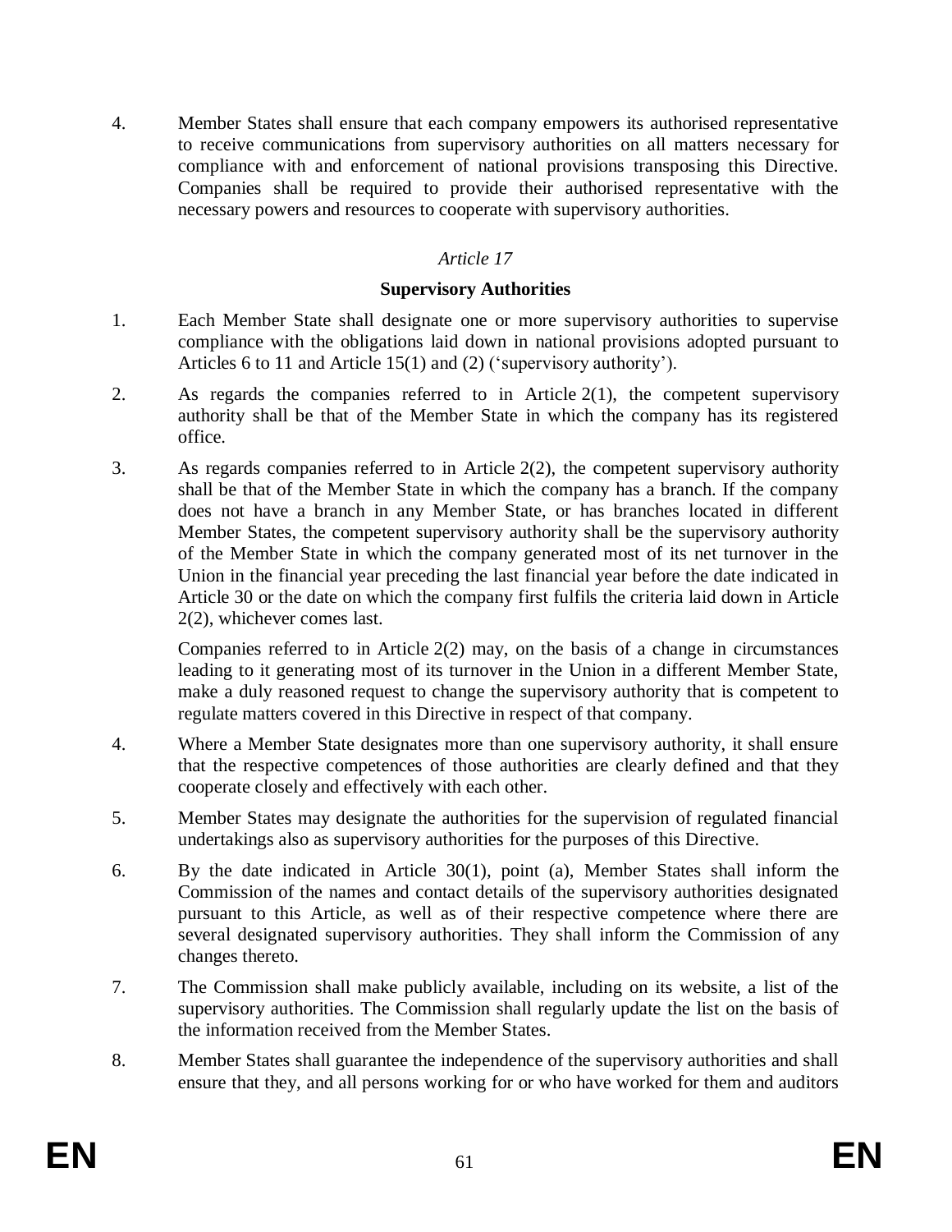4. Member States shall ensure that each company empowers its authorised representative to receive communications from supervisory authorities on all matters necessary for compliance with and enforcement of national provisions transposing this Directive. Companies shall be required to provide their authorised representative with the necessary powers and resources to cooperate with supervisory authorities.

*Article 17*

**Supervisory Authorities**

1. Each Member State shall designate one or more supervisory authorities to supervise compliance with the obligations laid down in national provisions adopted pursuant to Articles 6 to 11 and Article 15(1) and (2) ('supervisory authority').

2. As regards the companies referred to in Article 2(1), the competent supervisory authority shall be that of the Member State in which the company has its registered office.

3. As regards companies referred to in Article 2(2), the competent supervisory authority shall be that of the Member State in which the company has a branch. If the company does not have a branch in any Member State, or has branches located in different Member States, the competent supervisory authority shall be the supervisory authority of the Member State in which the company generated most of its net turnover in the Union in the financial year preceding the last financial year before the date indicated in Article 30 or the date on which the company first fulfils the criteria laid down in Article 2(2), whichever comes last.

   Companies referred to in Article 2(2) may, on the basis of a change in circumstances leading to it generating most of its turnover in the Union in a different Member State, make a duly reasoned request to change the supervisory authority that is competent to regulate matters covered in this Directive in respect of that company.

4. Where a Member State designates more than one supervisory authority, it shall ensure that the respective competences of those authorities are clearly defined and that they cooperate closely and effectively with each other.

5. Member States may designate the authorities for the supervision of regulated financial undertakings also as supervisory authorities for the purposes of this Directive.

6. By the date indicated in Article 30(1), point (a), Member States shall inform the Commission of the names and contact details of the supervisory authorities designated pursuant to this Article, as well as of their respective competence where there are several designated supervisory authorities. They shall inform the Commission of any changes thereto.

7. The Commission shall make publicly available, including on its website, a list of the supervisory authorities. The Commission shall regularly update the list on the basis of the information received from the Member States.

8. Member States shall guarantee the independence of the supervisory authorities and shall ensure that they, and all persons working for or who have worked for them and auditors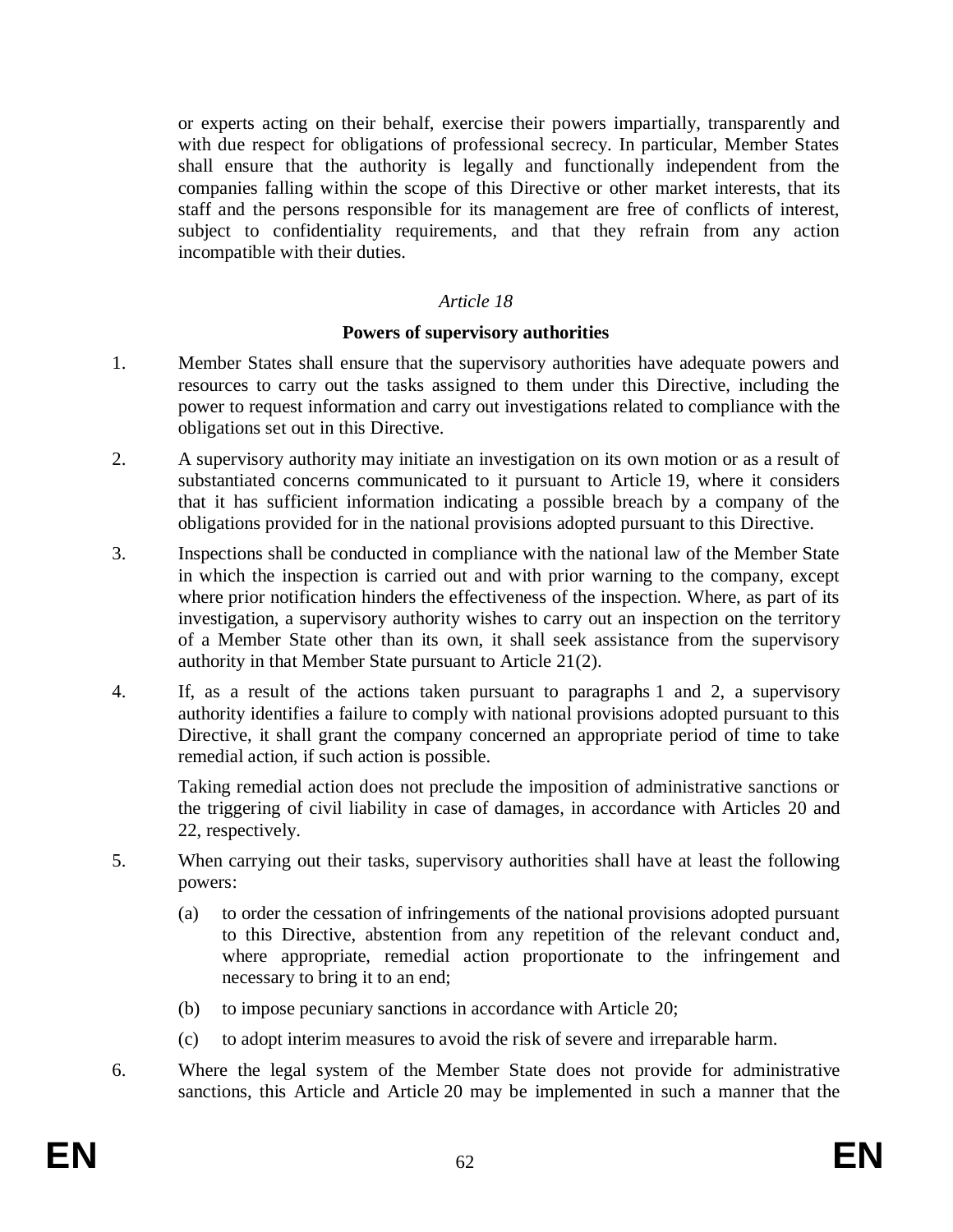or experts acting on their behalf, exercise their powers impartially, transparently and with due respect for obligations of professional secrecy. In particular, Member States shall ensure that the authority is legally and functionally independent from the companies falling within the scope of this Directive or other market interests, that its staff and the persons responsible for its management are free of conflicts of interest, subject to confidentiality requirements, and that they refrain from any action incompatible with their duties.

*Article 18*

**Powers of supervisory authorities**

1. Member States shall ensure that the supervisory authorities have adequate powers and resources to carry out the tasks assigned to them under this Directive, including the power to request information and carry out investigations related to compliance with the obligations set out in this Directive.

2. A supervisory authority may initiate an investigation on its own motion or as a result of substantiated concerns communicated to it pursuant to Article 19, where it considers that it has sufficient information indicating a possible breach by a company of the obligations provided for in the national provisions adopted pursuant to this Directive.

3. Inspections shall be conducted in compliance with the national law of the Member State in which the inspection is carried out and with prior warning to the company, except where prior notification hinders the effectiveness of the inspection. Where, as part of its investigation, a supervisory authority wishes to carry out an inspection on the territory of a Member State other than its own, it shall seek assistance from the supervisory authority in that Member State pursuant to Article 21(2).

4. If, as a result of the actions taken pursuant to paragraphs 1 and 2, a supervisory authority identifies a failure to comply with national provisions adopted pursuant to this Directive, it shall grant the company concerned an appropriate period of time to take remedial action, if such action is possible.

   Taking remedial action does not preclude the imposition of administrative sanctions or the triggering of civil liability in case of damages, in accordance with Articles 20 and 22, respectively.

5. When carrying out their tasks, supervisory authorities shall have at least the following powers:

   (a) to order the cessation of infringements of the national provisions adopted pursuant to this Directive, abstention from any repetition of the relevant conduct and, where appropriate, remedial action proportionate to the infringement and necessary to bring it to an end;

   (b) to impose pecuniary sanctions in accordance with Article 20;

   (c) to adopt interim measures to avoid the risk of severe and irreparable harm.

6. Where the legal system of the Member State does not provide for administrative sanctions, this Article and Article 20 may be implemented in such a manner that the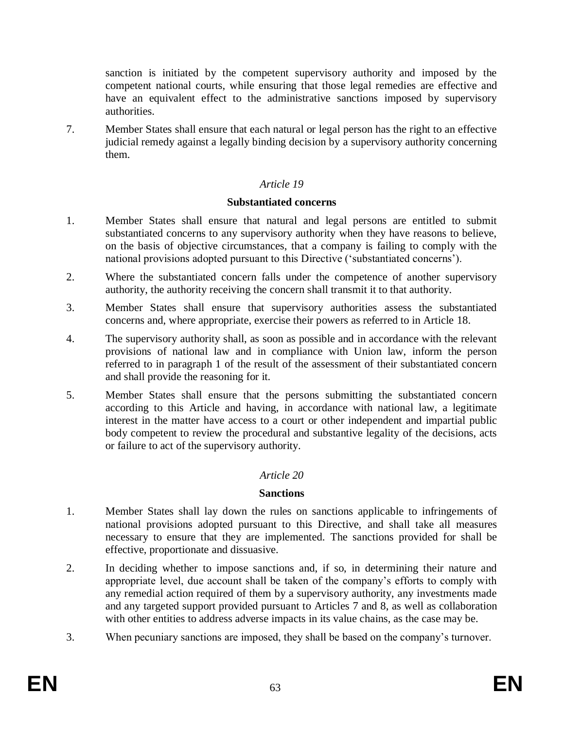sanction is initiated by the competent supervisory authority and imposed by the competent national courts, while ensuring that those legal remedies are effective and have an equivalent effect to the administrative sanctions imposed by supervisory authorities.

7. Member States shall ensure that each natural or legal person has the right to an effective judicial remedy against a legally binding decision by a supervisory authority concerning them.

*Article 19*

**Substantiated concerns**

1. Member States shall ensure that natural and legal persons are entitled to submit substantiated concerns to any supervisory authority when they have reasons to believe, on the basis of objective circumstances, that a company is failing to comply with the national provisions adopted pursuant to this Directive ('substantiated concerns').

2. Where the substantiated concern falls under the competence of another supervisory authority, the authority receiving the concern shall transmit it to that authority.

3. Member States shall ensure that supervisory authorities assess the substantiated concerns and, where appropriate, exercise their powers as referred to in Article 18.

4. The supervisory authority shall, as soon as possible and in accordance with the relevant provisions of national law and in compliance with Union law, inform the person referred to in paragraph 1 of the result of the assessment of their substantiated concern and shall provide the reasoning for it.

5. Member States shall ensure that the persons submitting the substantiated concern according to this Article and having, in accordance with national law, a legitimate interest in the matter have access to a court or other independent and impartial public body competent to review the procedural and substantive legality of the decisions, acts or failure to act of the supervisory authority.

*Article 20*

**Sanctions**

1. Member States shall lay down the rules on sanctions applicable to infringements of national provisions adopted pursuant to this Directive, and shall take all measures necessary to ensure that they are implemented. The sanctions provided for shall be effective, proportionate and dissuasive.

2. In deciding whether to impose sanctions and, if so, in determining their nature and appropriate level, due account shall be taken of the company's efforts to comply with any remedial action required of them by a supervisory authority, any investments made and any targeted support provided pursuant to Articles 7 and 8, as well as collaboration with other entities to address adverse impacts in its value chains, as the case may be.

3. When pecuniary sanctions are imposed, they shall be based on the company's turnover.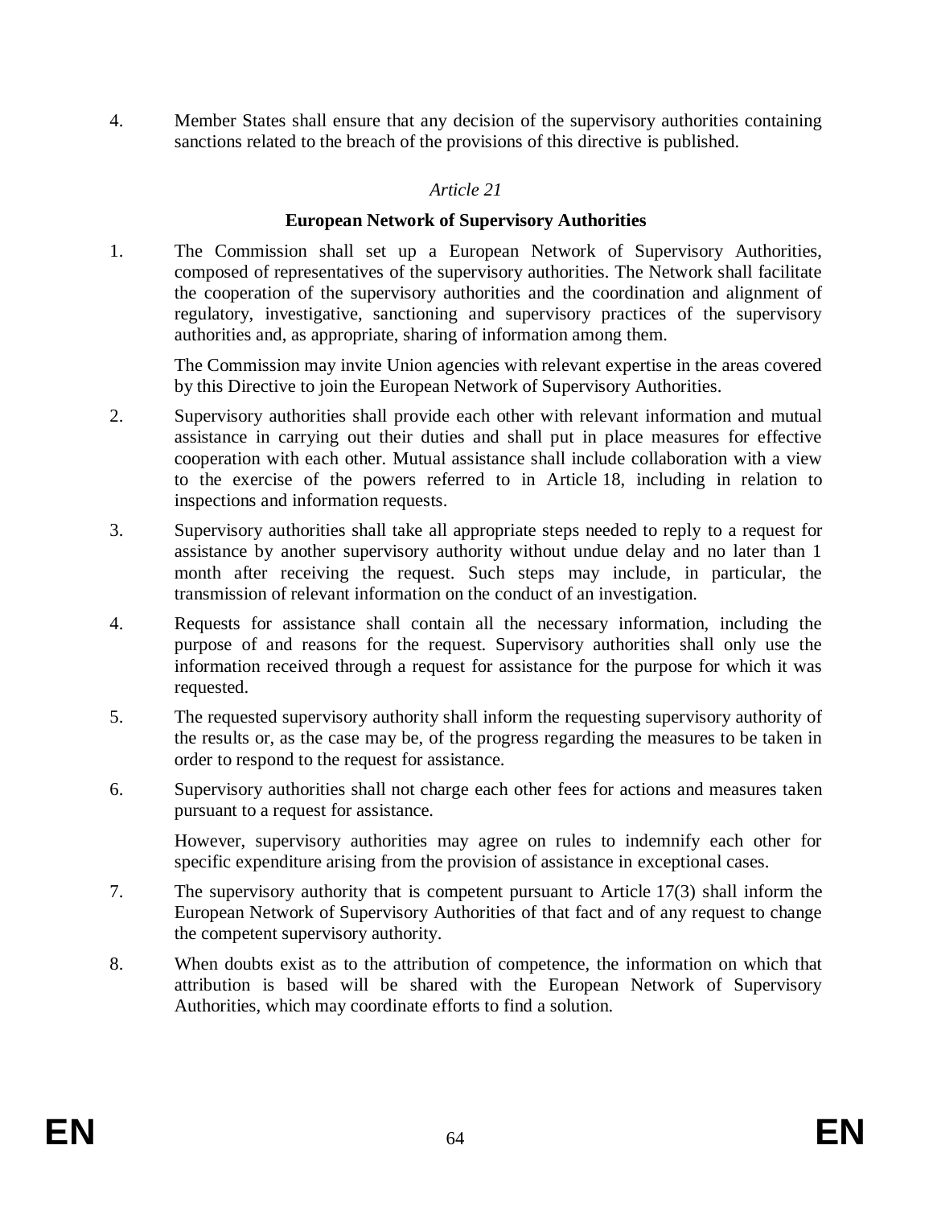4. Member States shall ensure that any decision of the supervisory authorities containing sanctions related to the breach of the provisions of this directive is published.

### *Article 21*

### **European Network of Supervisory Authorities**

1. The Commission shall set up a European Network of Supervisory Authorities, composed of representatives of the supervisory authorities. The Network shall facilitate the cooperation of the supervisory authorities and the coordination and alignment of regulatory, investigative, sanctioning and supervisory practices of the supervisory authorities and, as appropriate, sharing of information among them.

   The Commission may invite Union agencies with relevant expertise in the areas covered by this Directive to join the European Network of Supervisory Authorities.

2. Supervisory authorities shall provide each other with relevant information and mutual assistance in carrying out their duties and shall put in place measures for effective cooperation with each other. Mutual assistance shall include collaboration with a view to the exercise of the powers referred to in Article 18, including in relation to inspections and information requests.

3. Supervisory authorities shall take all appropriate steps needed to reply to a request for assistance by another supervisory authority without undue delay and no later than 1 month after receiving the request. Such steps may include, in particular, the transmission of relevant information on the conduct of an investigation.

4. Requests for assistance shall contain all the necessary information, including the purpose of and reasons for the request. Supervisory authorities shall only use the information received through a request for assistance for the purpose for which it was requested.

5. The requested supervisory authority shall inform the requesting supervisory authority of the results or, as the case may be, of the progress regarding the measures to be taken in order to respond to the request for assistance.

6. Supervisory authorities shall not charge each other fees for actions and measures taken pursuant to a request for assistance.

   However, supervisory authorities may agree on rules to indemnify each other for specific expenditure arising from the provision of assistance in exceptional cases.

7. The supervisory authority that is competent pursuant to Article 17(3) shall inform the European Network of Supervisory Authorities of that fact and of any request to change the competent supervisory authority.

8. When doubts exist as to the attribution of competence, the information on which that attribution is based will be shared with the European Network of Supervisory Authorities, which may coordinate efforts to find a solution.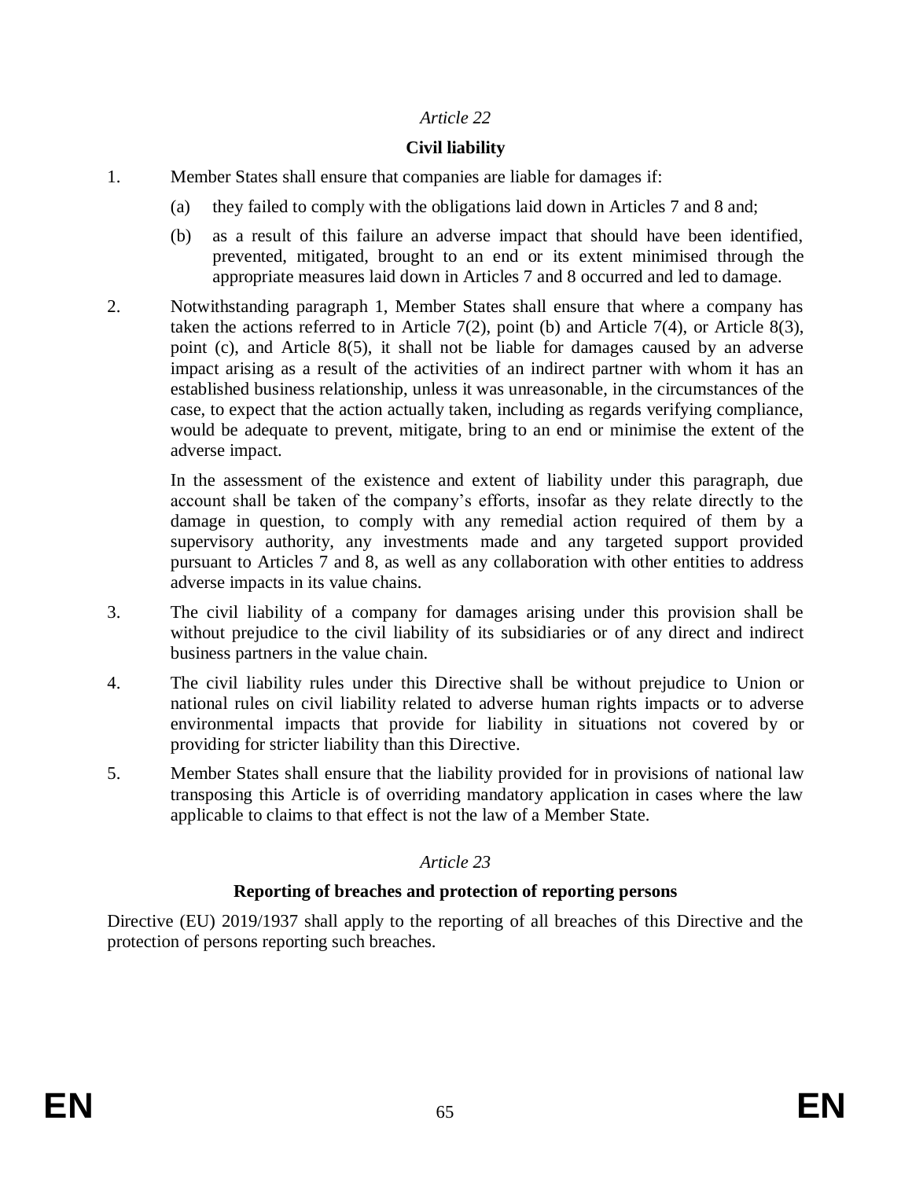*Article 22*

**Civil liability**

1. Member States shall ensure that companies are liable for damages if:

   (a) they failed to comply with the obligations laid down in Articles 7 and 8 and;

   (b) as a result of this failure an adverse impact that should have been identified, prevented, mitigated, brought to an end or its extent minimised through the appropriate measures laid down in Articles 7 and 8 occurred and led to damage.

2. Notwithstanding paragraph 1, Member States shall ensure that where a company has taken the actions referred to in Article 7(2), point (b) and Article 7(4), or Article 8(3), point (c), and Article 8(5), it shall not be liable for damages caused by an adverse impact arising as a result of the activities of an indirect partner with whom it has an established business relationship, unless it was unreasonable, in the circumstances of the case, to expect that the action actually taken, including as regards verifying compliance, would be adequate to prevent, mitigate, bring to an end or minimise the extent of the adverse impact.

   In the assessment of the existence and extent of liability under this paragraph, due account shall be taken of the company's efforts, insofar as they relate directly to the damage in question, to comply with any remedial action required of them by a supervisory authority, any investments made and any targeted support provided pursuant to Articles 7 and 8, as well as any collaboration with other entities to address adverse impacts in its value chains.

3. The civil liability of a company for damages arising under this provision shall be without prejudice to the civil liability of its subsidiaries or of any direct and indirect business partners in the value chain.

4. The civil liability rules under this Directive shall be without prejudice to Union or national rules on civil liability related to adverse human rights impacts or to adverse environmental impacts that provide for liability in situations not covered by or providing for stricter liability than this Directive.

5. Member States shall ensure that the liability provided for in provisions of national law transposing this Article is of overriding mandatory application in cases where the law applicable to claims to that effect is not the law of a Member State.

*Article 23*

**Reporting of breaches and protection of reporting persons**

Directive (EU) 2019/1937 shall apply to the reporting of all breaches of this Directive and the protection of persons reporting such breaches.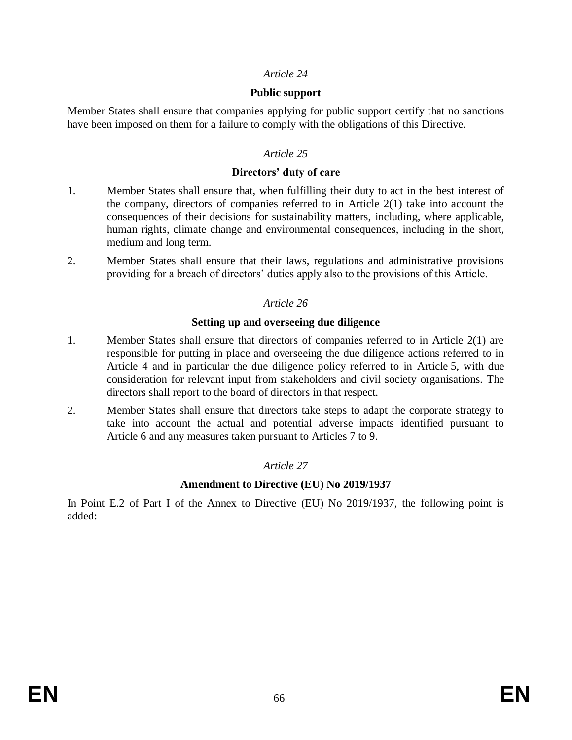*Article 24*

**Public support**

Member States shall ensure that companies applying for public support certify that no sanctions have been imposed on them for a failure to comply with the obligations of this Directive.

*Article 25*

**Directors' duty of care**

1. Member States shall ensure that, when fulfilling their duty to act in the best interest of the company, directors of companies referred to in Article 2(1) take into account the consequences of their decisions for sustainability matters, including, where applicable, human rights, climate change and environmental consequences, including in the short, medium and long term.

2. Member States shall ensure that their laws, regulations and administrative provisions providing for a breach of directors' duties apply also to the provisions of this Article.

*Article 26*

**Setting up and overseeing due diligence**

1. Member States shall ensure that directors of companies referred to in Article 2(1) are responsible for putting in place and overseeing the due diligence actions referred to in Article 4 and in particular the due diligence policy referred to in Article 5, with due consideration for relevant input from stakeholders and civil society organisations. The directors shall report to the board of directors in that respect.

2. Member States shall ensure that directors take steps to adapt the corporate strategy to take into account the actual and potential adverse impacts identified pursuant to Article 6 and any measures taken pursuant to Articles 7 to 9.

*Article 27*

**Amendment to Directive (EU) No 2019/1937**

In Point E.2 of Part I of the Annex to Directive (EU) No 2019/1937, the following point is added: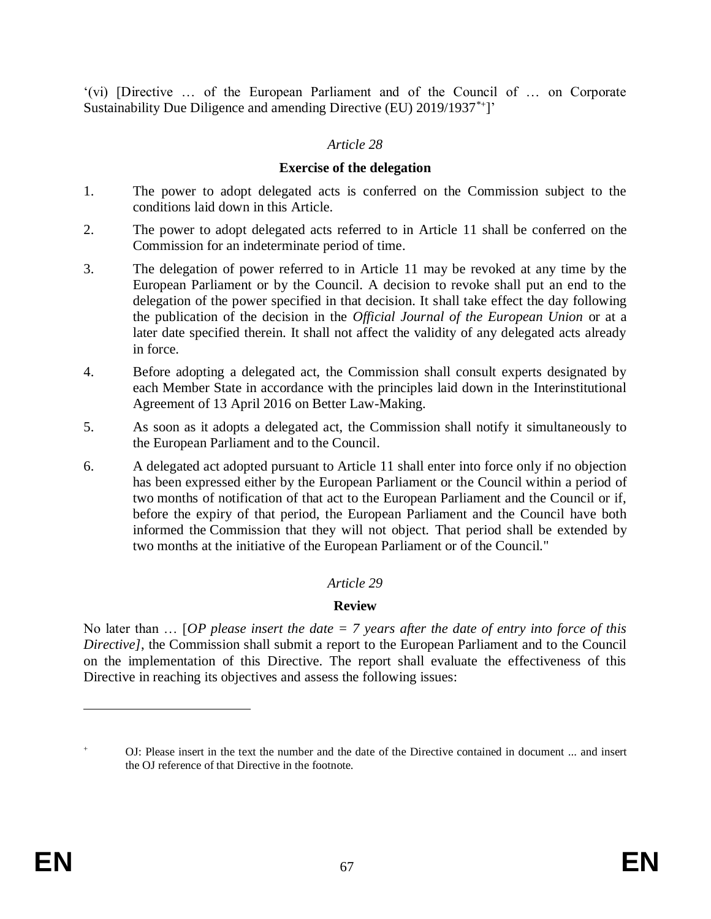‘(vi) [Directive … of the European Parliament and of the Council of … on Corporate Sustainability Due Diligence and amending Directive (EU) 2019/1937[*+]]’

*Article 28*

**Exercise of the delegation**

1. The power to adopt delegated acts is conferred on the Commission subject to the conditions laid down in this Article.

2. The power to adopt delegated acts referred to in Article 11 shall be conferred on the Commission for an indeterminate period of time.

3. The delegation of power referred to in Article 11 may be revoked at any time by the European Parliament or by the Council. A decision to revoke shall put an end to the delegation of the power specified in that decision. It shall take effect the day following the publication of the decision in the *Official Journal of the European Union* or at a later date specified therein. It shall not affect the validity of any delegated acts already in force.

4. Before adopting a delegated act, the Commission shall consult experts designated by each Member State in accordance with the principles laid down in the Interinstitutional Agreement of 13 April 2016 on Better Law-Making.

5. As soon as it adopts a delegated act, the Commission shall notify it simultaneously to the European Parliament and to the Council.

6. A delegated act adopted pursuant to Article 11 shall enter into force only if no objection has been expressed either by the European Parliament or the Council within a period of two months of notification of that act to the European Parliament and the Council or if, before the expiry of that period, the European Parliament and the Council have both informed the Commission that they will not object. That period shall be extended by two months at the initiative of the European Parliament or of the Council."

*Article 29*

**Review**

No later than … [*OP please insert the date = 7 years after the date of entry into force of this Directive]*, the Commission shall submit a report to the European Parliament and to the Council on the implementation of this Directive. The report shall evaluate the effectiveness of this Directive in reaching its objectives and assess the following issues:

---

[+] OJ: Please insert in the text the number and the date of the Directive contained in document ... and insert the OJ reference of that Directive in the footnote.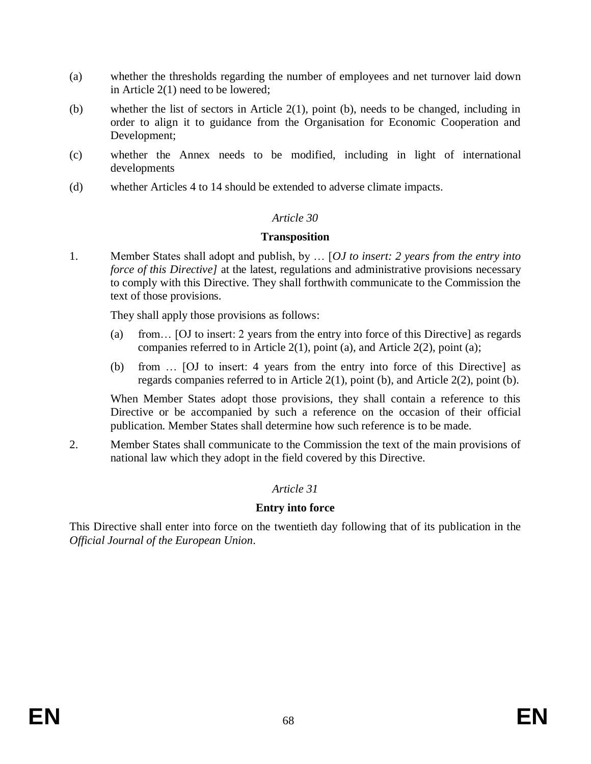(a) whether the thresholds regarding the number of employees and net turnover laid down in Article 2(1) need to be lowered;

(b) whether the list of sectors in Article 2(1), point (b), needs to be changed, including in order to align it to guidance from the Organisation for Economic Cooperation and Development;

(c) whether the Annex needs to be modified, including in light of international developments

(d) whether Articles 4 to 14 should be extended to adverse climate impacts.

*Article 30*

**Transposition**

1. Member States shall adopt and publish, by … [*OJ to insert: 2 years from the entry into force of this Directive]* at the latest, regulations and administrative provisions necessary to comply with this Directive. They shall forthwith communicate to the Commission the text of those provisions.

   They shall apply those provisions as follows:

   (a) from… [OJ to insert: 2 years from the entry into force of this Directive] as regards companies referred to in Article 2(1), point (a), and Article 2(2), point (a);

   (b) from … [OJ to insert: 4 years from the entry into force of this Directive] as regards companies referred to in Article 2(1), point (b), and Article 2(2), point (b).

   When Member States adopt those provisions, they shall contain a reference to this Directive or be accompanied by such a reference on the occasion of their official publication. Member States shall determine how such reference is to be made.

2. Member States shall communicate to the Commission the text of the main provisions of national law which they adopt in the field covered by this Directive.

*Article 31*

**Entry into force**

This Directive shall enter into force on the twentieth day following that of its publication in the *Official Journal of the European Union*.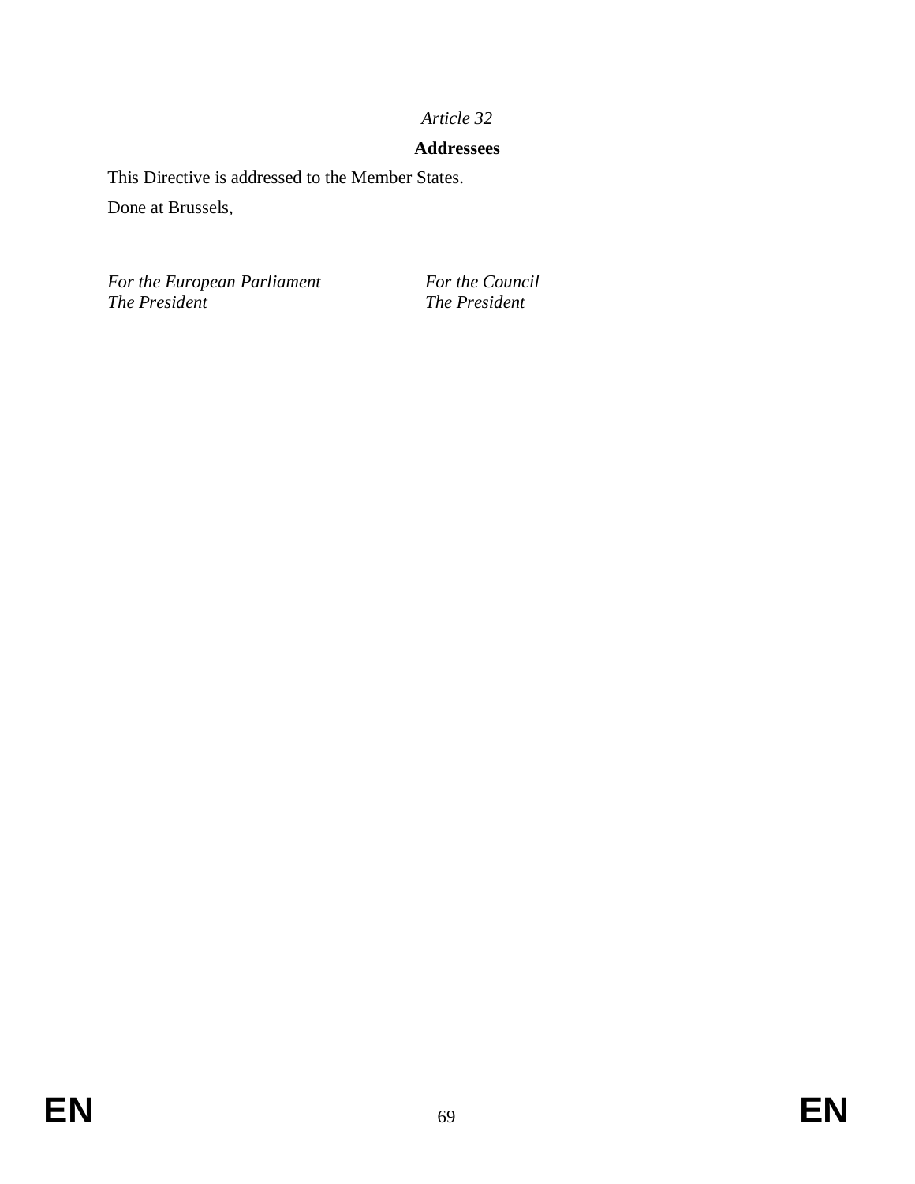*Article 32*

**Addressees**

This Directive is addressed to the Member States.

Done at Brussels,

| | |
|---|---|
| *For the European Parliament* | *For the Council* |
| *The President* | *The President* |